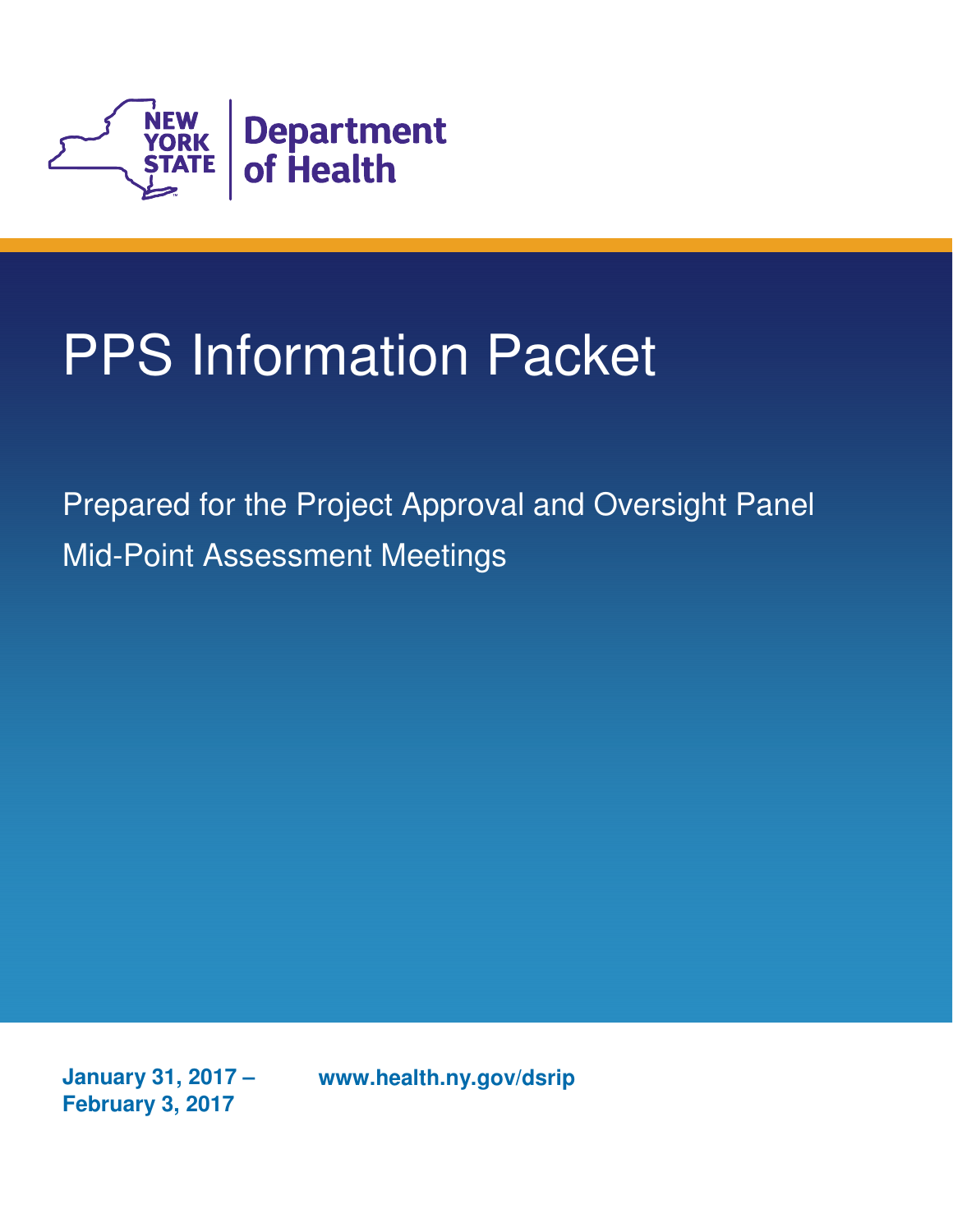NEW YORK STATE | Department of Health

# PPS Information Packet

Prepared for the Project Approval and Oversight Panel
Mid-Point Assessment Meetings

**January 31, 2017 – February 3, 2017**

**www.health.ny.gov/dsrip**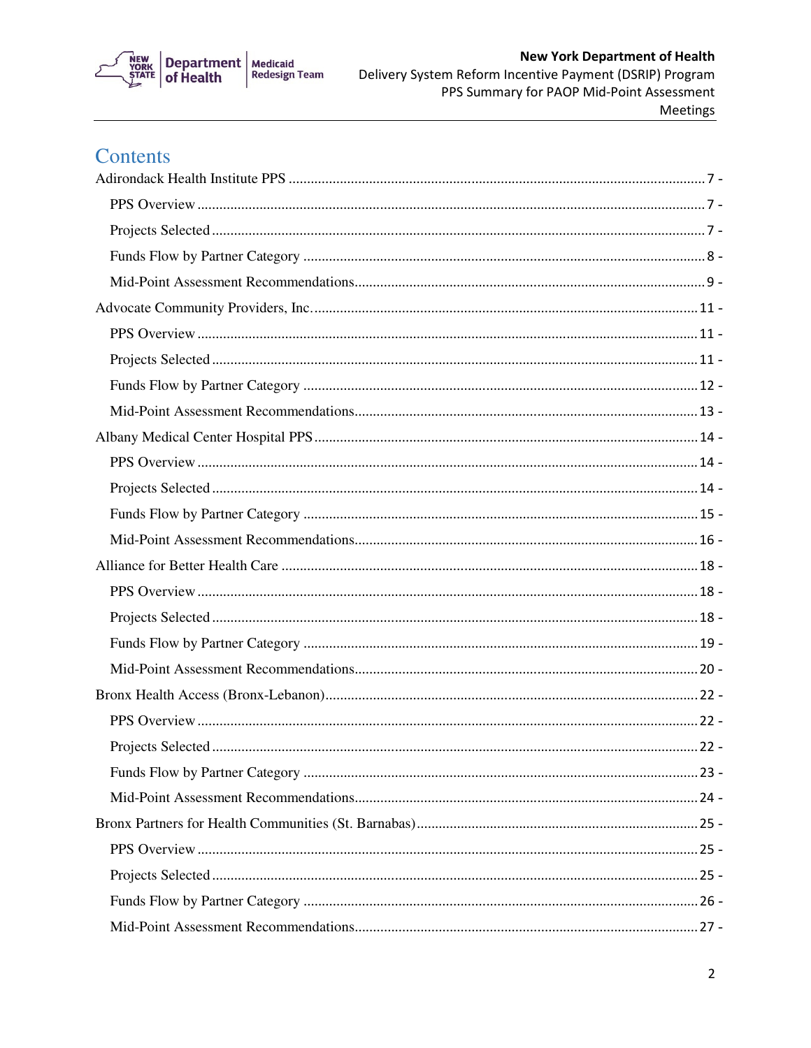# Contents

Adirondack Health Institute PPS ..................... 7 -

- PPS Overview ..................... 7 -
- Projects Selected ..................... 7 -
- Funds Flow by Partner Category ..................... 8 -
- Mid-Point Assessment Recommendations ..................... 9 -

Advocate Community Providers, Inc. ..................... 11 -

- PPS Overview ..................... 11 -
- Projects Selected ..................... 11 -
- Funds Flow by Partner Category ..................... 12 -
- Mid-Point Assessment Recommendations ..................... 13 -

Albany Medical Center Hospital PPS ..................... 14 -

- PPS Overview ..................... 14 -
- Projects Selected ..................... 14 -
- Funds Flow by Partner Category ..................... 15 -
- Mid-Point Assessment Recommendations ..................... 16 -

Alliance for Better Health Care ..................... 18 -

- PPS Overview ..................... 18 -
- Projects Selected ..................... 18 -
- Funds Flow by Partner Category ..................... 19 -
- Mid-Point Assessment Recommendations ..................... 20 -

Bronx Health Access (Bronx-Lebanon) ..................... 22 -

- PPS Overview ..................... 22 -
- Projects Selected ..................... 22 -
- Funds Flow by Partner Category ..................... 23 -
- Mid-Point Assessment Recommendations ..................... 24 -

Bronx Partners for Health Communities (St. Barnabas) ..................... 25 -

- PPS Overview ..................... 25 -
- Projects Selected ..................... 25 -
- Funds Flow by Partner Category ..................... 26 -
- Mid-Point Assessment Recommendations ..................... 27 -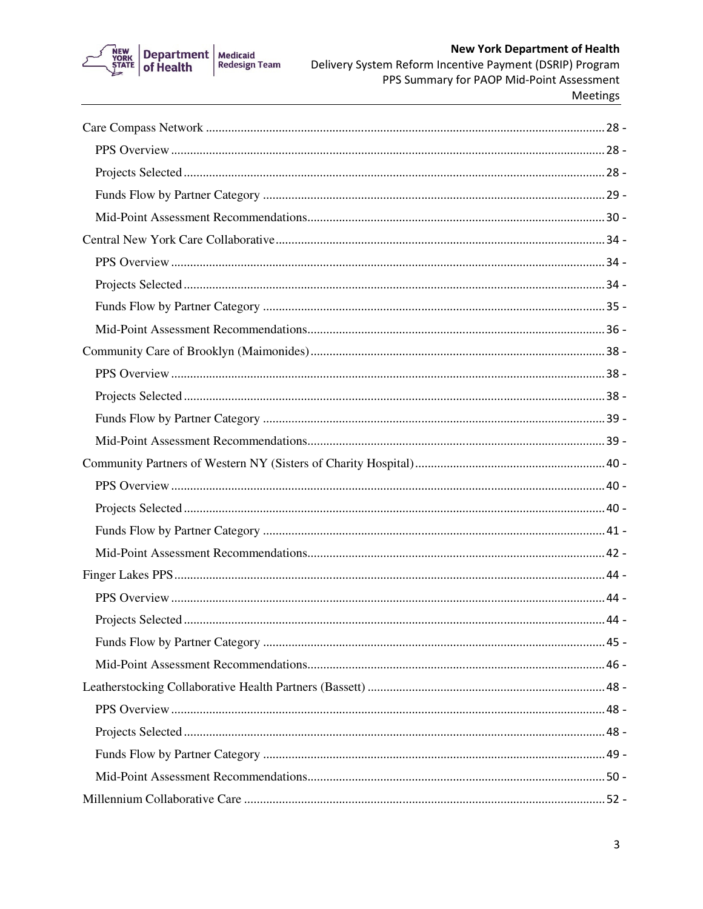Care Compass Network ............................................................................................................................ 28 -
- PPS Overview ........................................................................................................................ 28 -
- Projects Selected .................................................................................................................... 28 -
- Funds Flow by Partner Category ........................................................................................... 29 -
- Mid-Point Assessment Recommendations............................................................................. 30 -

Central New York Care Collaborative ....................................................................................... 34 -
- PPS Overview ........................................................................................................................ 34 -
- Projects Selected .................................................................................................................... 34 -
- Funds Flow by Partner Category ........................................................................................... 35 -
- Mid-Point Assessment Recommendations............................................................................. 36 -

Community Care of Brooklyn (Maimonides) ............................................................................ 38 -
- PPS Overview ........................................................................................................................ 38 -
- Projects Selected .................................................................................................................... 38 -
- Funds Flow by Partner Category ........................................................................................... 39 -
- Mid-Point Assessment Recommendations............................................................................. 39 -

Community Partners of Western NY (Sisters of Charity Hospital) ............................................ 40 -
- PPS Overview ........................................................................................................................ 40 -
- Projects Selected .................................................................................................................... 40 -
- Funds Flow by Partner Category ........................................................................................... 41 -
- Mid-Point Assessment Recommendations............................................................................. 42 -

Finger Lakes PPS ....................................................................................................................... 44 -
- PPS Overview ........................................................................................................................ 44 -
- Projects Selected .................................................................................................................... 44 -
- Funds Flow by Partner Category ........................................................................................... 45 -
- Mid-Point Assessment Recommendations............................................................................. 46 -

Leatherstocking Collaborative Health Partners (Bassett) .......................................................... 48 -
- PPS Overview ........................................................................................................................ 48 -
- Projects Selected .................................................................................................................... 48 -
- Funds Flow by Partner Category ........................................................................................... 49 -
- Mid-Point Assessment Recommendations............................................................................. 50 -

Millennium Collaborative Care ................................................................................................. 52 -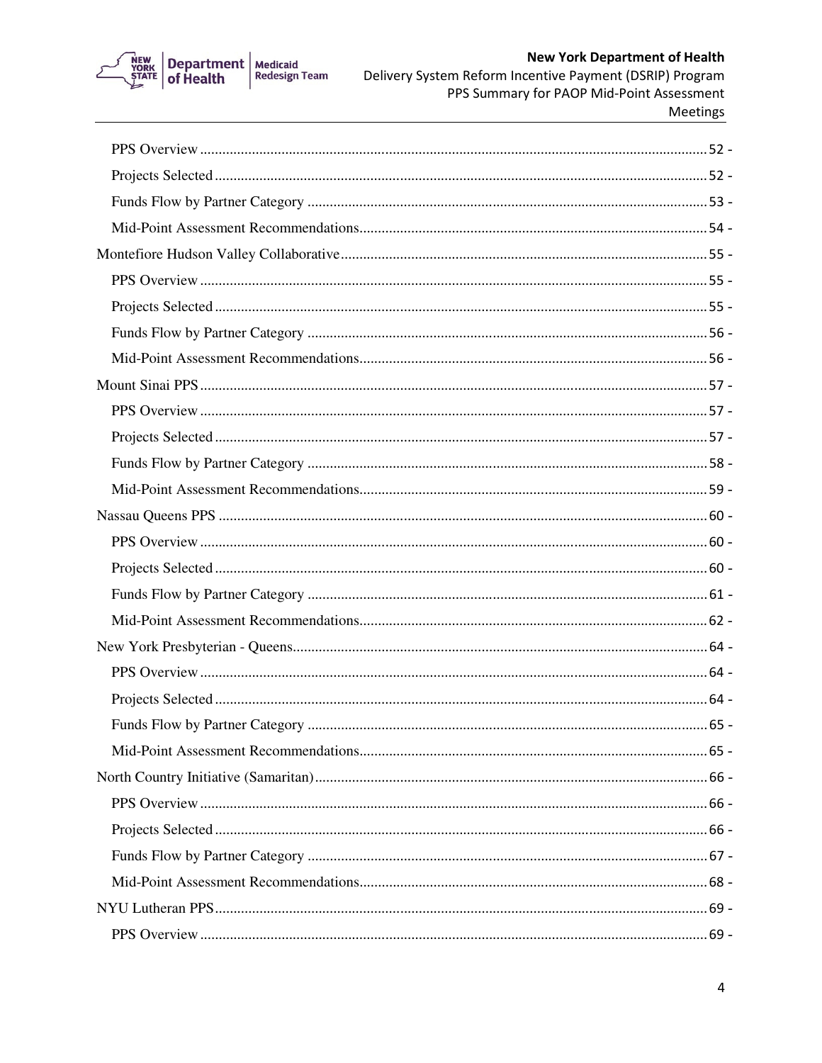PPS Overview ........................................................................................................................ 52 -
Projects Selected .................................................................................................................... 52 -
Funds Flow by Partner Category ........................................................................................... 53 -
Mid-Point Assessment Recommendations ............................................................................. 54 -

Montefiore Hudson Valley Collaborative .................................................................................. 55 -
PPS Overview ........................................................................................................................ 55 -
Projects Selected .................................................................................................................... 55 -
Funds Flow by Partner Category ........................................................................................... 56 -
Mid-Point Assessment Recommendations ............................................................................. 56 -

Mount Sinai PPS ....................................................................................................................... 57 -
PPS Overview ........................................................................................................................ 57 -
Projects Selected .................................................................................................................... 57 -
Funds Flow by Partner Category ........................................................................................... 58 -
Mid-Point Assessment Recommendations ............................................................................. 59 -

Nassau Queens PPS .................................................................................................................. 60 -
PPS Overview ........................................................................................................................ 60 -
Projects Selected .................................................................................................................... 60 -
Funds Flow by Partner Category ........................................................................................... 61 -
Mid-Point Assessment Recommendations ............................................................................. 62 -

New York Presbyterian - Queens .............................................................................................. 64 -
PPS Overview ........................................................................................................................ 64 -
Projects Selected .................................................................................................................... 64 -
Funds Flow by Partner Category ........................................................................................... 65 -
Mid-Point Assessment Recommendations ............................................................................. 65 -

North Country Initiative (Samaritan) ......................................................................................... 66 -
PPS Overview ........................................................................................................................ 66 -
Projects Selected .................................................................................................................... 66 -
Funds Flow by Partner Category ........................................................................................... 67 -
Mid-Point Assessment Recommendations ............................................................................. 68 -

NYU Lutheran PPS .................................................................................................................... 69 -
PPS Overview ........................................................................................................................ 69 -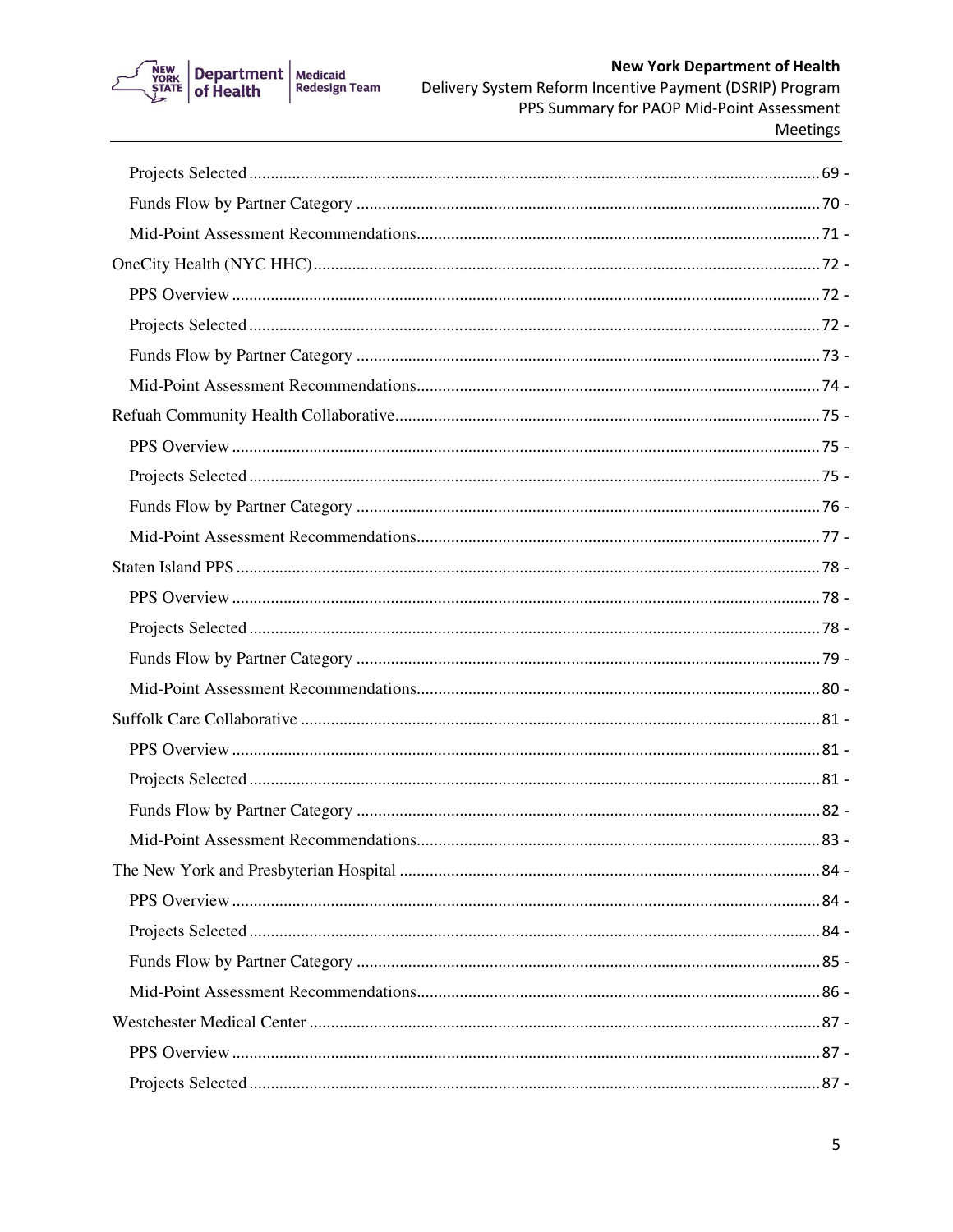- Projects Selected - 69 -
- Funds Flow by Partner Category - 70 -
- Mid-Point Assessment Recommendations - 71 -

OneCity Health (NYC HHC) - 72 -
- PPS Overview - 72 -
- Projects Selected - 72 -
- Funds Flow by Partner Category - 73 -
- Mid-Point Assessment Recommendations - 74 -

Refuah Community Health Collaborative - 75 -
- PPS Overview - 75 -
- Projects Selected - 75 -
- Funds Flow by Partner Category - 76 -
- Mid-Point Assessment Recommendations - 77 -

Staten Island PPS - 78 -
- PPS Overview - 78 -
- Projects Selected - 78 -
- Funds Flow by Partner Category - 79 -
- Mid-Point Assessment Recommendations - 80 -

Suffolk Care Collaborative - 81 -
- PPS Overview - 81 -
- Projects Selected - 81 -
- Funds Flow by Partner Category - 82 -
- Mid-Point Assessment Recommendations - 83 -

The New York and Presbyterian Hospital - 84 -
- PPS Overview - 84 -
- Projects Selected - 84 -
- Funds Flow by Partner Category - 85 -
- Mid-Point Assessment Recommendations - 86 -

Westchester Medical Center - 87 -
- PPS Overview - 87 -
- Projects Selected - 87 -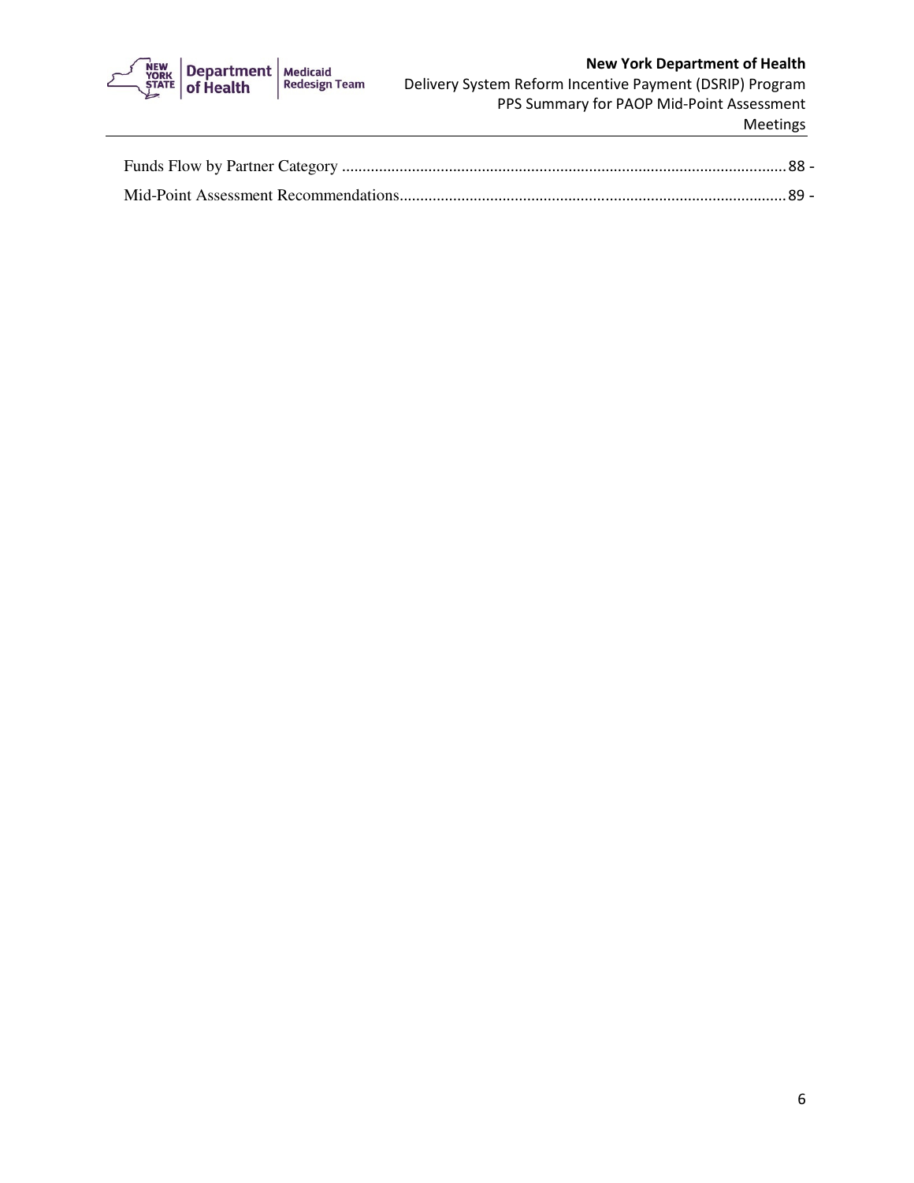Funds Flow by Partner Category ........................................................................................................... 88 -

Mid-Point Assessment Recommendations............................................................................................. 89 -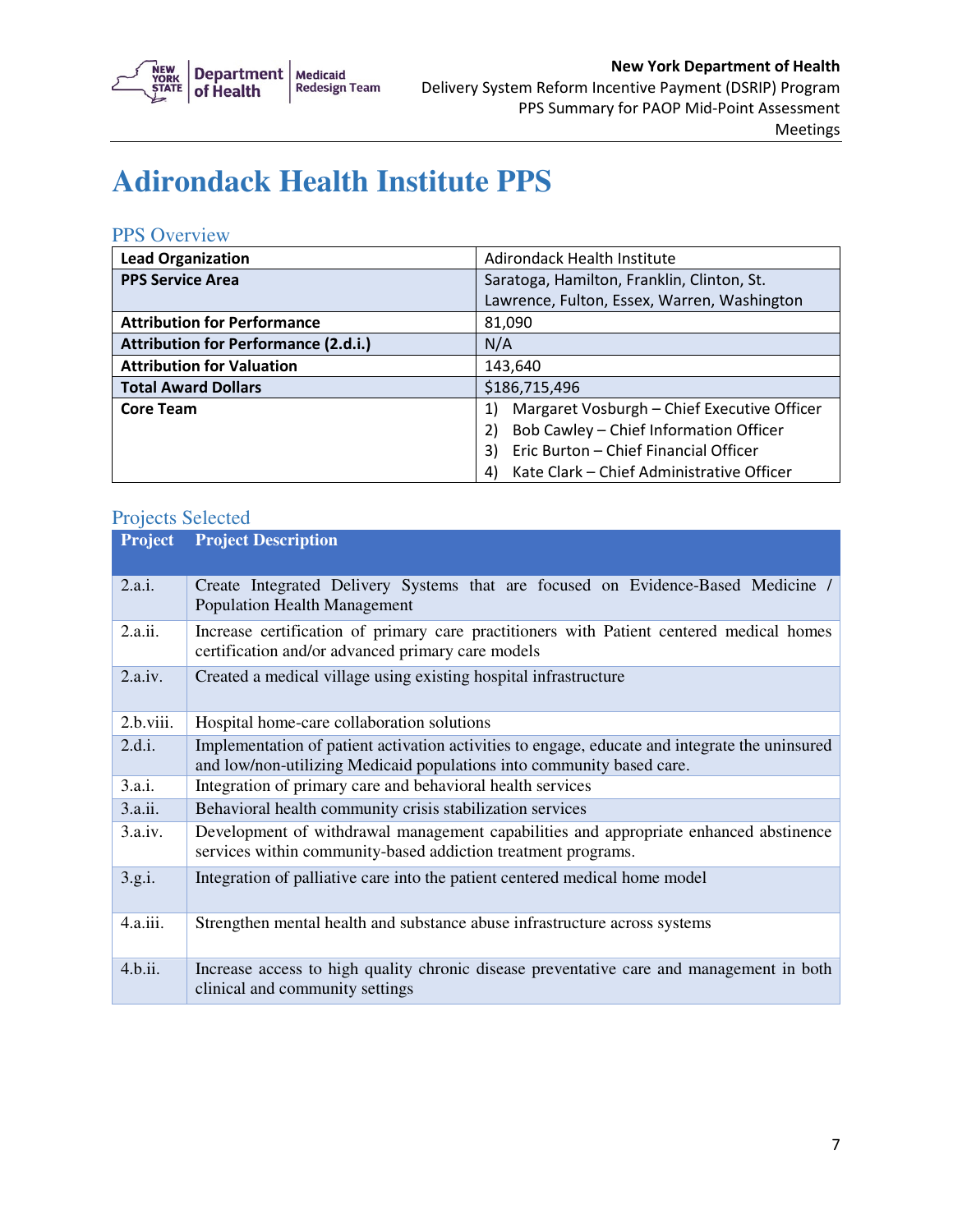# Adirondack Health Institute PPS

## PPS Overview

| | |
|---|---|
| **Lead Organization** | Adirondack Health Institute |
| **PPS Service Area** | Saratoga, Hamilton, Franklin, Clinton, St. Lawrence, Fulton, Essex, Warren, Washington |
| **Attribution for Performance** | 81,090 |
| **Attribution for Performance (2.d.i.)** | N/A |
| **Attribution for Valuation** | 143,640 |
| **Total Award Dollars** | $186,715,496 |
| **Core Team** | 1) Margaret Vosburgh – Chief Executive Officer<br>2) Bob Cawley – Chief Information Officer<br>3) Eric Burton – Chief Financial Officer<br>4) Kate Clark – Chief Administrative Officer |

## Projects Selected

| Project | Project Description |
|---|---|
| 2.a.i. | Create Integrated Delivery Systems that are focused on Evidence-Based Medicine / Population Health Management |
| 2.a.ii. | Increase certification of primary care practitioners with Patient centered medical homes certification and/or advanced primary care models |
| 2.a.iv. | Created a medical village using existing hospital infrastructure |
| 2.b.viii. | Hospital home-care collaboration solutions |
| 2.d.i. | Implementation of patient activation activities to engage, educate and integrate the uninsured and low/non-utilizing Medicaid populations into community based care. |
| 3.a.i. | Integration of primary care and behavioral health services |
| 3.a.ii. | Behavioral health community crisis stabilization services |
| 3.a.iv. | Development of withdrawal management capabilities and appropriate enhanced abstinence services within community-based addiction treatment programs. |
| 3.g.i. | Integration of palliative care into the patient centered medical home model |
| 4.a.iii. | Strengthen mental health and substance abuse infrastructure across systems |
| 4.b.ii. | Increase access to high quality chronic disease preventative care and management in both clinical and community settings |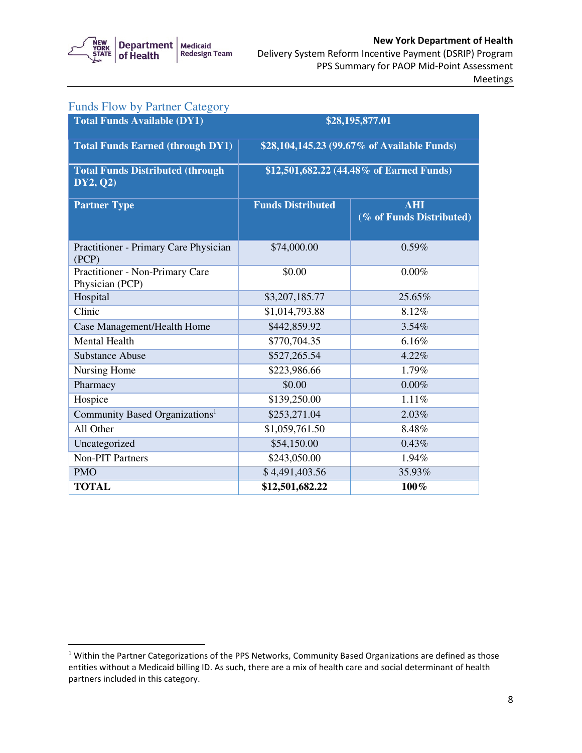## Funds Flow by Partner Category

| Total Funds Available (DY1) | $28,195,877.01 | |
|---|---|---|
| **Total Funds Earned (through DY1)** | **$28,104,145.23 (99.67% of Available Funds)** | |
| **Total Funds Distributed (through DY2, Q2)** | **$12,501,682.22 (44.48% of Earned Funds)** | |
| **Partner Type** | **Funds Distributed** | **AHI (% of Funds Distributed)** |
| Practitioner - Primary Care Physician (PCP) | $74,000.00 | 0.59% |
| Practitioner - Non-Primary Care Physician (PCP) | $0.00 | 0.00% |
| Hospital | $3,207,185.77 | 25.65% |
| Clinic | $1,014,793.88 | 8.12% |
| Case Management/Health Home | $442,859.92 | 3.54% |
| Mental Health | $770,704.35 | 6.16% |
| Substance Abuse | $527,265.54 | 4.22% |
| Nursing Home | $223,986.66 | 1.79% |
| Pharmacy | $0.00 | 0.00% |
| Hospice | $139,250.00 | 1.11% |
| Community Based Organizations[1] | $253,271.04 | 2.03% |
| All Other | $1,059,761.50 | 8.48% |
| Uncategorized | $54,150.00 | 0.43% |
| Non-PIT Partners | $243,050.00 | 1.94% |
| PMO | $ 4,491,403.56 | 35.93% |
| **TOTAL** | **$12,501,682.22** | **100%** |

[1] Within the Partner Categorizations of the PPS Networks, Community Based Organizations are defined as those entities without a Medicaid billing ID. As such, there are a mix of health care and social determinant of health partners included in this category.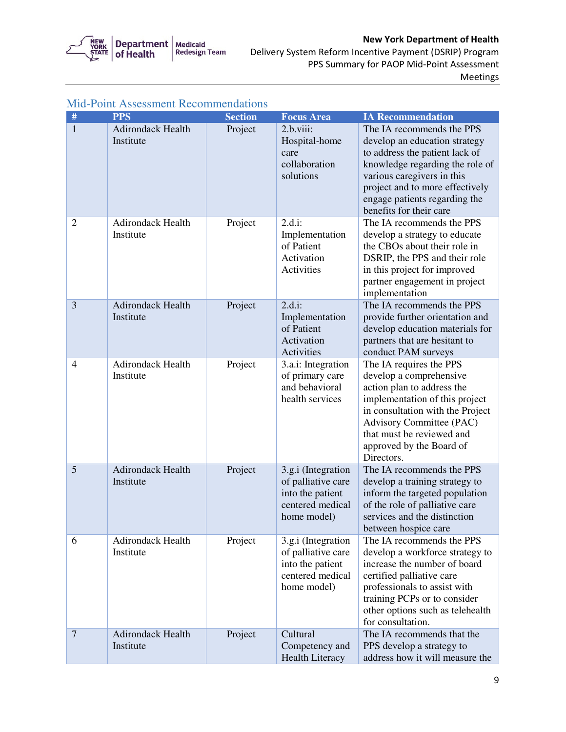## Mid-Point Assessment Recommendations

| # | PPS | Section | Focus Area | IA Recommendation |
|---|---|---|---|---|
| 1 | Adirondack Health Institute | Project | 2.b.viii: Hospital-home care collaboration solutions | The IA recommends the PPS develop an education strategy to address the patient lack of knowledge regarding the role of various caregivers in this project and to more effectively engage patients regarding the benefits for their care |
| 2 | Adirondack Health Institute | Project | 2.d.i: Implementation of Patient Activation Activities | The IA recommends the PPS develop a strategy to educate the CBOs about their role in DSRIP, the PPS and their role in this project for improved partner engagement in project implementation |
| 3 | Adirondack Health Institute | Project | 2.d.i: Implementation of Patient Activation Activities | The IA recommends the PPS provide further orientation and develop education materials for partners that are hesitant to conduct PAM surveys |
| 4 | Adirondack Health Institute | Project | 3.a.i: Integration of primary care and behavioral health services | The IA requires the PPS develop a comprehensive action plan to address the implementation of this project in consultation with the Project Advisory Committee (PAC) that must be reviewed and approved by the Board of Directors. |
| 5 | Adirondack Health Institute | Project | 3.g.i (Integration of palliative care into the patient centered medical home model) | The IA recommends the PPS develop a training strategy to inform the targeted population of the role of palliative care services and the distinction between hospice care |
| 6 | Adirondack Health Institute | Project | 3.g.i (Integration of palliative care into the patient centered medical home model) | The IA recommends the PPS develop a workforce strategy to increase the number of board certified palliative care professionals to assist with training PCPs or to consider other options such as telehealth for consultation. |
| 7 | Adirondack Health Institute | Project | Cultural Competency and Health Literacy | The IA recommends that the PPS develop a strategy to address how it will measure the |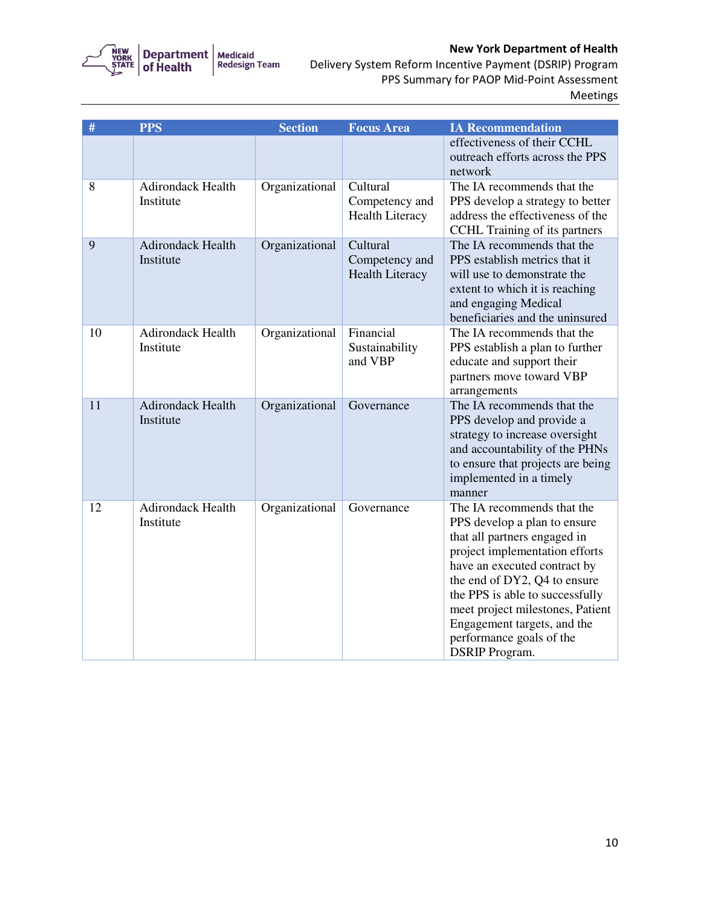| # | PPS | Section | Focus Area | IA Recommendation |
|---|---|---|---|---|
| | | | | effectiveness of their CCHL outreach efforts across the PPS network |
| 8 | Adirondack Health Institute | Organizational | Cultural Competency and Health Literacy | The IA recommends that the PPS develop a strategy to better address the effectiveness of the CCHL Training of its partners |
| 9 | Adirondack Health Institute | Organizational | Cultural Competency and Health Literacy | The IA recommends that the PPS establish metrics that it will use to demonstrate the extent to which it is reaching and engaging Medical beneficiaries and the uninsured |
| 10 | Adirondack Health Institute | Organizational | Financial Sustainability and VBP | The IA recommends that the PPS establish a plan to further educate and support their partners move toward VBP arrangements |
| 11 | Adirondack Health Institute | Organizational | Governance | The IA recommends that the PPS develop and provide a strategy to increase oversight and accountability of the PHNs to ensure that projects are being implemented in a timely manner |
| 12 | Adirondack Health Institute | Organizational | Governance | The IA recommends that the PPS develop a plan to ensure that all partners engaged in project implementation efforts have an executed contract by the end of DY2, Q4 to ensure the PPS is able to successfully meet project milestones, Patient Engagement targets, and the performance goals of the DSRIP Program. |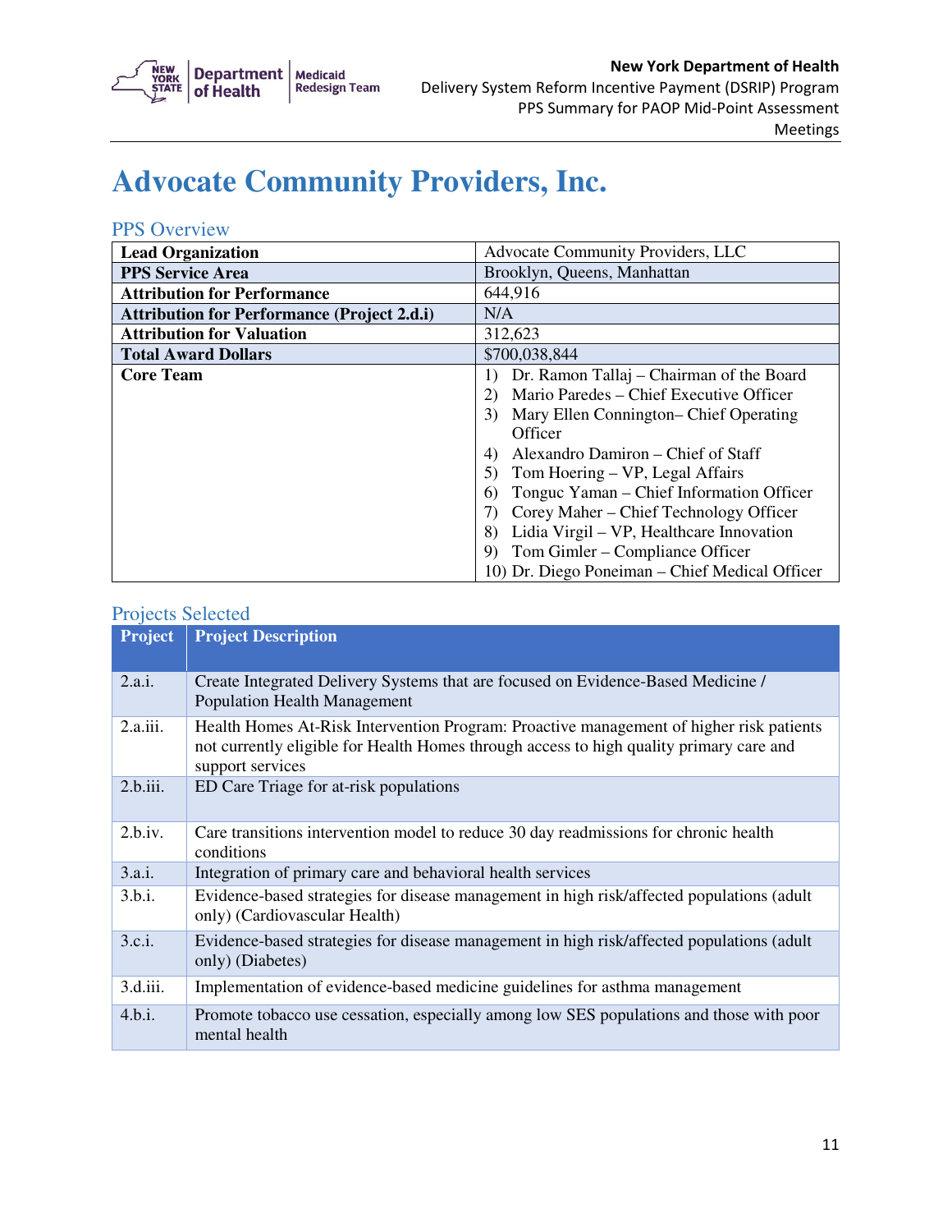# Advocate Community Providers, Inc.

## PPS Overview

| | |
|---|---|
| **Lead Organization** | Advocate Community Providers, LLC |
| **PPS Service Area** | Brooklyn, Queens, Manhattan |
| **Attribution for Performance** | 644,916 |
| **Attribution for Performance (Project 2.d.i)** | N/A |
| **Attribution for Valuation** | 312,623 |
| **Total Award Dollars** | $700,038,844 |
| **Core Team** | 1) Dr. Ramon Tallaj – Chairman of the Board<br>2) Mario Paredes – Chief Executive Officer<br>3) Mary Ellen Connington– Chief Operating Officer<br>4) Alexandro Damiron – Chief of Staff<br>5) Tom Hoering – VP, Legal Affairs<br>6) Tonguc Yaman – Chief Information Officer<br>7) Corey Maher – Chief Technology Officer<br>8) Lidia Virgil – VP, Healthcare Innovation<br>9) Tom Gimler – Compliance Officer<br>10) Dr. Diego Poneiman – Chief Medical Officer |

## Projects Selected

| Project | Project Description |
|---|---|
| 2.a.i. | Create Integrated Delivery Systems that are focused on Evidence-Based Medicine / Population Health Management |
| 2.a.iii. | Health Homes At-Risk Intervention Program: Proactive management of higher risk patients not currently eligible for Health Homes through access to high quality primary care and support services |
| 2.b.iii. | ED Care Triage for at-risk populations |
| 2.b.iv. | Care transitions intervention model to reduce 30 day readmissions for chronic health conditions |
| 3.a.i. | Integration of primary care and behavioral health services |
| 3.b.i. | Evidence-based strategies for disease management in high risk/affected populations (adult only) (Cardiovascular Health) |
| 3.c.i. | Evidence-based strategies for disease management in high risk/affected populations (adult only) (Diabetes) |
| 3.d.iii. | Implementation of evidence-based medicine guidelines for asthma management |
| 4.b.i. | Promote tobacco use cessation, especially among low SES populations and those with poor mental health |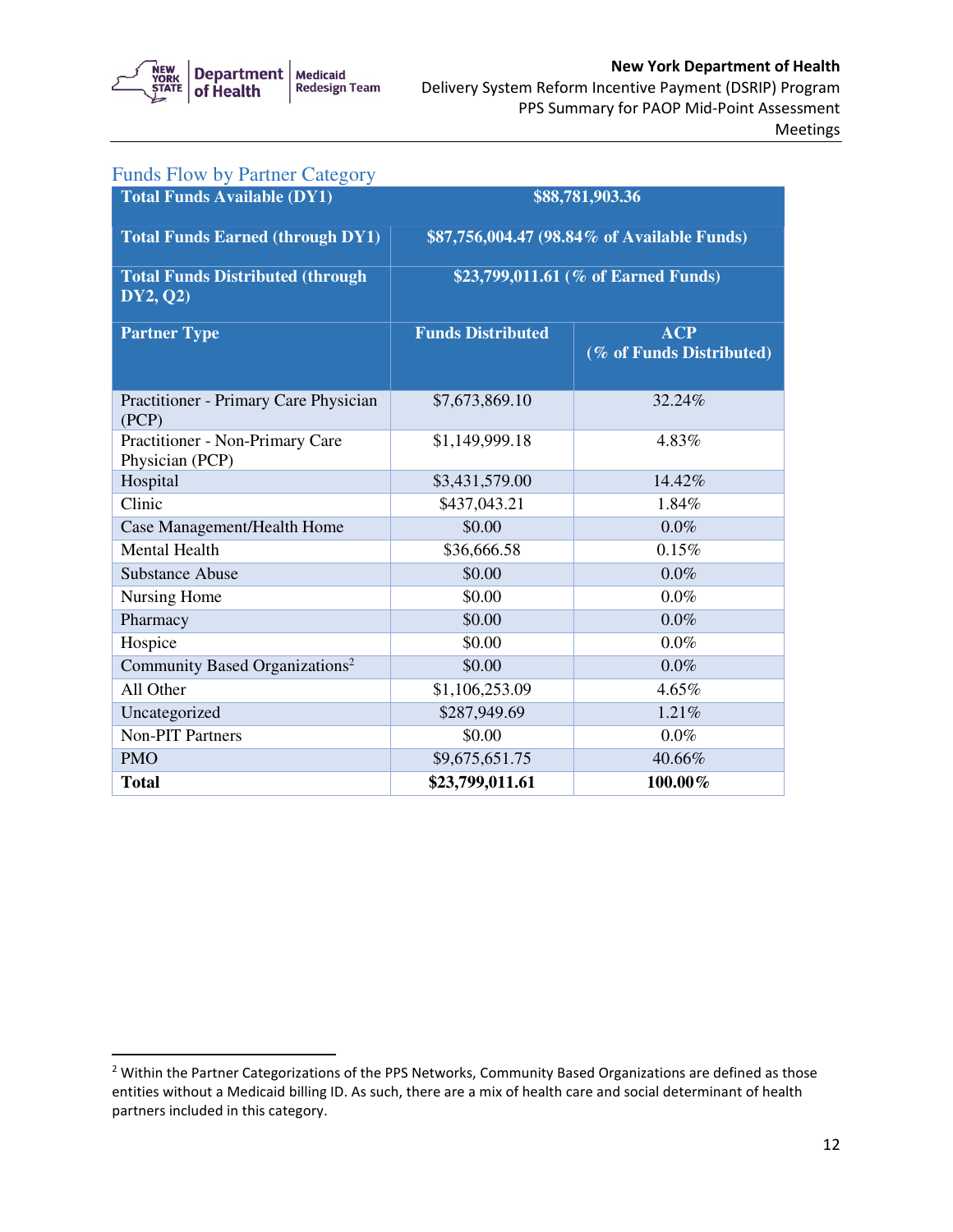## Funds Flow by Partner Category

| **Total Funds Available (DY1)** | **$88,781,903.36** | |
|---|---|---|
| **Total Funds Earned (through DY1)** | **$87,756,004.47 (98.84% of Available Funds)** | |
| **Total Funds Distributed (through DY2, Q2)** | **$23,799,011.61 (% of Earned Funds)** | |
| **Partner Type** | **Funds Distributed** | **ACP (% of Funds Distributed)** |
| Practitioner - Primary Care Physician (PCP) | $7,673,869.10 | 32.24% |
| Practitioner - Non-Primary Care Physician (PCP) | $1,149,999.18 | 4.83% |
| Hospital | $3,431,579.00 | 14.42% |
| Clinic | $437,043.21 | 1.84% |
| Case Management/Health Home | $0.00 | 0.0% |
| Mental Health | $36,666.58 | 0.15% |
| Substance Abuse | $0.00 | 0.0% |
| Nursing Home | $0.00 | 0.0% |
| Pharmacy | $0.00 | 0.0% |
| Hospice | $0.00 | 0.0% |
| Community Based Organizations[2] | $0.00 | 0.0% |
| All Other | $1,106,253.09 | 4.65% |
| Uncategorized | $287,949.69 | 1.21% |
| Non-PIT Partners | $0.00 | 0.0% |
| PMO | $9,675,651.75 | 40.66% |
| **Total** | **$23,799,011.61** | **100.00%** |

[2] Within the Partner Categorizations of the PPS Networks, Community Based Organizations are defined as those entities without a Medicaid billing ID. As such, there are a mix of health care and social determinant of health partners included in this category.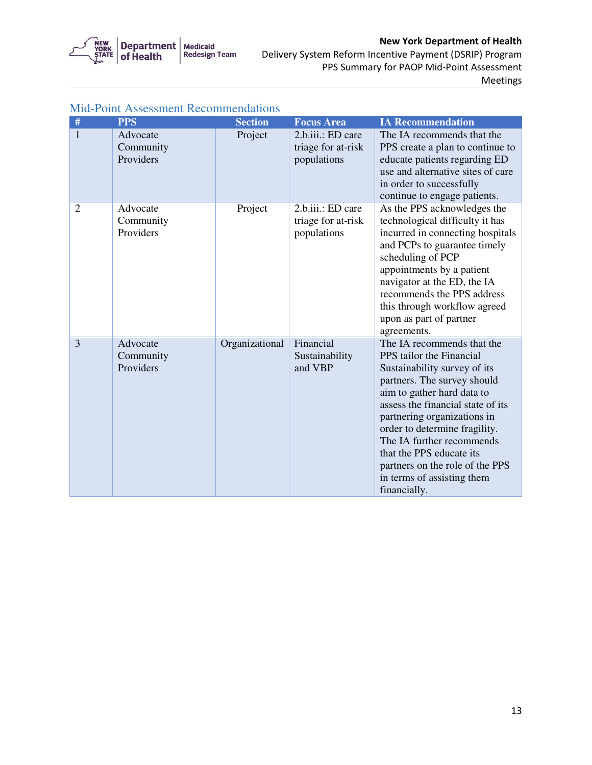## Mid-Point Assessment Recommendations

| # | PPS | Section | Focus Area | IA Recommendation |
|---|---|---|---|---|
| 1 | Advocate Community Providers | Project | 2.b.iii.: ED care triage for at-risk populations | The IA recommends that the PPS create a plan to continue to educate patients regarding ED use and alternative sites of care in order to successfully continue to engage patients. |
| 2 | Advocate Community Providers | Project | 2.b.iii.: ED care triage for at-risk populations | As the PPS acknowledges the technological difficulty it has incurred in connecting hospitals and PCPs to guarantee timely scheduling of PCP appointments by a patient navigator at the ED, the IA recommends the PPS address this through workflow agreed upon as part of partner agreements. |
| 3 | Advocate Community Providers | Organizational | Financial Sustainability and VBP | The IA recommends that the PPS tailor the Financial Sustainability survey of its partners. The survey should aim to gather hard data to assess the financial state of its partnering organizations in order to determine fragility. The IA further recommends that the PPS educate its partners on the role of the PPS in terms of assisting them financially. |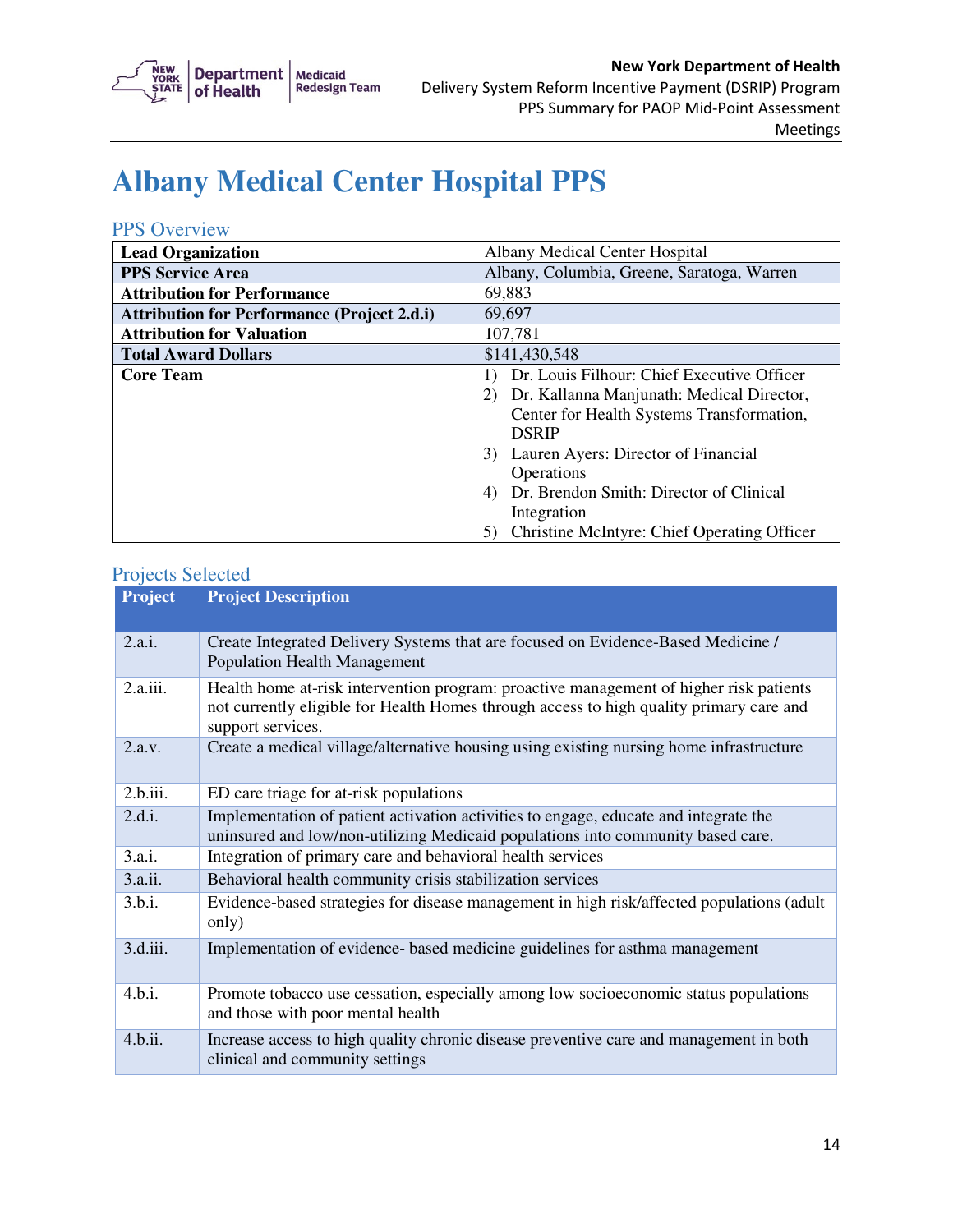# Albany Medical Center Hospital PPS

## PPS Overview

| | |
|---|---|
| **Lead Organization** | Albany Medical Center Hospital |
| **PPS Service Area** | Albany, Columbia, Greene, Saratoga, Warren |
| **Attribution for Performance** | 69,883 |
| **Attribution for Performance (Project 2.d.i)** | 69,697 |
| **Attribution for Valuation** | 107,781 |
| **Total Award Dollars** | $141,430,548 |
| **Core Team** | 1) Dr. Louis Filhour: Chief Executive Officer<br>2) Dr. Kallanna Manjunath: Medical Director, Center for Health Systems Transformation, DSRIP<br>3) Lauren Ayers: Director of Financial Operations<br>4) Dr. Brendon Smith: Director of Clinical Integration<br>5) Christine McIntyre: Chief Operating Officer |

## Projects Selected

| Project | Project Description |
|---|---|
| 2.a.i. | Create Integrated Delivery Systems that are focused on Evidence-Based Medicine / Population Health Management |
| 2.a.iii. | Health home at-risk intervention program: proactive management of higher risk patients not currently eligible for Health Homes through access to high quality primary care and support services. |
| 2.a.v. | Create a medical village/alternative housing using existing nursing home infrastructure |
| 2.b.iii. | ED care triage for at-risk populations |
| 2.d.i. | Implementation of patient activation activities to engage, educate and integrate the uninsured and low/non-utilizing Medicaid populations into community based care. |
| 3.a.i. | Integration of primary care and behavioral health services |
| 3.a.ii. | Behavioral health community crisis stabilization services |
| 3.b.i. | Evidence-based strategies for disease management in high risk/affected populations (adult only) |
| 3.d.iii. | Implementation of evidence- based medicine guidelines for asthma management |
| 4.b.i. | Promote tobacco use cessation, especially among low socioeconomic status populations and those with poor mental health |
| 4.b.ii. | Increase access to high quality chronic disease preventive care and management in both clinical and community settings |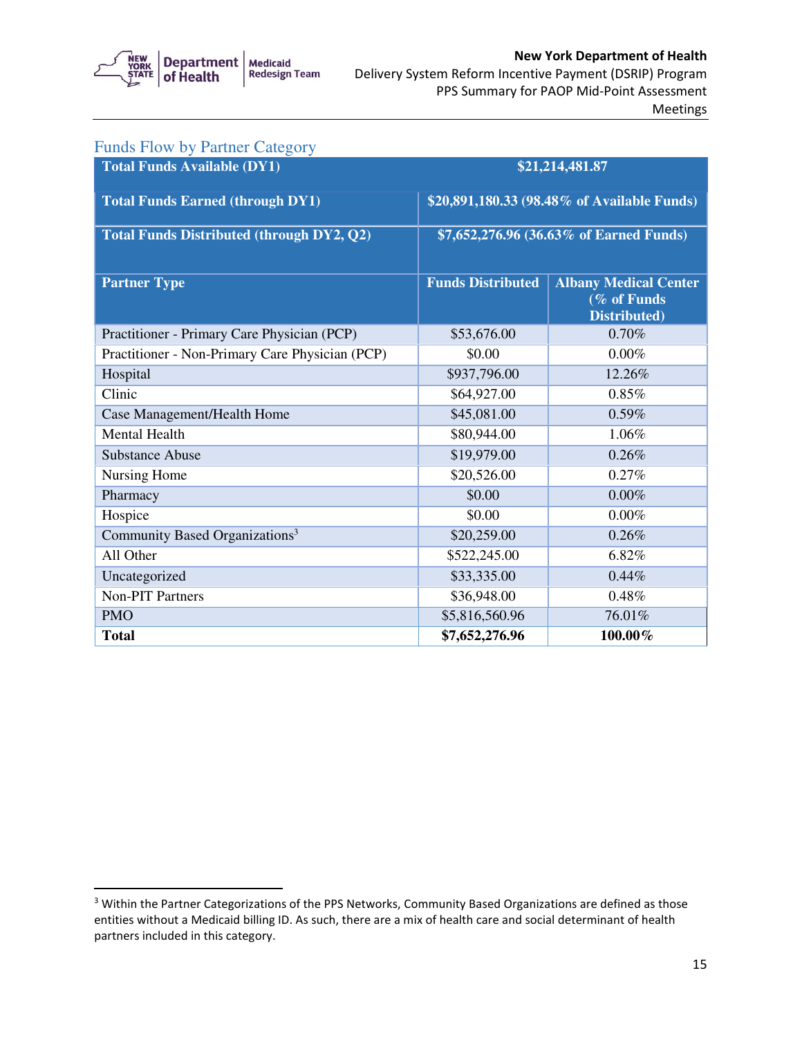## Funds Flow by Partner Category

| Total Funds Available (DY1) | $21,214,481.87 | |
|---|---|---|
| **Total Funds Earned (through DY1)** | **$20,891,180.33 (98.48% of Available Funds)** | |
| **Total Funds Distributed (through DY2, Q2)** | **$7,652,276.96 (36.63% of Earned Funds)** | |
| **Partner Type** | **Funds Distributed** | **Albany Medical Center (% of Funds Distributed)** |
| Practitioner - Primary Care Physician (PCP) | $53,676.00 | 0.70% |
| Practitioner - Non-Primary Care Physician (PCP) | $0.00 | 0.00% |
| Hospital | $937,796.00 | 12.26% |
| Clinic | $64,927.00 | 0.85% |
| Case Management/Health Home | $45,081.00 | 0.59% |
| Mental Health | $80,944.00 | 1.06% |
| Substance Abuse | $19,979.00 | 0.26% |
| Nursing Home | $20,526.00 | 0.27% |
| Pharmacy | $0.00 | 0.00% |
| Hospice | $0.00 | 0.00% |
| Community Based Organizations[3] | $20,259.00 | 0.26% |
| All Other | $522,245.00 | 6.82% |
| Uncategorized | $33,335.00 | 0.44% |
| Non-PIT Partners | $36,948.00 | 0.48% |
| PMO | $5,816,560.96 | 76.01% |
| **Total** | **$7,652,276.96** | **100.00%** |

[3] Within the Partner Categorizations of the PPS Networks, Community Based Organizations are defined as those entities without a Medicaid billing ID. As such, there are a mix of health care and social determinant of health partners included in this category.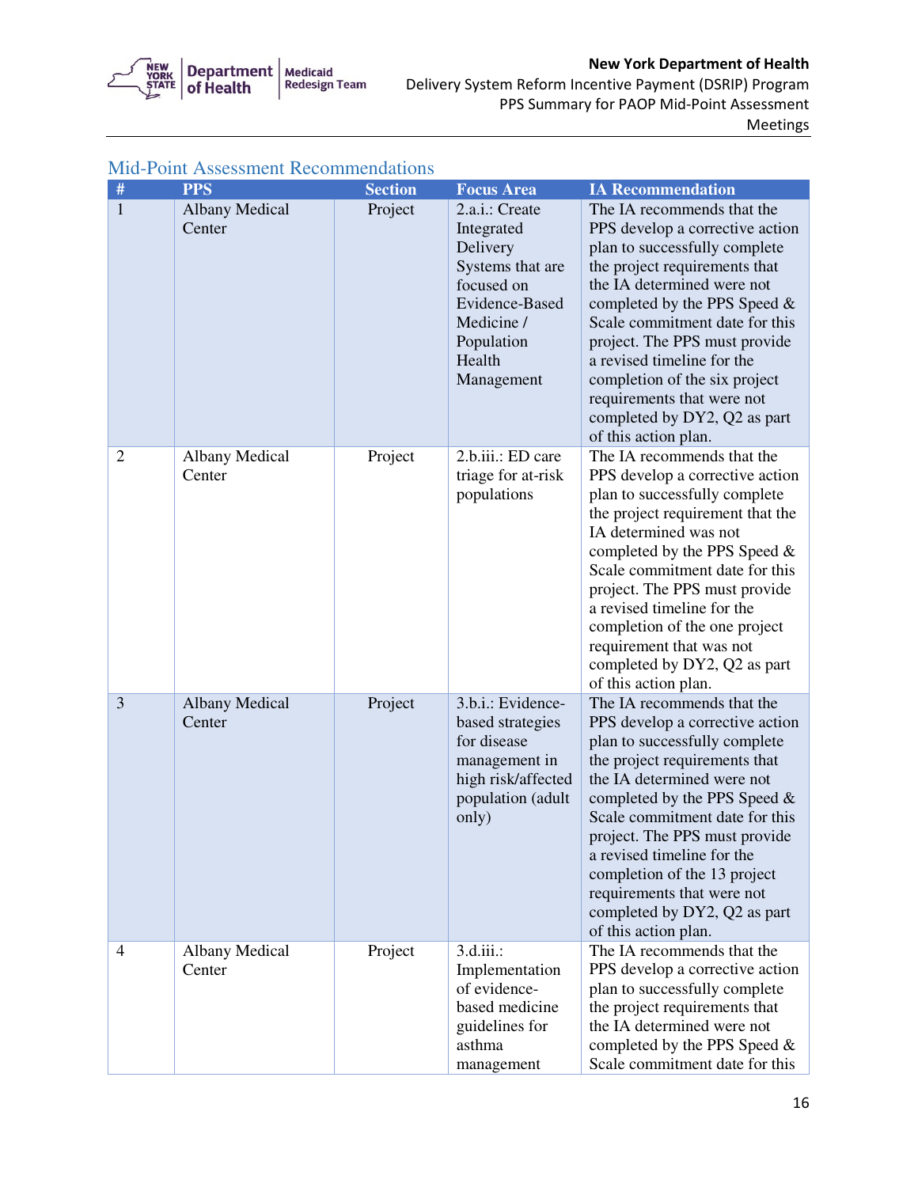## Mid-Point Assessment Recommendations

| # | PPS | Section | Focus Area | IA Recommendation |
|---|---|---|---|---|
| 1 | Albany Medical Center | Project | 2.a.i.: Create Integrated Delivery Systems that are focused on Evidence-Based Medicine / Population Health Management | The IA recommends that the PPS develop a corrective action plan to successfully complete the project requirements that the IA determined were not completed by the PPS Speed & Scale commitment date for this project. The PPS must provide a revised timeline for the completion of the six project requirements that were not completed by DY2, Q2 as part of this action plan. |
| 2 | Albany Medical Center | Project | 2.b.iii.: ED care triage for at-risk populations | The IA recommends that the PPS develop a corrective action plan to successfully complete the project requirement that the IA determined was not completed by the PPS Speed & Scale commitment date for this project. The PPS must provide a revised timeline for the completion of the one project requirement that was not completed by DY2, Q2 as part of this action plan. |
| 3 | Albany Medical Center | Project | 3.b.i.: Evidence-based strategies for disease management in high risk/affected population (adult only) | The IA recommends that the PPS develop a corrective action plan to successfully complete the project requirements that the IA determined were not completed by the PPS Speed & Scale commitment date for this project. The PPS must provide a revised timeline for the completion of the 13 project requirements that were not completed by DY2, Q2 as part of this action plan. |
| 4 | Albany Medical Center | Project | 3.d.iii.: Implementation of evidence-based medicine guidelines for asthma management | The IA recommends that the PPS develop a corrective action plan to successfully complete the project requirements that the IA determined were not completed by the PPS Speed & Scale commitment date for this |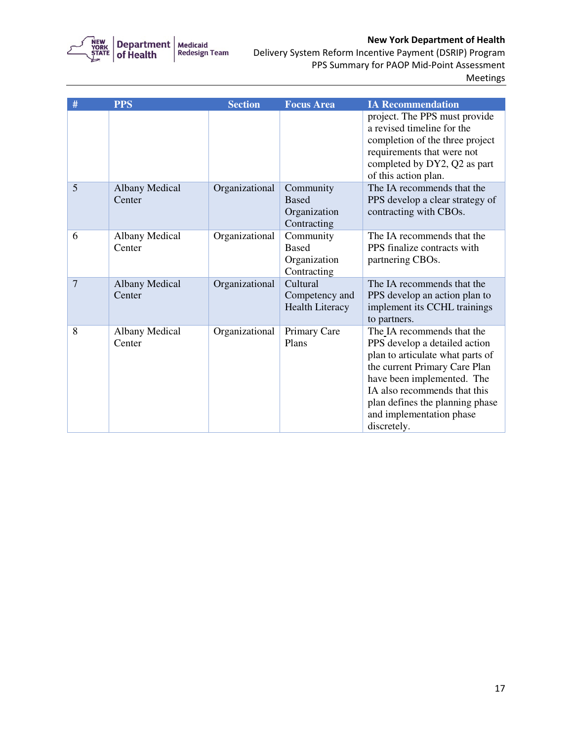| # | PPS | Section | Focus Area | IA Recommendation |
|---|---|---|---|---|
| | | | | project. The PPS must provide a revised timeline for the completion of the three project requirements that were not completed by DY2, Q2 as part of this action plan. |
| 5 | Albany Medical Center | Organizational | Community Based Organization Contracting | The IA recommends that the PPS develop a clear strategy of contracting with CBOs. |
| 6 | Albany Medical Center | Organizational | Community Based Organization Contracting | The IA recommends that the PPS finalize contracts with partnering CBOs. |
| 7 | Albany Medical Center | Organizational | Cultural Competency and Health Literacy | The IA recommends that the PPS develop an action plan to implement its CCHL trainings to partners. |
| 8 | Albany Medical Center | Organizational | Primary Care Plans | The IA recommends that the PPS develop a detailed action plan to articulate what parts of the current Primary Care Plan have been implemented. The IA also recommends that this plan defines the planning phase and implementation phase discretely. |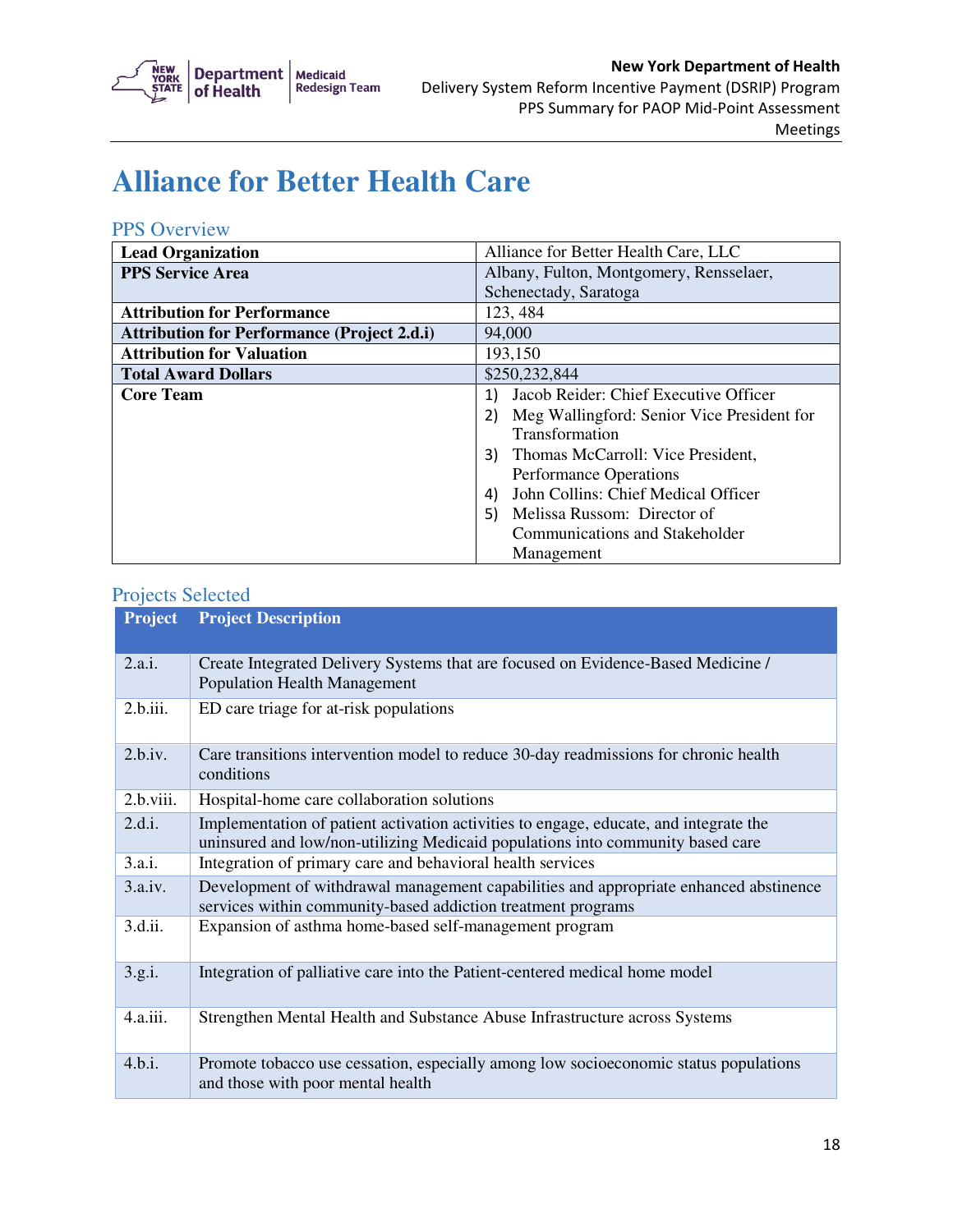# Alliance for Better Health Care

## PPS Overview

| | |
|---|---|
| **Lead Organization** | Alliance for Better Health Care, LLC |
| **PPS Service Area** | Albany, Fulton, Montgomery, Rensselaer, Schenectady, Saratoga |
| **Attribution for Performance** | 123, 484 |
| **Attribution for Performance (Project 2.d.i)** | 94,000 |
| **Attribution for Valuation** | 193,150 |
| **Total Award Dollars** | $250,232,844 |
| **Core Team** | 1) Jacob Reider: Chief Executive Officer<br>2) Meg Wallingford: Senior Vice President for Transformation<br>3) Thomas McCarroll: Vice President, Performance Operations<br>4) John Collins: Chief Medical Officer<br>5) Melissa Russom: Director of Communications and Stakeholder Management |

## Projects Selected

| Project | Project Description |
|---|---|
| 2.a.i. | Create Integrated Delivery Systems that are focused on Evidence-Based Medicine / Population Health Management |
| 2.b.iii. | ED care triage for at-risk populations |
| 2.b.iv. | Care transitions intervention model to reduce 30-day readmissions for chronic health conditions |
| 2.b.viii. | Hospital-home care collaboration solutions |
| 2.d.i. | Implementation of patient activation activities to engage, educate, and integrate the uninsured and low/non-utilizing Medicaid populations into community based care |
| 3.a.i. | Integration of primary care and behavioral health services |
| 3.a.iv. | Development of withdrawal management capabilities and appropriate enhanced abstinence services within community-based addiction treatment programs |
| 3.d.ii. | Expansion of asthma home-based self-management program |
| 3.g.i. | Integration of palliative care into the Patient-centered medical home model |
| 4.a.iii. | Strengthen Mental Health and Substance Abuse Infrastructure across Systems |
| 4.b.i. | Promote tobacco use cessation, especially among low socioeconomic status populations and those with poor mental health |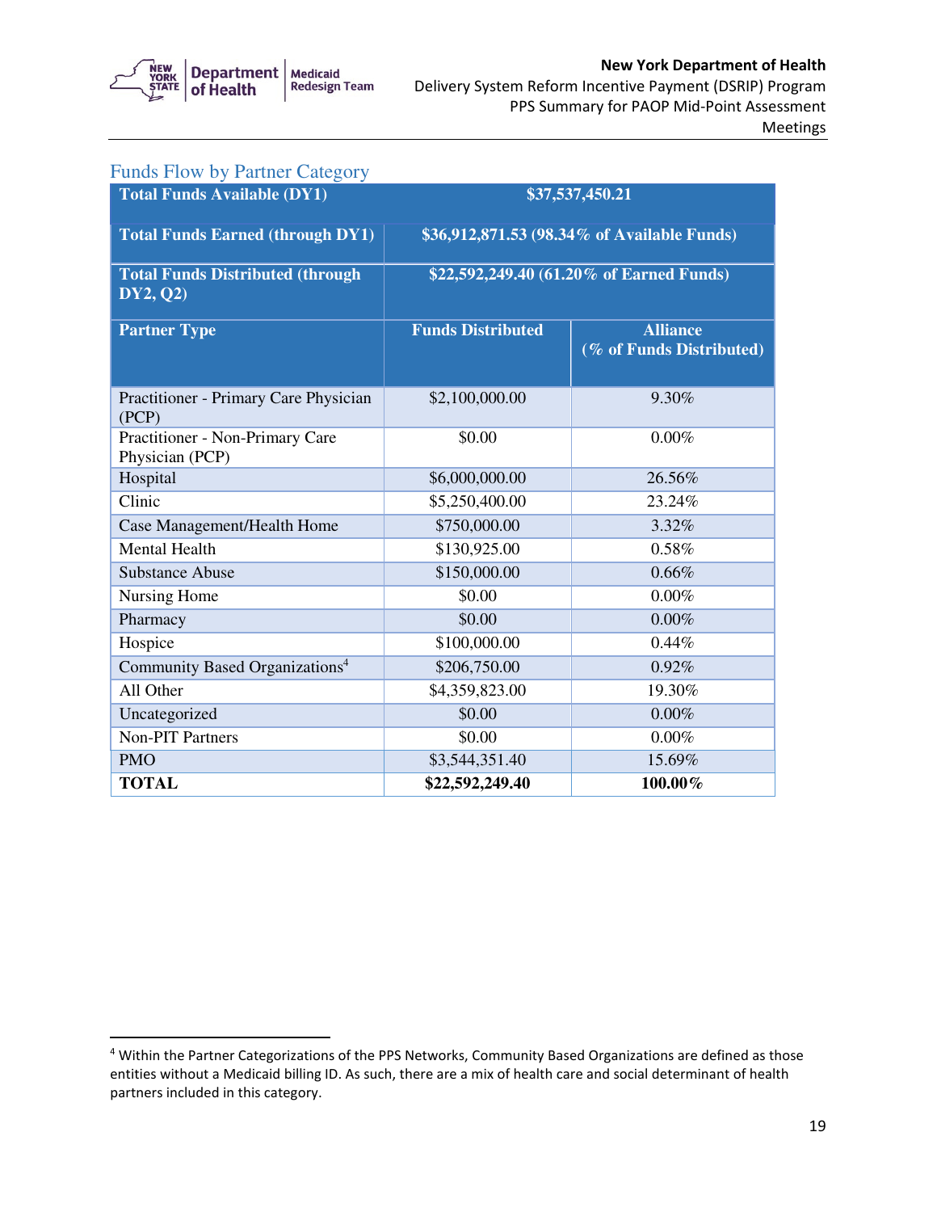## Funds Flow by Partner Category

| **Total Funds Available (DY1)** | **$37,537,450.21** | |
|---|---|---|
| **Total Funds Earned (through DY1)** | **$36,912,871.53 (98.34% of Available Funds)** | |
| **Total Funds Distributed (through DY2, Q2)** | **$22,592,249.40 (61.20% of Earned Funds)** | |
| **Partner Type** | **Funds Distributed** | **Alliance (% of Funds Distributed)** |
| Practitioner - Primary Care Physician (PCP) | $2,100,000.00 | 9.30% |
| Practitioner - Non-Primary Care Physician (PCP) | $0.00 | 0.00% |
| Hospital | $6,000,000.00 | 26.56% |
| Clinic | $5,250,400.00 | 23.24% |
| Case Management/Health Home | $750,000.00 | 3.32% |
| Mental Health | $130,925.00 | 0.58% |
| Substance Abuse | $150,000.00 | 0.66% |
| Nursing Home | $0.00 | 0.00% |
| Pharmacy | $0.00 | 0.00% |
| Hospice | $100,000.00 | 0.44% |
| Community Based Organizations[4] | $206,750.00 | 0.92% |
| All Other | $4,359,823.00 | 19.30% |
| Uncategorized | $0.00 | 0.00% |
| Non-PIT Partners | $0.00 | 0.00% |
| PMO | $3,544,351.40 | 15.69% |
| **TOTAL** | **$22,592,249.40** | **100.00%** |

[4] Within the Partner Categorizations of the PPS Networks, Community Based Organizations are defined as those entities without a Medicaid billing ID. As such, there are a mix of health care and social determinant of health partners included in this category.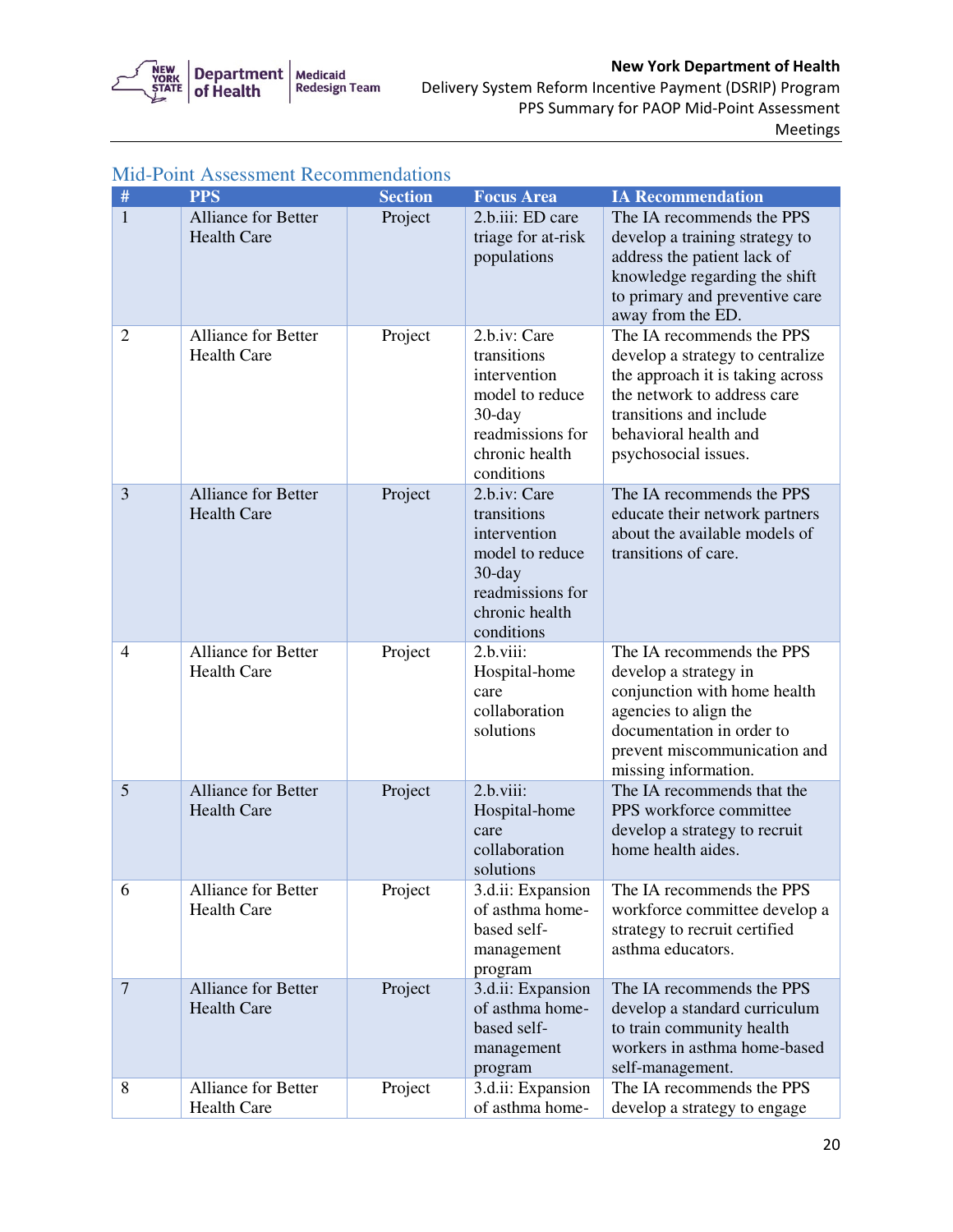## Mid-Point Assessment Recommendations

| # | PPS | Section | Focus Area | IA Recommendation |
|---|---|---|---|---|
| 1 | Alliance for Better Health Care | Project | 2.b.iii: ED care triage for at-risk populations | The IA recommends the PPS develop a training strategy to address the patient lack of knowledge regarding the shift to primary and preventive care away from the ED. |
| 2 | Alliance for Better Health Care | Project | 2.b.iv: Care transitions intervention model to reduce 30-day readmissions for chronic health conditions | The IA recommends the PPS develop a strategy to centralize the approach it is taking across the network to address care transitions and include behavioral health and psychosocial issues. |
| 3 | Alliance for Better Health Care | Project | 2.b.iv: Care transitions intervention model to reduce 30-day readmissions for chronic health conditions | The IA recommends the PPS educate their network partners about the available models of transitions of care. |
| 4 | Alliance for Better Health Care | Project | 2.b.viii: Hospital-home care collaboration solutions | The IA recommends the PPS develop a strategy in conjunction with home health agencies to align the documentation in order to prevent miscommunication and missing information. |
| 5 | Alliance for Better Health Care | Project | 2.b.viii: Hospital-home care collaboration solutions | The IA recommends that the PPS workforce committee develop a strategy to recruit home health aides. |
| 6 | Alliance for Better Health Care | Project | 3.d.ii: Expansion of asthma home-based self-management program | The IA recommends the PPS workforce committee develop a strategy to recruit certified asthma educators. |
| 7 | Alliance for Better Health Care | Project | 3.d.ii: Expansion of asthma home-based self-management program | The IA recommends the PPS develop a standard curriculum to train community health workers in asthma home-based self-management. |
| 8 | Alliance for Better Health Care | Project | 3.d.ii: Expansion of asthma home- | The IA recommends the PPS develop a strategy to engage |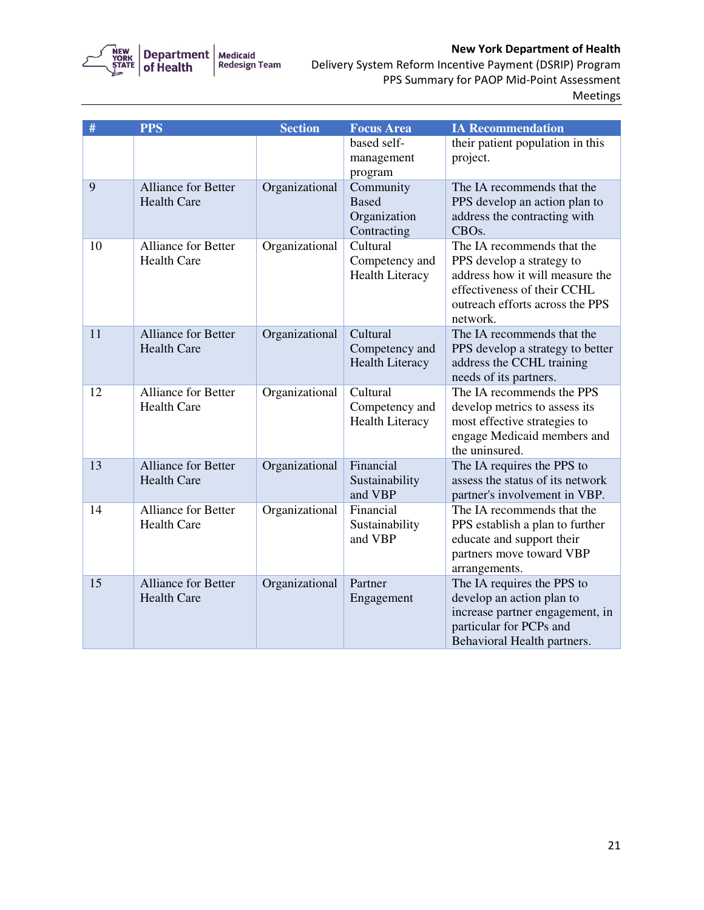| # | PPS | Section | Focus Area | IA Recommendation |
|---|---|---|---|---|
| | | | based self-management program | their patient population in this project. |
| 9 | Alliance for Better Health Care | Organizational | Community Based Organization Contracting | The IA recommends that the PPS develop an action plan to address the contracting with CBOs. |
| 10 | Alliance for Better Health Care | Organizational | Cultural Competency and Health Literacy | The IA recommends that the PPS develop a strategy to address how it will measure the effectiveness of their CCHL outreach efforts across the PPS network. |
| 11 | Alliance for Better Health Care | Organizational | Cultural Competency and Health Literacy | The IA recommends that the PPS develop a strategy to better address the CCHL training needs of its partners. |
| 12 | Alliance for Better Health Care | Organizational | Cultural Competency and Health Literacy | The IA recommends the PPS develop metrics to assess its most effective strategies to engage Medicaid members and the uninsured. |
| 13 | Alliance for Better Health Care | Organizational | Financial Sustainability and VBP | The IA requires the PPS to assess the status of its network partner's involvement in VBP. |
| 14 | Alliance for Better Health Care | Organizational | Financial Sustainability and VBP | The IA recommends that the PPS establish a plan to further educate and support their partners move toward VBP arrangements. |
| 15 | Alliance for Better Health Care | Organizational | Partner Engagement | The IA requires the PPS to develop an action plan to increase partner engagement, in particular for PCPs and Behavioral Health partners. |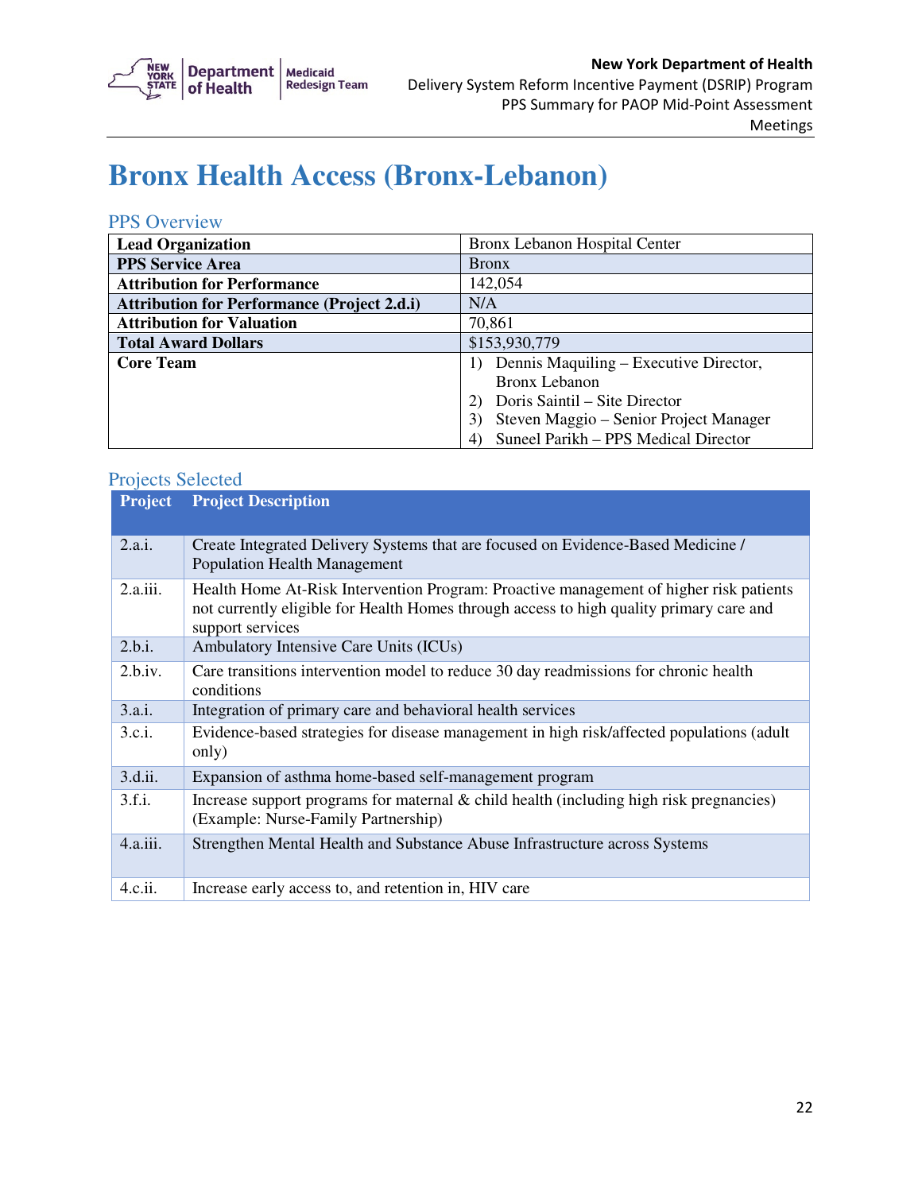# Bronx Health Access (Bronx-Lebanon)

## PPS Overview

| | |
|---|---|
| **Lead Organization** | Bronx Lebanon Hospital Center |
| **PPS Service Area** | Bronx |
| **Attribution for Performance** | 142,054 |
| **Attribution for Performance (Project 2.d.i)** | N/A |
| **Attribution for Valuation** | 70,861 |
| **Total Award Dollars** | $153,930,779 |
| **Core Team** | 1) Dennis Maquiling – Executive Director, Bronx Lebanon<br>2) Doris Saintil – Site Director<br>3) Steven Maggio – Senior Project Manager<br>4) Suneel Parikh – PPS Medical Director |

## Projects Selected

| Project | Project Description |
|---|---|
| 2.a.i. | Create Integrated Delivery Systems that are focused on Evidence-Based Medicine / Population Health Management |
| 2.a.iii. | Health Home At-Risk Intervention Program: Proactive management of higher risk patients not currently eligible for Health Homes through access to high quality primary care and support services |
| 2.b.i. | Ambulatory Intensive Care Units (ICUs) |
| 2.b.iv. | Care transitions intervention model to reduce 30 day readmissions for chronic health conditions |
| 3.a.i. | Integration of primary care and behavioral health services |
| 3.c.i. | Evidence-based strategies for disease management in high risk/affected populations (adult only) |
| 3.d.ii. | Expansion of asthma home-based self-management program |
| 3.f.i. | Increase support programs for maternal & child health (including high risk pregnancies) (Example: Nurse-Family Partnership) |
| 4.a.iii. | Strengthen Mental Health and Substance Abuse Infrastructure across Systems |
| 4.c.ii. | Increase early access to, and retention in, HIV care |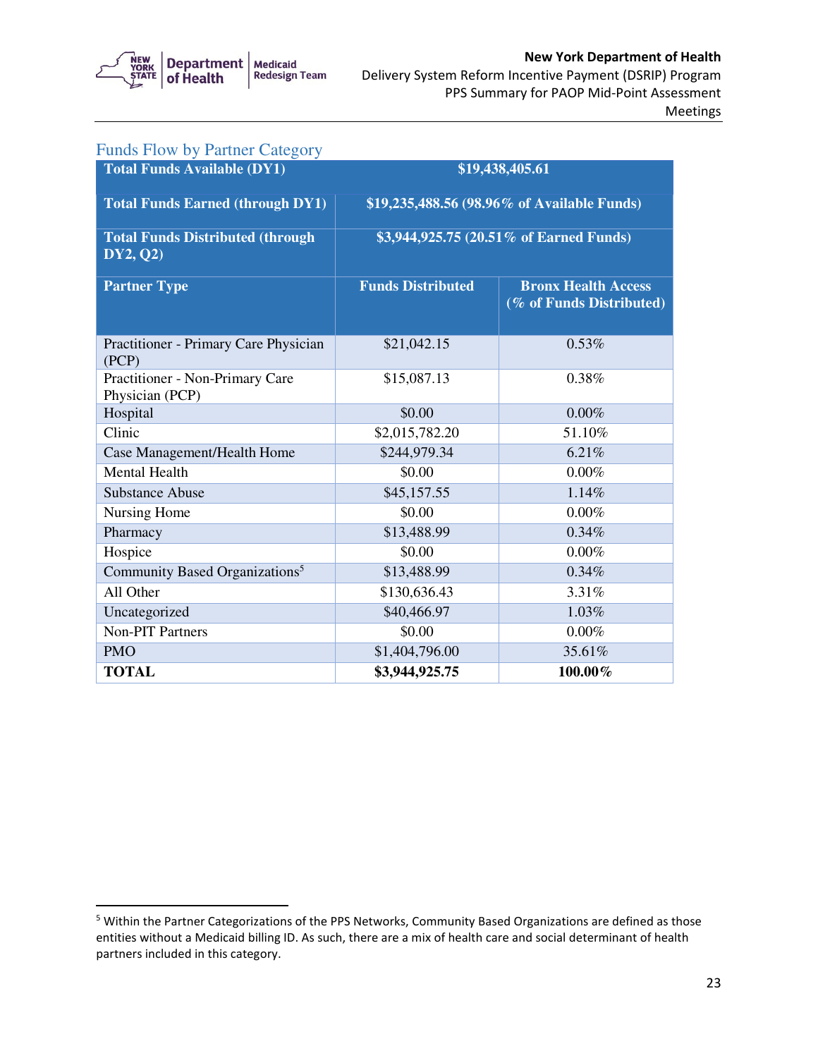## Funds Flow by Partner Category

| Total Funds Available (DY1) | $19,438,405.61 | |
|---|---|---|
| Total Funds Earned (through DY1) | $19,235,488.56 (98.96% of Available Funds) | |
| Total Funds Distributed (through DY2, Q2) | $3,944,925.75 (20.51% of Earned Funds) | |
| **Partner Type** | **Funds Distributed** | **Bronx Health Access (% of Funds Distributed)** |
| Practitioner - Primary Care Physician (PCP) | $21,042.15 | 0.53% |
| Practitioner - Non-Primary Care Physician (PCP) | $15,087.13 | 0.38% |
| Hospital | $0.00 | 0.00% |
| Clinic | $2,015,782.20 | 51.10% |
| Case Management/Health Home | $244,979.34 | 6.21% |
| Mental Health | $0.00 | 0.00% |
| Substance Abuse | $45,157.55 | 1.14% |
| Nursing Home | $0.00 | 0.00% |
| Pharmacy | $13,488.99 | 0.34% |
| Hospice | $0.00 | 0.00% |
| Community Based Organizations[5] | $13,488.99 | 0.34% |
| All Other | $130,636.43 | 3.31% |
| Uncategorized | $40,466.97 | 1.03% |
| Non-PIT Partners | $0.00 | 0.00% |
| PMO | $1,404,796.00 | 35.61% |
| **TOTAL** | **$3,944,925.75** | **100.00%** |

[5] Within the Partner Categorizations of the PPS Networks, Community Based Organizations are defined as those entities without a Medicaid billing ID. As such, there are a mix of health care and social determinant of health partners included in this category.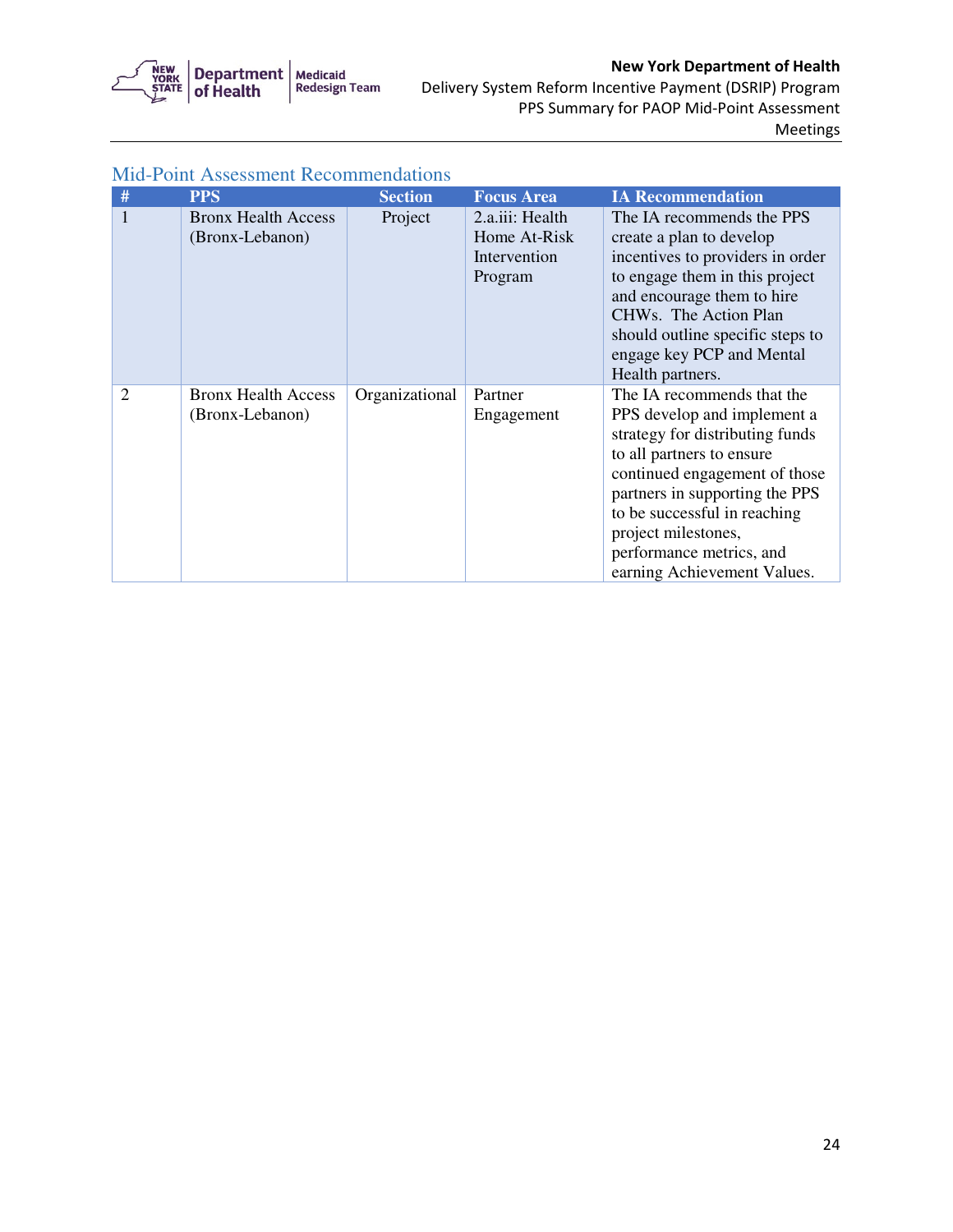## Mid-Point Assessment Recommendations

| # | PPS | Section | Focus Area | IA Recommendation |
|---|---|---|---|---|
| 1 | Bronx Health Access (Bronx-Lebanon) | Project | 2.a.iii: Health Home At-Risk Intervention Program | The IA recommends the PPS create a plan to develop incentives to providers in order to engage them in this project and encourage them to hire CHWs. The Action Plan should outline specific steps to engage key PCP and Mental Health partners. |
| 2 | Bronx Health Access (Bronx-Lebanon) | Organizational | Partner Engagement | The IA recommends that the PPS develop and implement a strategy for distributing funds to all partners to ensure continued engagement of those partners in supporting the PPS to be successful in reaching project milestones, performance metrics, and earning Achievement Values. |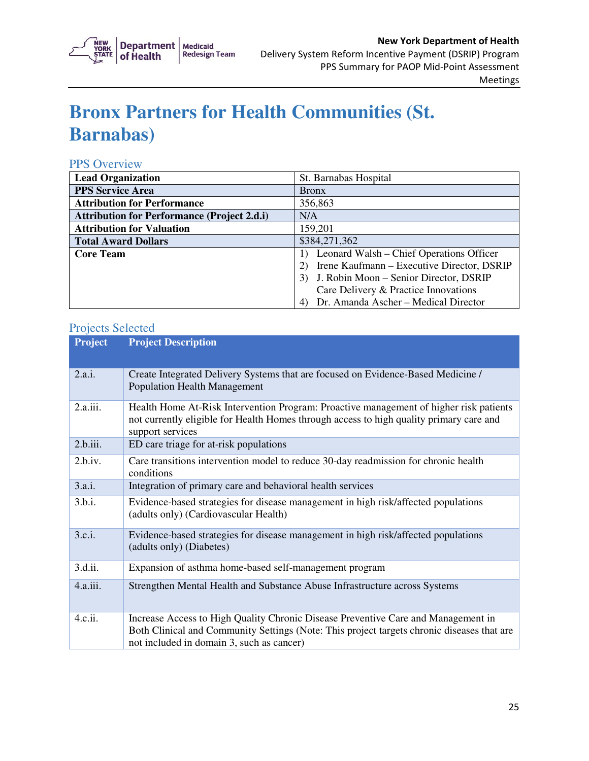# Bronx Partners for Health Communities (St. Barnabas)

## PPS Overview

| | |
|---|---|
| **Lead Organization** | St. Barnabas Hospital |
| **PPS Service Area** | Bronx |
| **Attribution for Performance** | 356,863 |
| **Attribution for Performance (Project 2.d.i)** | N/A |
| **Attribution for Valuation** | 159,201 |
| **Total Award Dollars** | $384,271,362 |
| **Core Team** | 1) Leonard Walsh – Chief Operations Officer<br>2) Irene Kaufmann – Executive Director, DSRIP<br>3) J. Robin Moon – Senior Director, DSRIP Care Delivery & Practice Innovations<br>4) Dr. Amanda Ascher – Medical Director |

## Projects Selected

| Project | Project Description |
|---|---|
| 2.a.i. | Create Integrated Delivery Systems that are focused on Evidence-Based Medicine / Population Health Management |
| 2.a.iii. | Health Home At-Risk Intervention Program: Proactive management of higher risk patients not currently eligible for Health Homes through access to high quality primary care and support services |
| 2.b.iii. | ED care triage for at-risk populations |
| 2.b.iv. | Care transitions intervention model to reduce 30-day readmission for chronic health conditions |
| 3.a.i. | Integration of primary care and behavioral health services |
| 3.b.i. | Evidence-based strategies for disease management in high risk/affected populations (adults only) (Cardiovascular Health) |
| 3.c.i. | Evidence-based strategies for disease management in high risk/affected populations (adults only) (Diabetes) |
| 3.d.ii. | Expansion of asthma home-based self-management program |
| 4.a.iii. | Strengthen Mental Health and Substance Abuse Infrastructure across Systems |
| 4.c.ii. | Increase Access to High Quality Chronic Disease Preventive Care and Management in Both Clinical and Community Settings (Note: This project targets chronic diseases that are not included in domain 3, such as cancer) |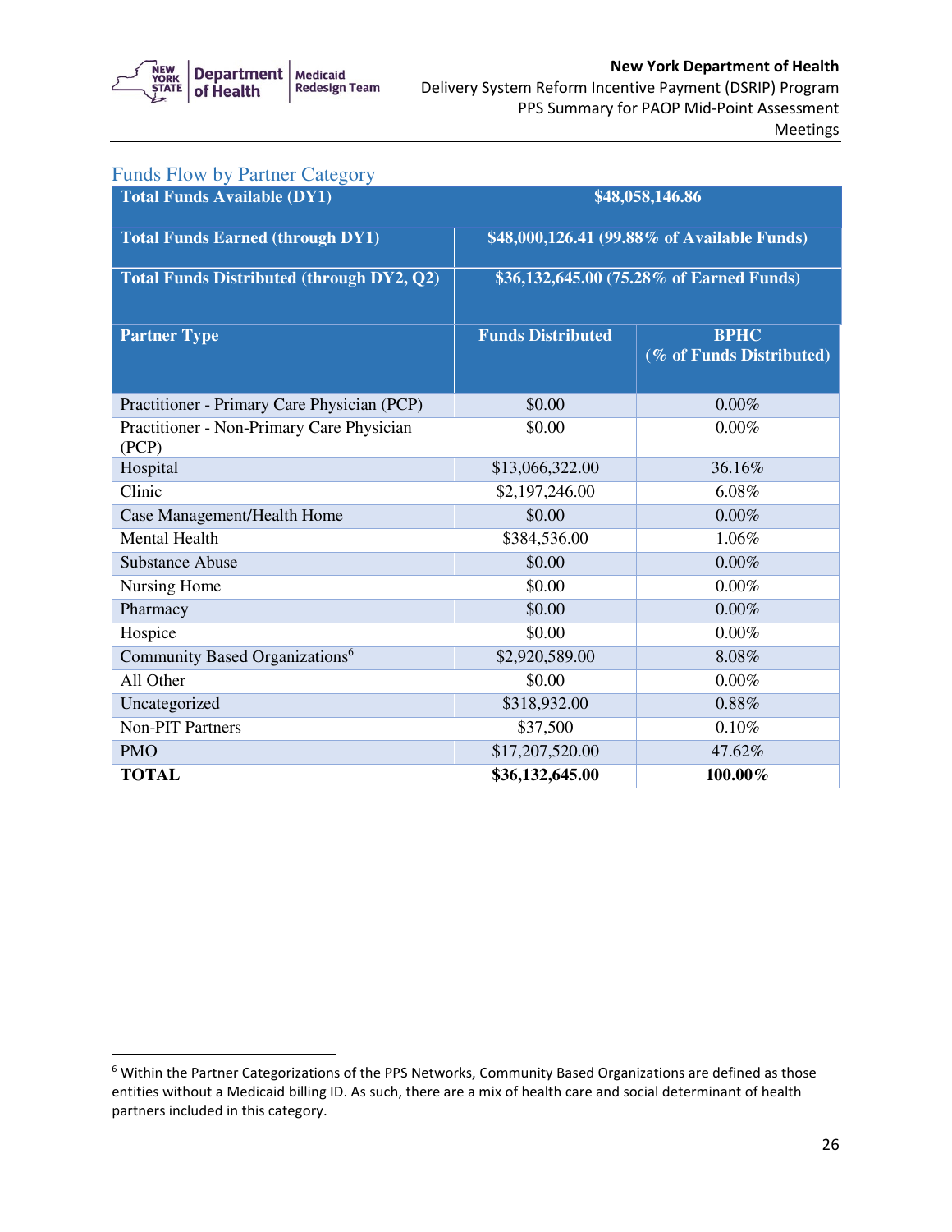## Funds Flow by Partner Category

| Total Funds Available (DY1) | $48,058,146.86 | |
|---|---|---|
| **Total Funds Earned (through DY1)** | **$48,000,126.41 (99.88% of Available Funds)** | |
| **Total Funds Distributed (through DY2, Q2)** | **$36,132,645.00 (75.28% of Earned Funds)** | |
| **Partner Type** | **Funds Distributed** | **BPHC (% of Funds Distributed)** |
| Practitioner - Primary Care Physician (PCP) | $0.00 | 0.00% |
| Practitioner - Non-Primary Care Physician (PCP) | $0.00 | 0.00% |
| Hospital | $13,066,322.00 | 36.16% |
| Clinic | $2,197,246.00 | 6.08% |
| Case Management/Health Home | $0.00 | 0.00% |
| Mental Health | $384,536.00 | 1.06% |
| Substance Abuse | $0.00 | 0.00% |
| Nursing Home | $0.00 | 0.00% |
| Pharmacy | $0.00 | 0.00% |
| Hospice | $0.00 | 0.00% |
| Community Based Organizations[6] | $2,920,589.00 | 8.08% |
| All Other | $0.00 | 0.00% |
| Uncategorized | $318,932.00 | 0.88% |
| Non-PIT Partners | $37,500 | 0.10% |
| PMO | $17,207,520.00 | 47.62% |
| **TOTAL** | **$36,132,645.00** | **100.00%** |

[6] Within the Partner Categorizations of the PPS Networks, Community Based Organizations are defined as those entities without a Medicaid billing ID. As such, there are a mix of health care and social determinant of health partners included in this category.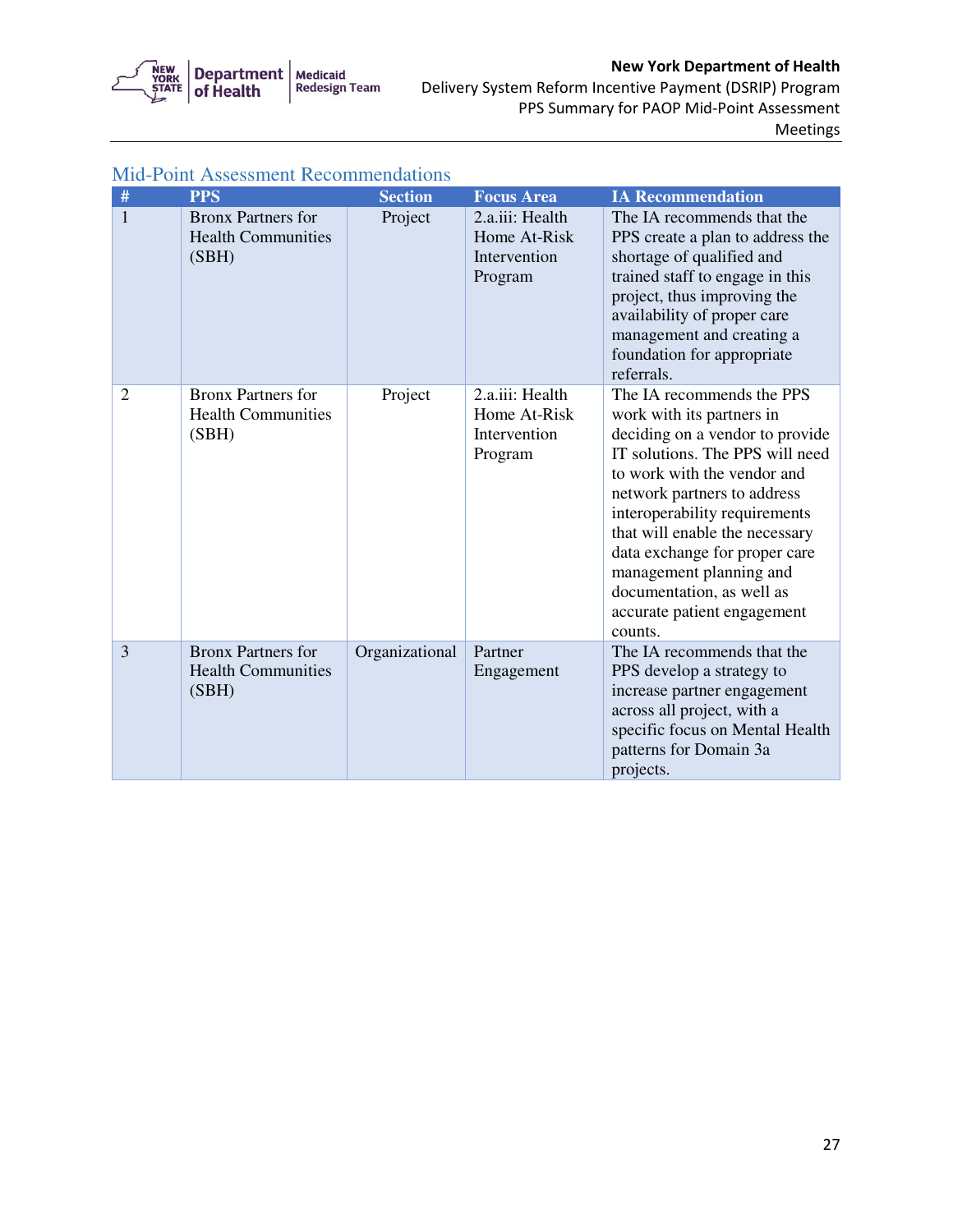## Mid-Point Assessment Recommendations

| # | PPS | Section | Focus Area | IA Recommendation |
|---|---|---|---|---|
| 1 | Bronx Partners for Health Communities (SBH) | Project | 2.a.iii: Health Home At-Risk Intervention Program | The IA recommends that the PPS create a plan to address the shortage of qualified and trained staff to engage in this project, thus improving the availability of proper care management and creating a foundation for appropriate referrals. |
| 2 | Bronx Partners for Health Communities (SBH) | Project | 2.a.iii: Health Home At-Risk Intervention Program | The IA recommends the PPS work with its partners in deciding on a vendor to provide IT solutions. The PPS will need to work with the vendor and network partners to address interoperability requirements that will enable the necessary data exchange for proper care management planning and documentation, as well as accurate patient engagement counts. |
| 3 | Bronx Partners for Health Communities (SBH) | Organizational | Partner Engagement | The IA recommends that the PPS develop a strategy to increase partner engagement across all project, with a specific focus on Mental Health patterns for Domain 3a projects. |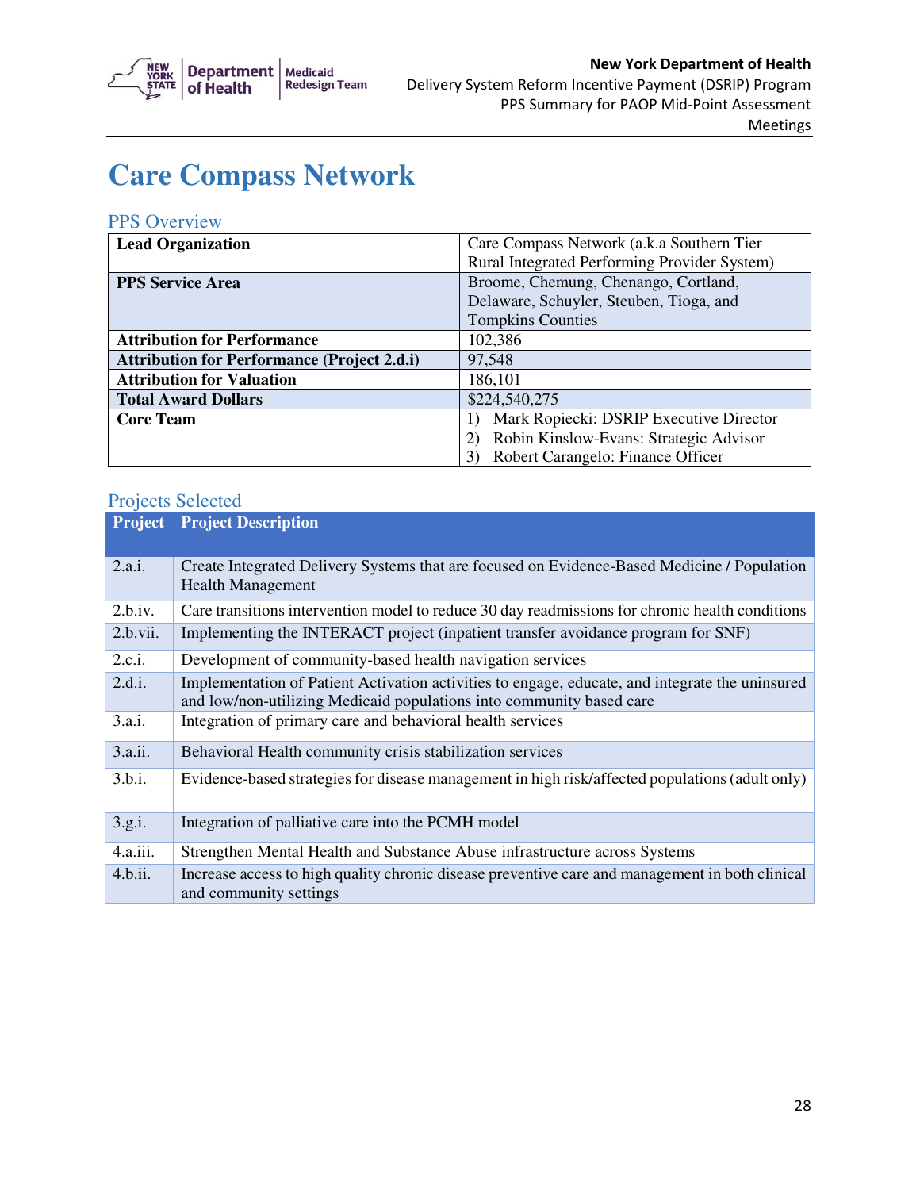# Care Compass Network

## PPS Overview

| | |
|---|---|
| **Lead Organization** | Care Compass Network (a.k.a Southern Tier Rural Integrated Performing Provider System) |
| **PPS Service Area** | Broome, Chemung, Chenango, Cortland, Delaware, Schuyler, Steuben, Tioga, and Tompkins Counties |
| **Attribution for Performance** | 102,386 |
| **Attribution for Performance (Project 2.d.i)** | 97,548 |
| **Attribution for Valuation** | 186,101 |
| **Total Award Dollars** | $224,540,275 |
| **Core Team** | 1) Mark Ropiecki: DSRIP Executive Director<br>2) Robin Kinslow-Evans: Strategic Advisor<br>3) Robert Carangelo: Finance Officer |

## Projects Selected

| Project | Project Description |
|---|---|
| 2.a.i. | Create Integrated Delivery Systems that are focused on Evidence-Based Medicine / Population Health Management |
| 2.b.iv. | Care transitions intervention model to reduce 30 day readmissions for chronic health conditions |
| 2.b.vii. | Implementing the INTERACT project (inpatient transfer avoidance program for SNF) |
| 2.c.i. | Development of community-based health navigation services |
| 2.d.i. | Implementation of Patient Activation activities to engage, educate, and integrate the uninsured and low/non-utilizing Medicaid populations into community based care |
| 3.a.i. | Integration of primary care and behavioral health services |
| 3.a.ii. | Behavioral Health community crisis stabilization services |
| 3.b.i. | Evidence-based strategies for disease management in high risk/affected populations (adult only) |
| 3.g.i. | Integration of palliative care into the PCMH model |
| 4.a.iii. | Strengthen Mental Health and Substance Abuse infrastructure across Systems |
| 4.b.ii. | Increase access to high quality chronic disease preventive care and management in both clinical and community settings |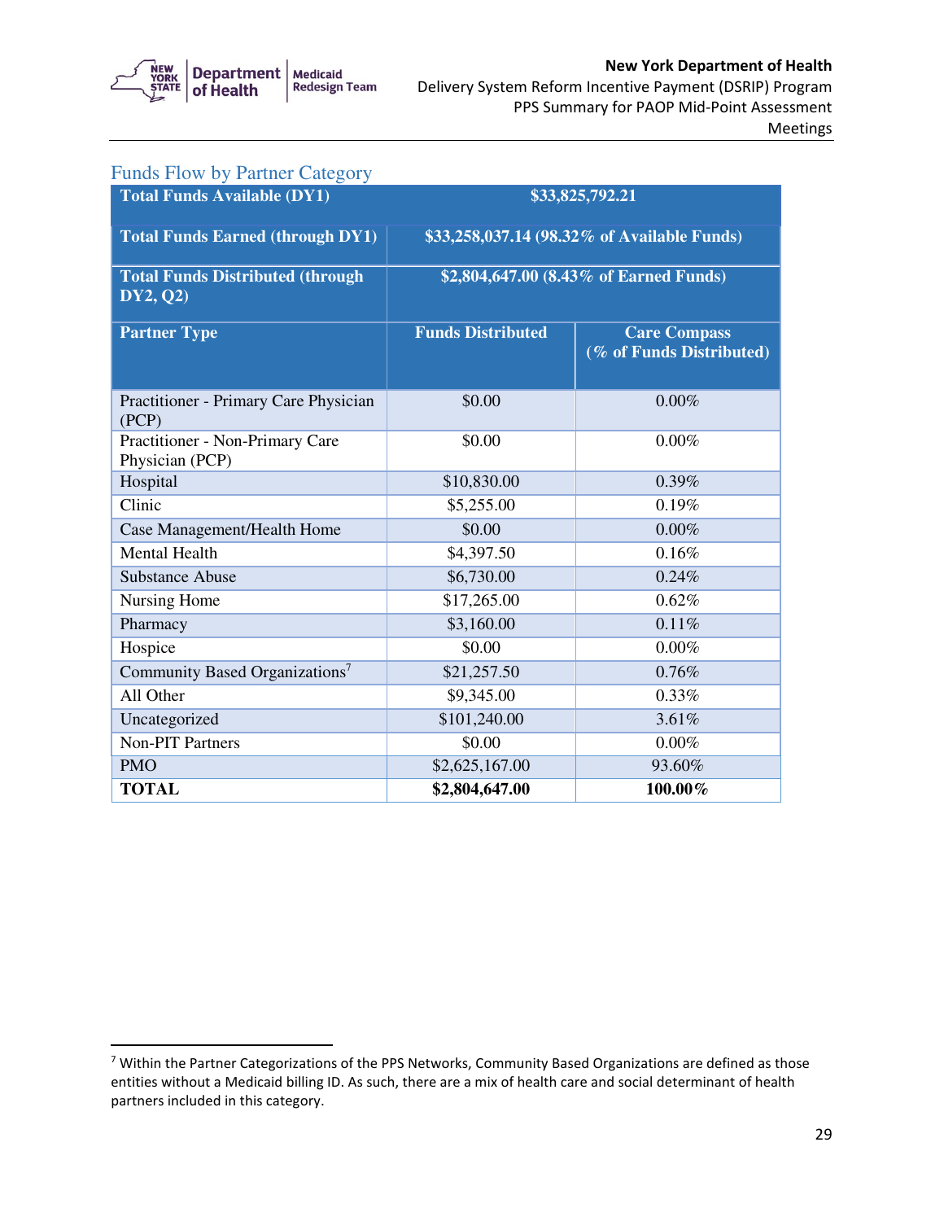## Funds Flow by Partner Category

| **Total Funds Available (DY1)** | **$33,825,792.21** | |
|---|---|---|
| **Total Funds Earned (through DY1)** | **$33,258,037.14 (98.32% of Available Funds)** | |
| **Total Funds Distributed (through DY2, Q2)** | **$2,804,647.00 (8.43% of Earned Funds)** | |
| **Partner Type** | **Funds Distributed** | **Care Compass (% of Funds Distributed)** |
| Practitioner - Primary Care Physician (PCP) | $0.00 | 0.00% |
| Practitioner - Non-Primary Care Physician (PCP) | $0.00 | 0.00% |
| Hospital | $10,830.00 | 0.39% |
| Clinic | $5,255.00 | 0.19% |
| Case Management/Health Home | $0.00 | 0.00% |
| Mental Health | $4,397.50 | 0.16% |
| Substance Abuse | $6,730.00 | 0.24% |
| Nursing Home | $17,265.00 | 0.62% |
| Pharmacy | $3,160.00 | 0.11% |
| Hospice | $0.00 | 0.00% |
| Community Based Organizations[7] | $21,257.50 | 0.76% |
| All Other | $9,345.00 | 0.33% |
| Uncategorized | $101,240.00 | 3.61% |
| Non-PIT Partners | $0.00 | 0.00% |
| PMO | $2,625,167.00 | 93.60% |
| **TOTAL** | **$2,804,647.00** | **100.00%** |

[7] Within the Partner Categorizations of the PPS Networks, Community Based Organizations are defined as those entities without a Medicaid billing ID. As such, there are a mix of health care and social determinant of health partners included in this category.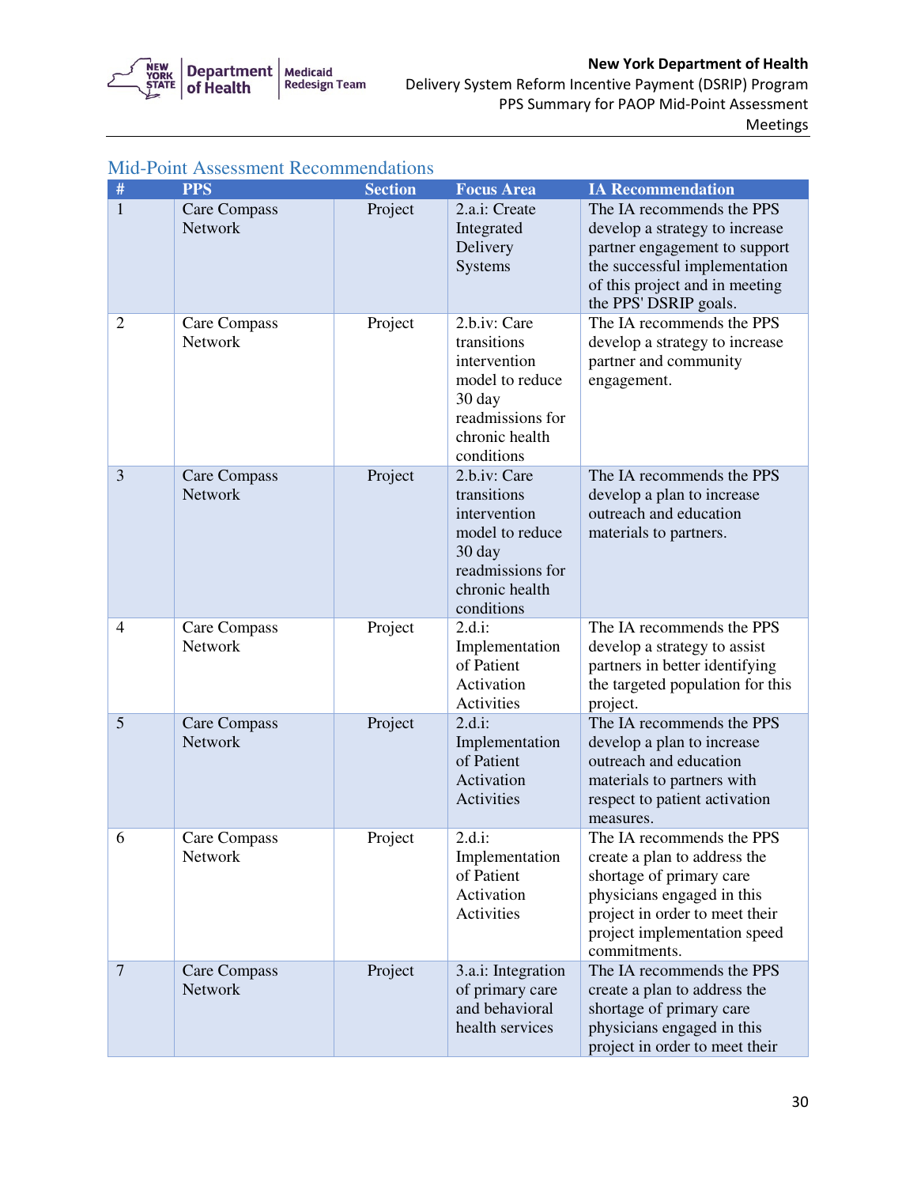## Mid-Point Assessment Recommendations

| # | PPS | Section | Focus Area | IA Recommendation |
|---|---|---|---|---|
| 1 | Care Compass Network | Project | 2.a.i: Create Integrated Delivery Systems | The IA recommends the PPS develop a strategy to increase partner engagement to support the successful implementation of this project and in meeting the PPS' DSRIP goals. |
| 2 | Care Compass Network | Project | 2.b.iv: Care transitions intervention model to reduce 30 day readmissions for chronic health conditions | The IA recommends the PPS develop a strategy to increase partner and community engagement. |
| 3 | Care Compass Network | Project | 2.b.iv: Care transitions intervention model to reduce 30 day readmissions for chronic health conditions | The IA recommends the PPS develop a plan to increase outreach and education materials to partners. |
| 4 | Care Compass Network | Project | 2.d.i: Implementation of Patient Activation Activities | The IA recommends the PPS develop a strategy to assist partners in better identifying the targeted population for this project. |
| 5 | Care Compass Network | Project | 2.d.i: Implementation of Patient Activation Activities | The IA recommends the PPS develop a plan to increase outreach and education materials to partners with respect to patient activation measures. |
| 6 | Care Compass Network | Project | 2.d.i: Implementation of Patient Activation Activities | The IA recommends the PPS create a plan to address the shortage of primary care physicians engaged in this project in order to meet their project implementation speed commitments. |
| 7 | Care Compass Network | Project | 3.a.i: Integration of primary care and behavioral health services | The IA recommends the PPS create a plan to address the shortage of primary care physicians engaged in this project in order to meet their |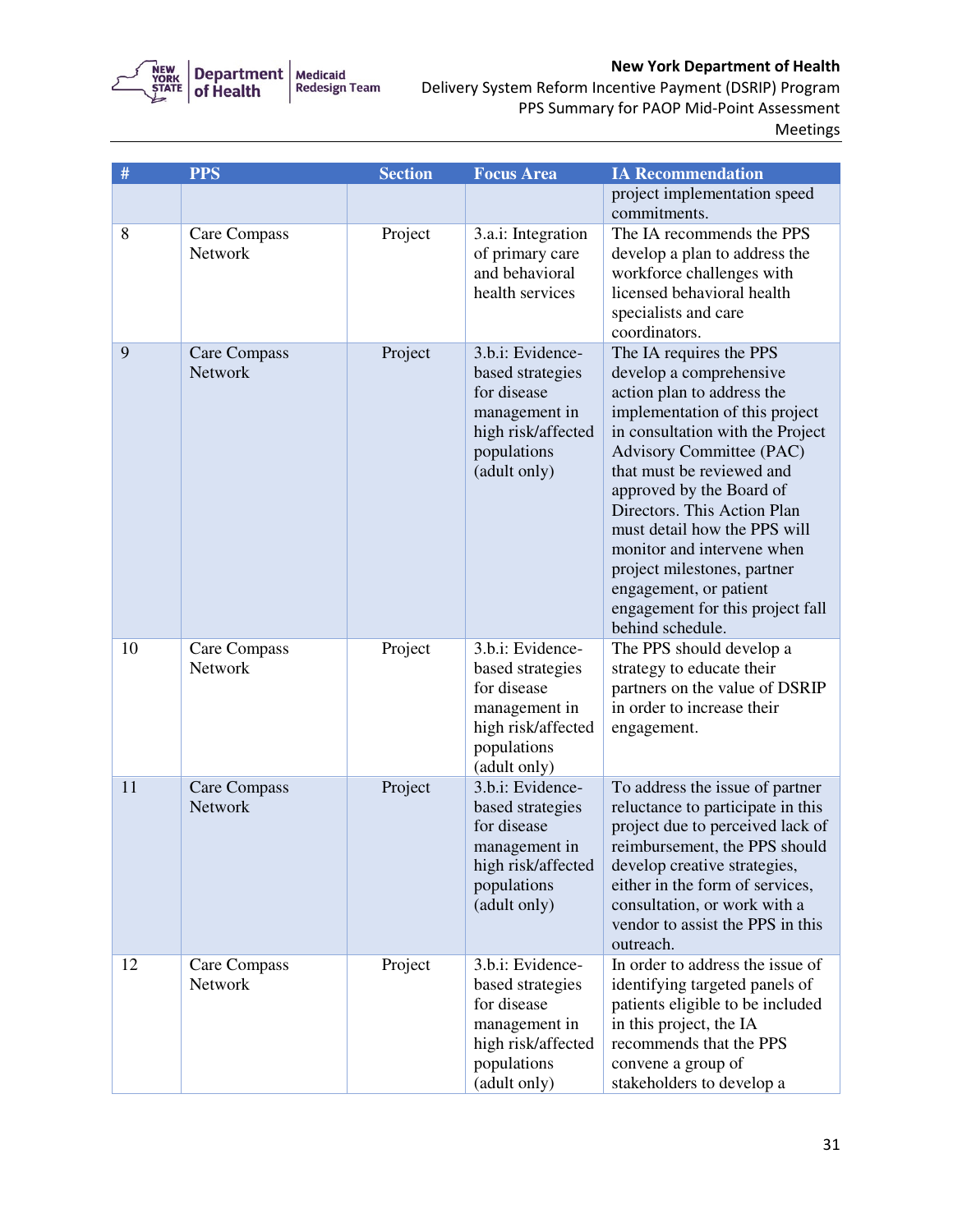| # | PPS | Section | Focus Area | IA Recommendation |
|---|---|---|---|---|
| | | | | project implementation speed commitments. |
| 8 | Care Compass Network | Project | 3.a.i: Integration of primary care and behavioral health services | The IA recommends the PPS develop a plan to address the workforce challenges with licensed behavioral health specialists and care coordinators. |
| 9 | Care Compass Network | Project | 3.b.i: Evidence-based strategies for disease management in high risk/affected populations (adult only) | The IA requires the PPS develop a comprehensive action plan to address the implementation of this project in consultation with the Project Advisory Committee (PAC) that must be reviewed and approved by the Board of Directors. This Action Plan must detail how the PPS will monitor and intervene when project milestones, partner engagement, or patient engagement for this project fall behind schedule. |
| 10 | Care Compass Network | Project | 3.b.i: Evidence-based strategies for disease management in high risk/affected populations (adult only) | The PPS should develop a strategy to educate their partners on the value of DSRIP in order to increase their engagement. |
| 11 | Care Compass Network | Project | 3.b.i: Evidence-based strategies for disease management in high risk/affected populations (adult only) | To address the issue of partner reluctance to participate in this project due to perceived lack of reimbursement, the PPS should develop creative strategies, either in the form of services, consultation, or work with a vendor to assist the PPS in this outreach. |
| 12 | Care Compass Network | Project | 3.b.i: Evidence-based strategies for disease management in high risk/affected populations (adult only) | In order to address the issue of identifying targeted panels of patients eligible to be included in this project, the IA recommends that the PPS convene a group of stakeholders to develop a |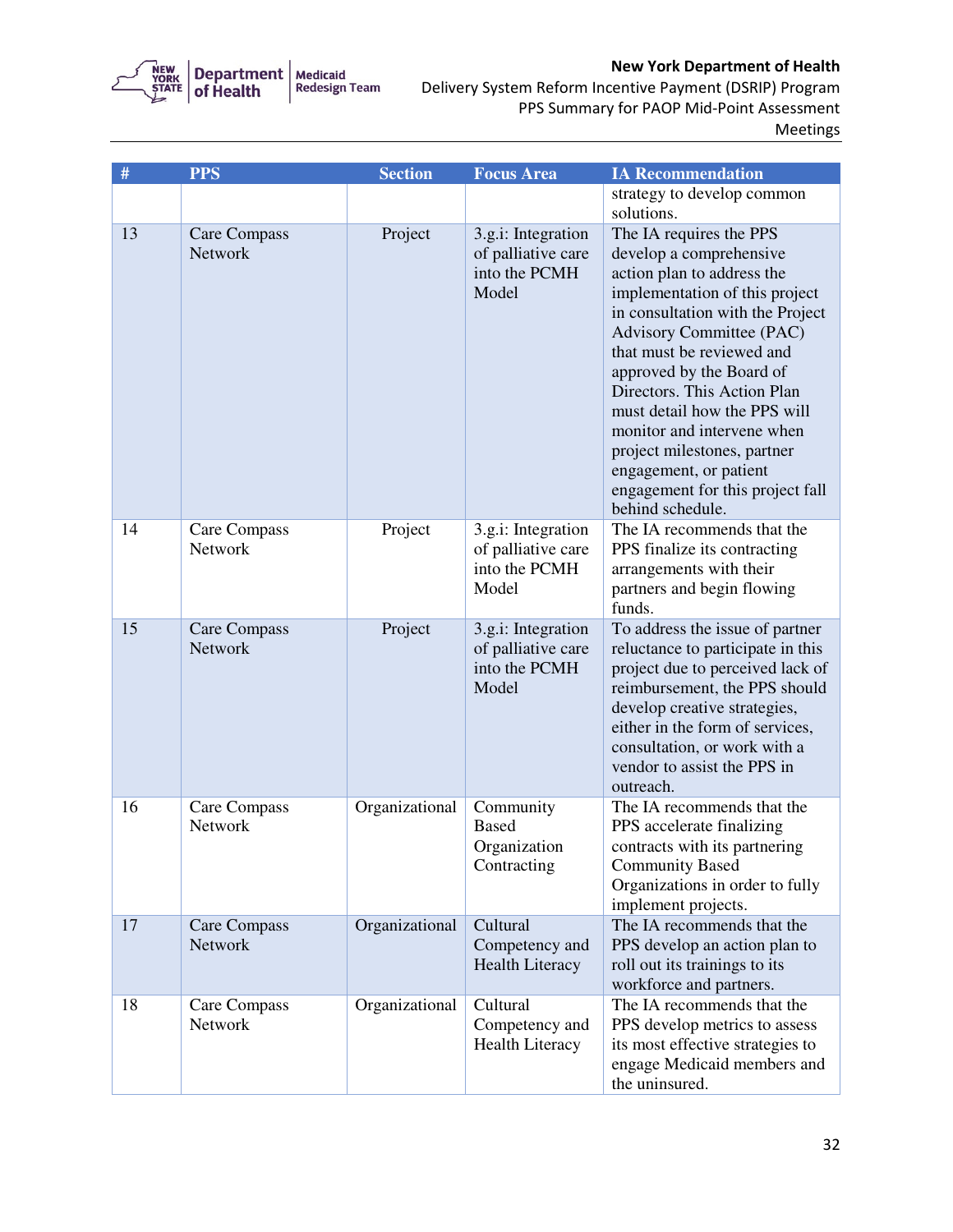| # | PPS | Section | Focus Area | IA Recommendation |
|---|---|---|---|---|
| | | | | strategy to develop common solutions. |
| 13 | Care Compass Network | Project | 3.g.i: Integration of palliative care into the PCMH Model | The IA requires the PPS develop a comprehensive action plan to address the implementation of this project in consultation with the Project Advisory Committee (PAC) that must be reviewed and approved by the Board of Directors. This Action Plan must detail how the PPS will monitor and intervene when project milestones, partner engagement, or patient engagement for this project fall behind schedule. |
| 14 | Care Compass Network | Project | 3.g.i: Integration of palliative care into the PCMH Model | The IA recommends that the PPS finalize its contracting arrangements with their partners and begin flowing funds. |
| 15 | Care Compass Network | Project | 3.g.i: Integration of palliative care into the PCMH Model | To address the issue of partner reluctance to participate in this project due to perceived lack of reimbursement, the PPS should develop creative strategies, either in the form of services, consultation, or work with a vendor to assist the PPS in outreach. |
| 16 | Care Compass Network | Organizational | Community Based Organization Contracting | The IA recommends that the PPS accelerate finalizing contracts with its partnering Community Based Organizations in order to fully implement projects. |
| 17 | Care Compass Network | Organizational | Cultural Competency and Health Literacy | The IA recommends that the PPS develop an action plan to roll out its trainings to its workforce and partners. |
| 18 | Care Compass Network | Organizational | Cultural Competency and Health Literacy | The IA recommends that the PPS develop metrics to assess its most effective strategies to engage Medicaid members and the uninsured. |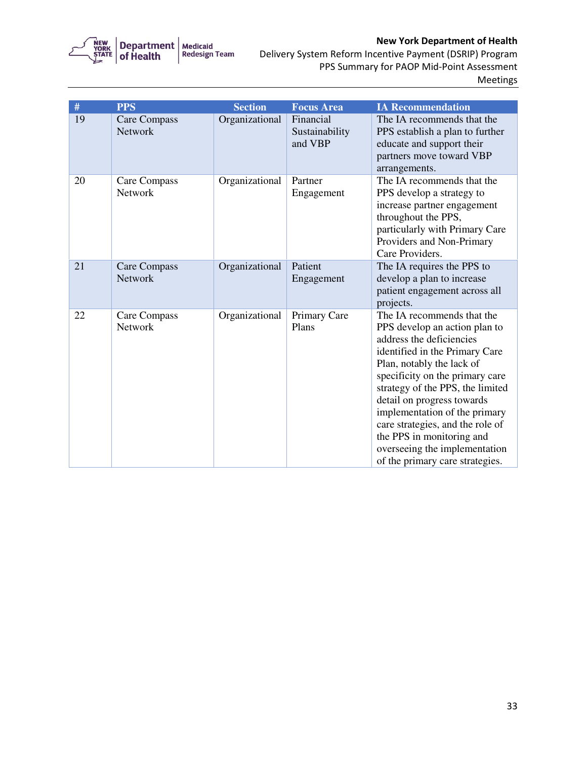| # | PPS | Section | Focus Area | IA Recommendation |
|---|---|---|---|---|
| 19 | Care Compass Network | Organizational | Financial Sustainability and VBP | The IA recommends that the PPS establish a plan to further educate and support their partners move toward VBP arrangements. |
| 20 | Care Compass Network | Organizational | Partner Engagement | The IA recommends that the PPS develop a strategy to increase partner engagement throughout the PPS, particularly with Primary Care Providers and Non-Primary Care Providers. |
| 21 | Care Compass Network | Organizational | Patient Engagement | The IA requires the PPS to develop a plan to increase patient engagement across all projects. |
| 22 | Care Compass Network | Organizational | Primary Care Plans | The IA recommends that the PPS develop an action plan to address the deficiencies identified in the Primary Care Plan, notably the lack of specificity on the primary care strategy of the PPS, the limited detail on progress towards implementation of the primary care strategies, and the role of the PPS in monitoring and overseeing the implementation of the primary care strategies. |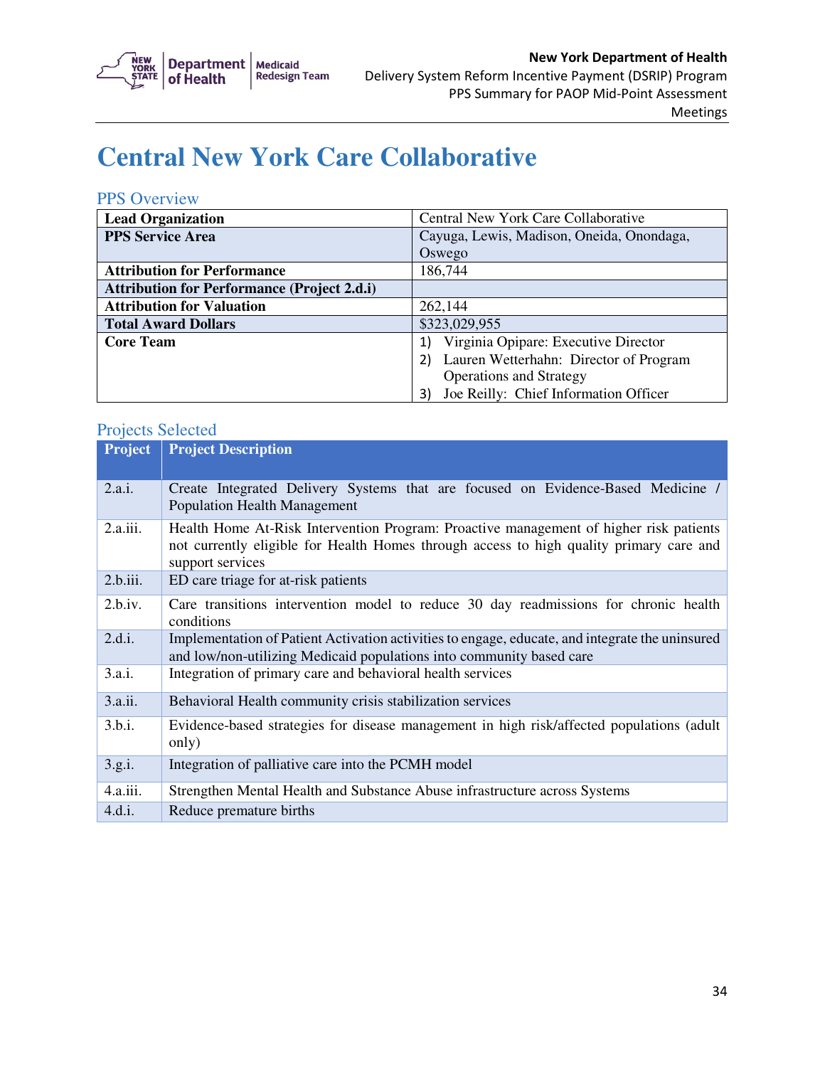# Central New York Care Collaborative

## PPS Overview

| | |
|---|---|
| **Lead Organization** | Central New York Care Collaborative |
| **PPS Service Area** | Cayuga, Lewis, Madison, Oneida, Onondaga, Oswego |
| **Attribution for Performance** | 186,744 |
| **Attribution for Performance (Project 2.d.i)** | |
| **Attribution for Valuation** | 262,144 |
| **Total Award Dollars** | $323,029,955 |
| **Core Team** | 1) Virginia Opipare: Executive Director<br>2) Lauren Wetterhahn: Director of Program Operations and Strategy<br>3) Joe Reilly: Chief Information Officer |

## Projects Selected

| Project | Project Description |
|---|---|
| 2.a.i. | Create Integrated Delivery Systems that are focused on Evidence-Based Medicine / Population Health Management |
| 2.a.iii. | Health Home At-Risk Intervention Program: Proactive management of higher risk patients not currently eligible for Health Homes through access to high quality primary care and support services |
| 2.b.iii. | ED care triage for at-risk patients |
| 2.b.iv. | Care transitions intervention model to reduce 30 day readmissions for chronic health conditions |
| 2.d.i. | Implementation of Patient Activation activities to engage, educate, and integrate the uninsured and low/non-utilizing Medicaid populations into community based care |
| 3.a.i. | Integration of primary care and behavioral health services |
| 3.a.ii. | Behavioral Health community crisis stabilization services |
| 3.b.i. | Evidence-based strategies for disease management in high risk/affected populations (adult only) |
| 3.g.i. | Integration of palliative care into the PCMH model |
| 4.a.iii. | Strengthen Mental Health and Substance Abuse infrastructure across Systems |
| 4.d.i. | Reduce premature births |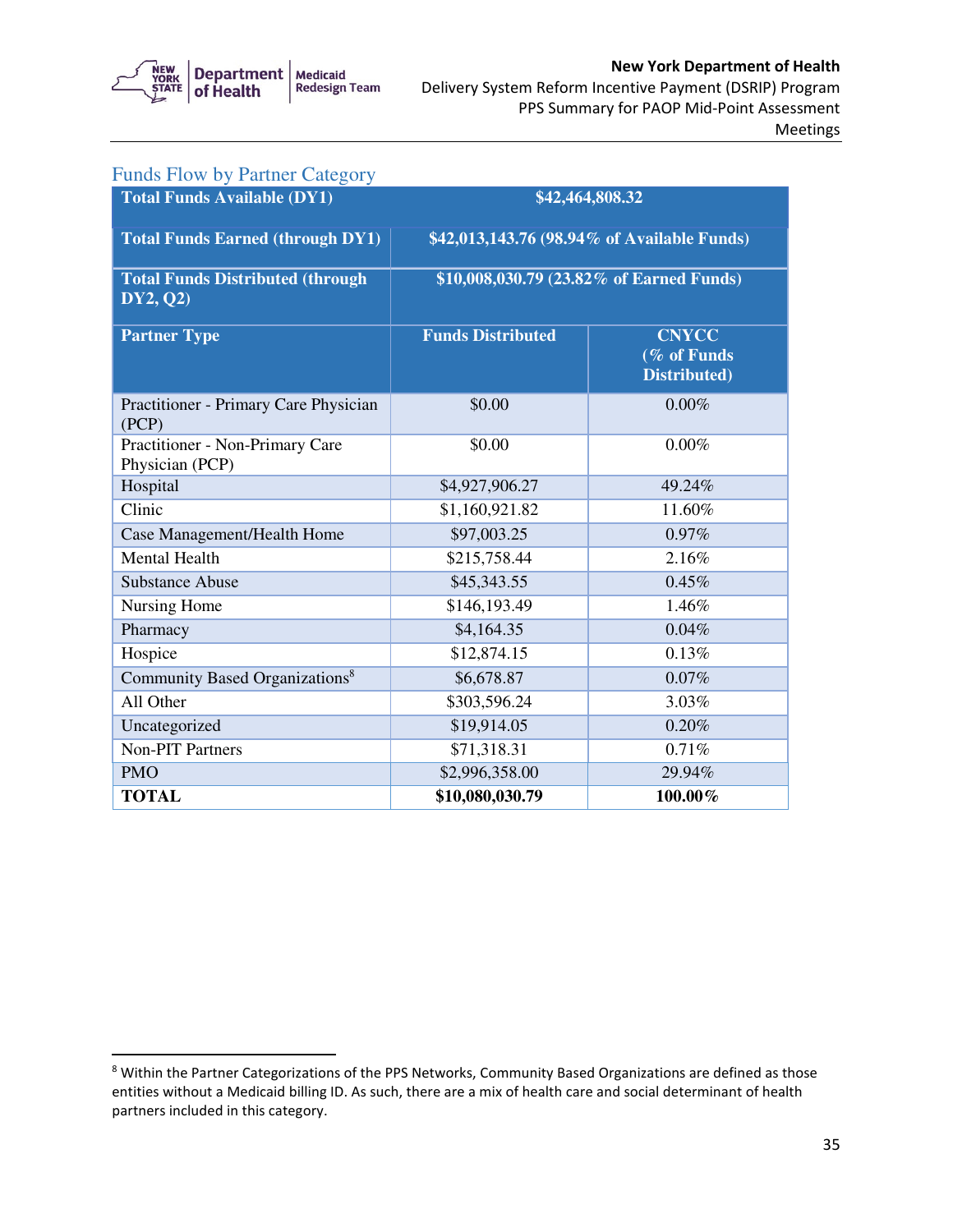## Funds Flow by Partner Category

| Total Funds Available (DY1) | $42,464,808.32 | |
|---|---|---|
| **Total Funds Earned (through DY1)** | **$42,013,143.76 (98.94% of Available Funds)** | |
| **Total Funds Distributed (through DY2, Q2)** | **$10,008,030.79 (23.82% of Earned Funds)** | |
| **Partner Type** | **Funds Distributed** | **CNYCC (% of Funds Distributed)** |
| Practitioner - Primary Care Physician (PCP) | $0.00 | 0.00% |
| Practitioner - Non-Primary Care Physician (PCP) | $0.00 | 0.00% |
| Hospital | $4,927,906.27 | 49.24% |
| Clinic | $1,160,921.82 | 11.60% |
| Case Management/Health Home | $97,003.25 | 0.97% |
| Mental Health | $215,758.44 | 2.16% |
| Substance Abuse | $45,343.55 | 0.45% |
| Nursing Home | $146,193.49 | 1.46% |
| Pharmacy | $4,164.35 | 0.04% |
| Hospice | $12,874.15 | 0.13% |
| Community Based Organizations[8] | $6,678.87 | 0.07% |
| All Other | $303,596.24 | 3.03% |
| Uncategorized | $19,914.05 | 0.20% |
| Non-PIT Partners | $71,318.31 | 0.71% |
| PMO | $2,996,358.00 | 29.94% |
| **TOTAL** | **$10,080,030.79** | **100.00%** |

[8] Within the Partner Categorizations of the PPS Networks, Community Based Organizations are defined as those entities without a Medicaid billing ID. As such, there are a mix of health care and social determinant of health partners included in this category.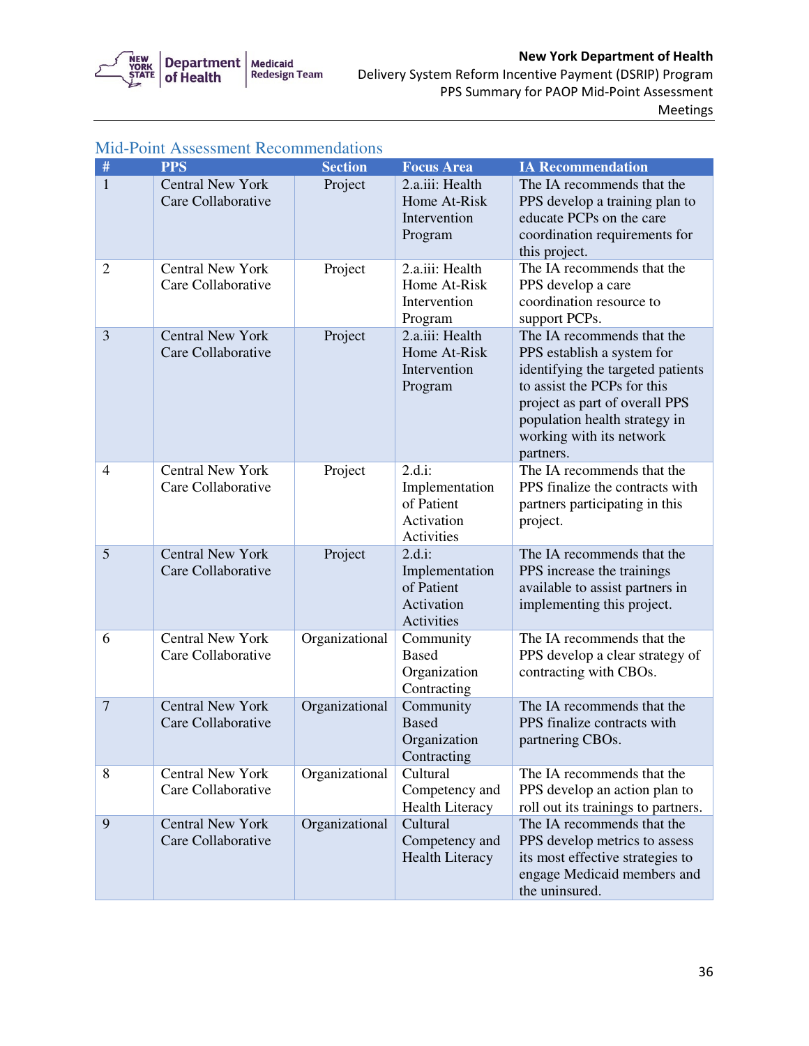## Mid-Point Assessment Recommendations

| # | PPS | Section | Focus Area | IA Recommendation |
|---|---|---|---|---|
| 1 | Central New York Care Collaborative | Project | 2.a.iii: Health Home At-Risk Intervention Program | The IA recommends that the PPS develop a training plan to educate PCPs on the care coordination requirements for this project. |
| 2 | Central New York Care Collaborative | Project | 2.a.iii: Health Home At-Risk Intervention Program | The IA recommends that the PPS develop a care coordination resource to support PCPs. |
| 3 | Central New York Care Collaborative | Project | 2.a.iii: Health Home At-Risk Intervention Program | The IA recommends that the PPS establish a system for identifying the targeted patients to assist the PCPs for this project as part of overall PPS population health strategy in working with its network partners. |
| 4 | Central New York Care Collaborative | Project | 2.d.i: Implementation of Patient Activation Activities | The IA recommends that the PPS finalize the contracts with partners participating in this project. |
| 5 | Central New York Care Collaborative | Project | 2.d.i: Implementation of Patient Activation Activities | The IA recommends that the PPS increase the trainings available to assist partners in implementing this project. |
| 6 | Central New York Care Collaborative | Organizational | Community Based Organization Contracting | The IA recommends that the PPS develop a clear strategy of contracting with CBOs. |
| 7 | Central New York Care Collaborative | Organizational | Community Based Organization Contracting | The IA recommends that the PPS finalize contracts with partnering CBOs. |
| 8 | Central New York Care Collaborative | Organizational | Cultural Competency and Health Literacy | The IA recommends that the PPS develop an action plan to roll out its trainings to partners. |
| 9 | Central New York Care Collaborative | Organizational | Cultural Competency and Health Literacy | The IA recommends that the PPS develop metrics to assess its most effective strategies to engage Medicaid members and the uninsured. |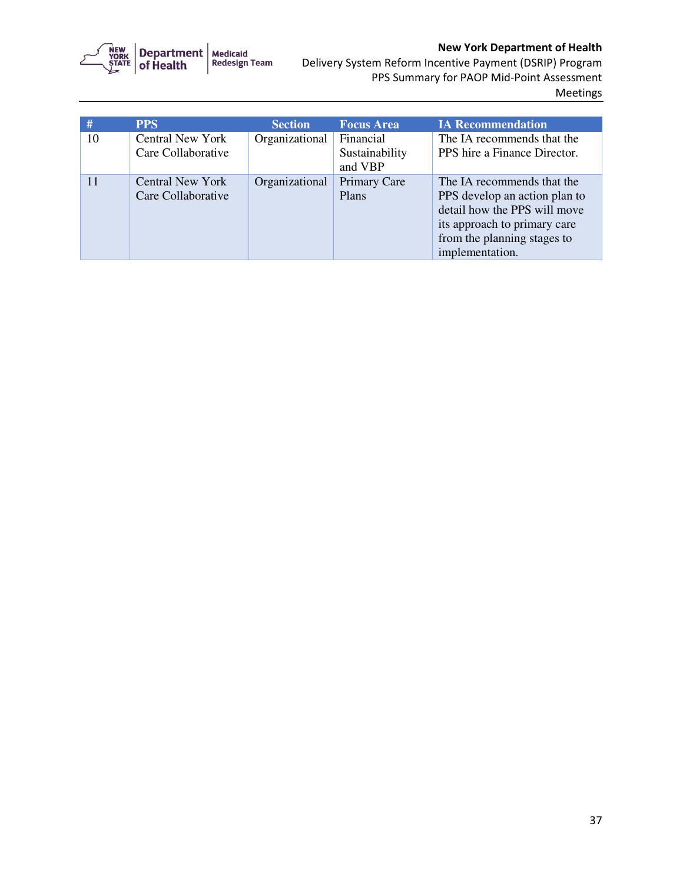| # | PPS | Section | Focus Area | IA Recommendation |
|---|---|---|---|---|
| 10 | Central New York Care Collaborative | Organizational | Financial Sustainability and VBP | The IA recommends that the PPS hire a Finance Director. |
| 11 | Central New York Care Collaborative | Organizational | Primary Care Plans | The IA recommends that the PPS develop an action plan to detail how the PPS will move its approach to primary care from the planning stages to implementation. |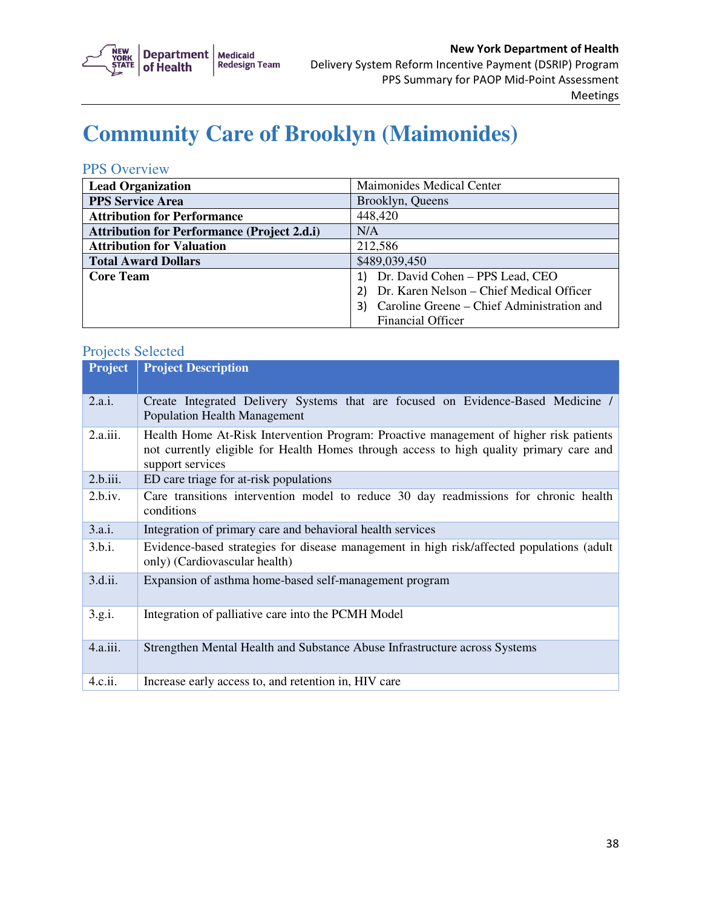# Community Care of Brooklyn (Maimonides)

## PPS Overview

| | |
|---|---|
| **Lead Organization** | Maimonides Medical Center |
| **PPS Service Area** | Brooklyn, Queens |
| **Attribution for Performance** | 448,420 |
| **Attribution for Performance (Project 2.d.i)** | N/A |
| **Attribution for Valuation** | 212,586 |
| **Total Award Dollars** | $489,039,450 |
| **Core Team** | 1) Dr. David Cohen – PPS Lead, CEO<br>2) Dr. Karen Nelson – Chief Medical Officer<br>3) Caroline Greene – Chief Administration and Financial Officer |

## Projects Selected

| Project | Project Description |
|---|---|
| 2.a.i. | Create Integrated Delivery Systems that are focused on Evidence-Based Medicine / Population Health Management |
| 2.a.iii. | Health Home At-Risk Intervention Program: Proactive management of higher risk patients not currently eligible for Health Homes through access to high quality primary care and support services |
| 2.b.iii. | ED care triage for at-risk populations |
| 2.b.iv. | Care transitions intervention model to reduce 30 day readmissions for chronic health conditions |
| 3.a.i. | Integration of primary care and behavioral health services |
| 3.b.i. | Evidence-based strategies for disease management in high risk/affected populations (adult only) (Cardiovascular health) |
| 3.d.ii. | Expansion of asthma home-based self-management program |
| 3.g.i. | Integration of palliative care into the PCMH Model |
| 4.a.iii. | Strengthen Mental Health and Substance Abuse Infrastructure across Systems |
| 4.c.ii. | Increase early access to, and retention in, HIV care |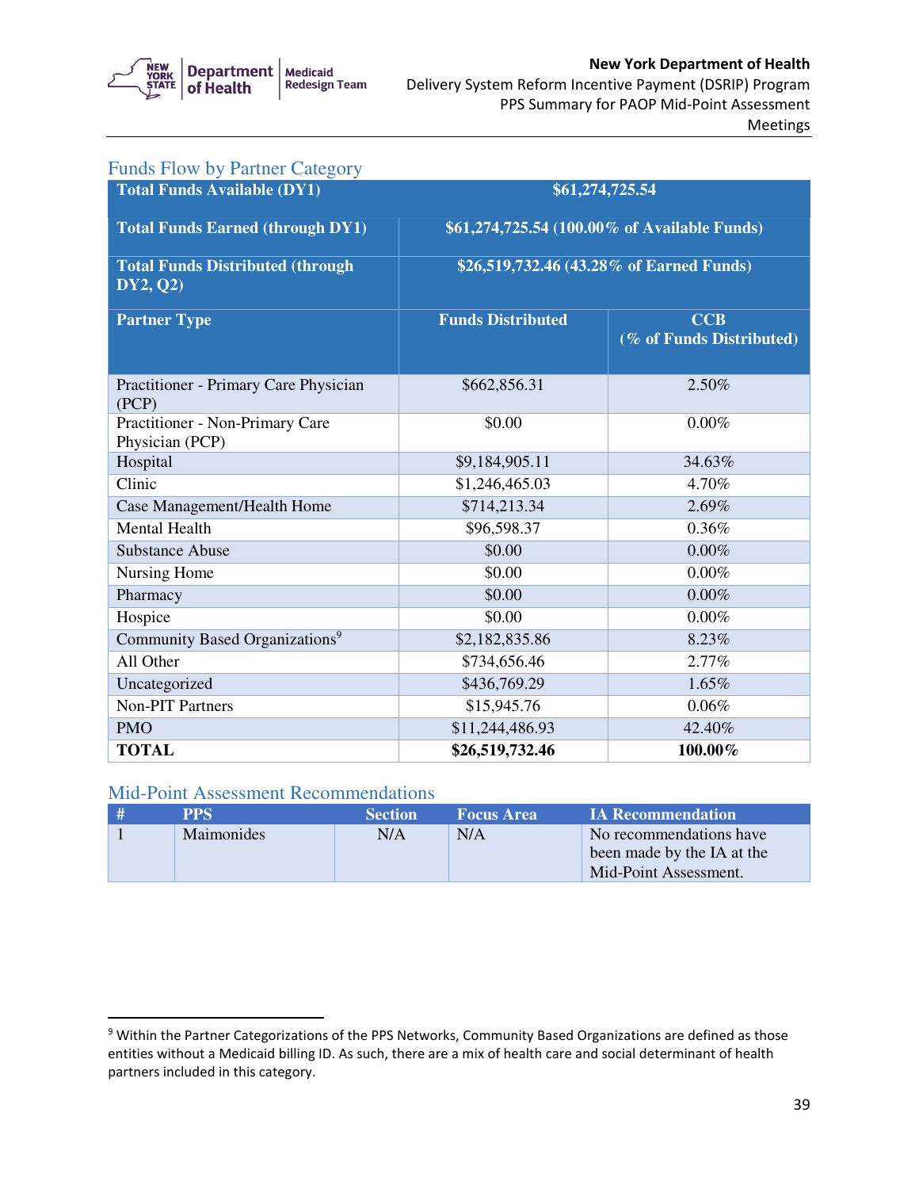## Funds Flow by Partner Category

| Total Funds Available (DY1) | $61,274,725.54 | |
|---|---|---|
| Total Funds Earned (through DY1) | $61,274,725.54 (100.00% of Available Funds) | |
| Total Funds Distributed (through DY2, Q2) | $26,519,732.46 (43.28% of Earned Funds) | |
| **Partner Type** | **Funds Distributed** | **CCB (% of Funds Distributed)** |
| Practitioner - Primary Care Physician (PCP) | $662,856.31 | 2.50% |
| Practitioner - Non-Primary Care Physician (PCP) | $0.00 | 0.00% |
| Hospital | $9,184,905.11 | 34.63% |
| Clinic | $1,246,465.03 | 4.70% |
| Case Management/Health Home | $714,213.34 | 2.69% |
| Mental Health | $96,598.37 | 0.36% |
| Substance Abuse | $0.00 | 0.00% |
| Nursing Home | $0.00 | 0.00% |
| Pharmacy | $0.00 | 0.00% |
| Hospice | $0.00 | 0.00% |
| Community Based Organizations[9] | $2,182,835.86 | 8.23% |
| All Other | $734,656.46 | 2.77% |
| Uncategorized | $436,769.29 | 1.65% |
| Non-PIT Partners | $15,945.76 | 0.06% |
| PMO | $11,244,486.93 | 42.40% |
| **TOTAL** | **$26,519,732.46** | **100.00%** |

## Mid-Point Assessment Recommendations

| # | PPS | Section | Focus Area | IA Recommendation |
|---|---|---|---|---|
| 1 | Maimonides | N/A | N/A | No recommendations have been made by the IA at the Mid-Point Assessment. |

[9] Within the Partner Categorizations of the PPS Networks, Community Based Organizations are defined as those entities without a Medicaid billing ID. As such, there are a mix of health care and social determinant of health partners included in this category.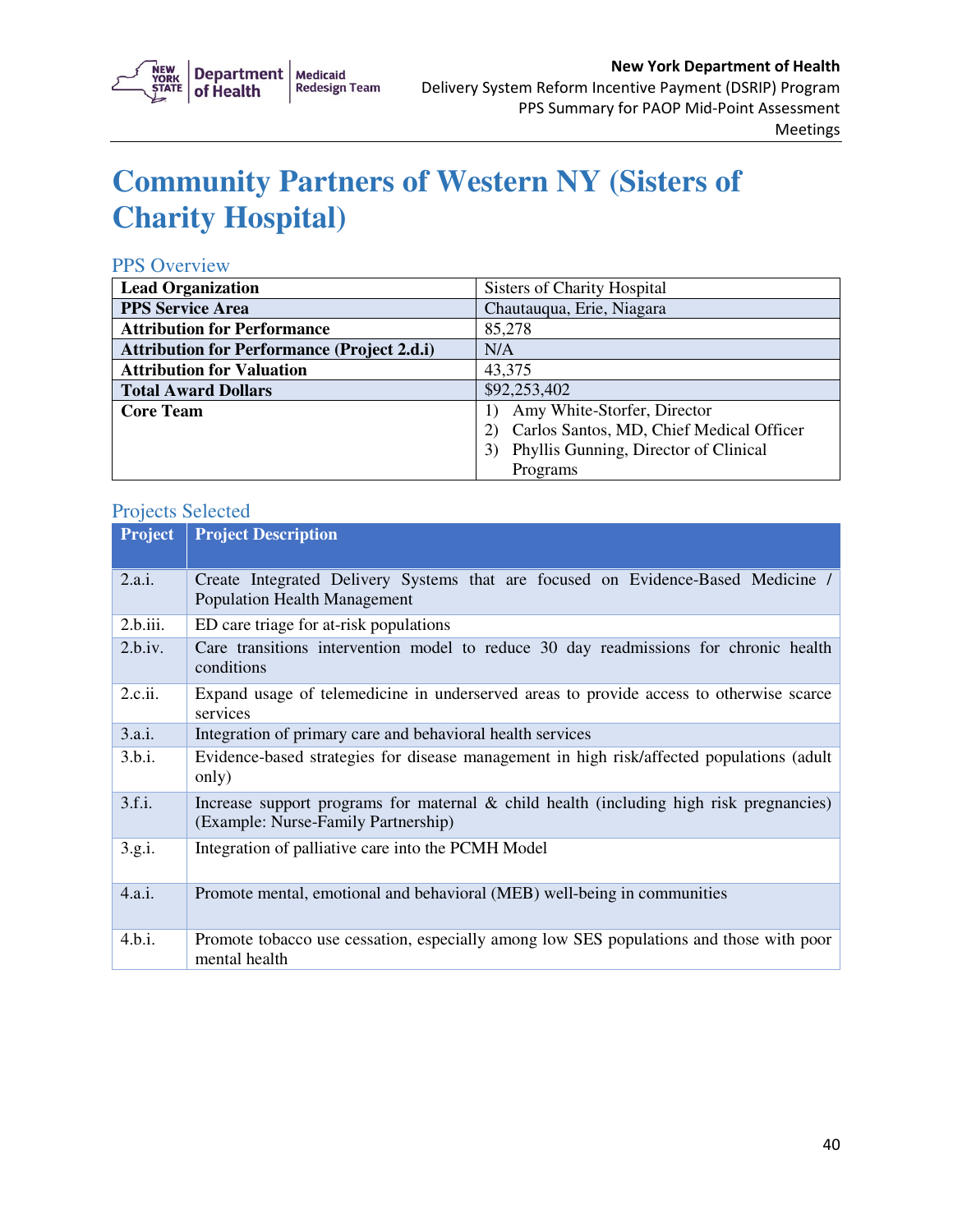# Community Partners of Western NY (Sisters of Charity Hospital)

## PPS Overview

| | |
|---|---|
| **Lead Organization** | Sisters of Charity Hospital |
| **PPS Service Area** | Chautauqua, Erie, Niagara |
| **Attribution for Performance** | 85,278 |
| **Attribution for Performance (Project 2.d.i)** | N/A |
| **Attribution for Valuation** | 43,375 |
| **Total Award Dollars** | $92,253,402 |
| **Core Team** | 1) Amy White-Storfer, Director<br>2) Carlos Santos, MD, Chief Medical Officer<br>3) Phyllis Gunning, Director of Clinical Programs |

## Projects Selected

| Project | Project Description |
|---|---|
| 2.a.i. | Create Integrated Delivery Systems that are focused on Evidence-Based Medicine / Population Health Management |
| 2.b.iii. | ED care triage for at-risk populations |
| 2.b.iv. | Care transitions intervention model to reduce 30 day readmissions for chronic health conditions |
| 2.c.ii. | Expand usage of telemedicine in underserved areas to provide access to otherwise scarce services |
| 3.a.i. | Integration of primary care and behavioral health services |
| 3.b.i. | Evidence-based strategies for disease management in high risk/affected populations (adult only) |
| 3.f.i. | Increase support programs for maternal & child health (including high risk pregnancies) (Example: Nurse-Family Partnership) |
| 3.g.i. | Integration of palliative care into the PCMH Model |
| 4.a.i. | Promote mental, emotional and behavioral (MEB) well-being in communities |
| 4.b.i. | Promote tobacco use cessation, especially among low SES populations and those with poor mental health |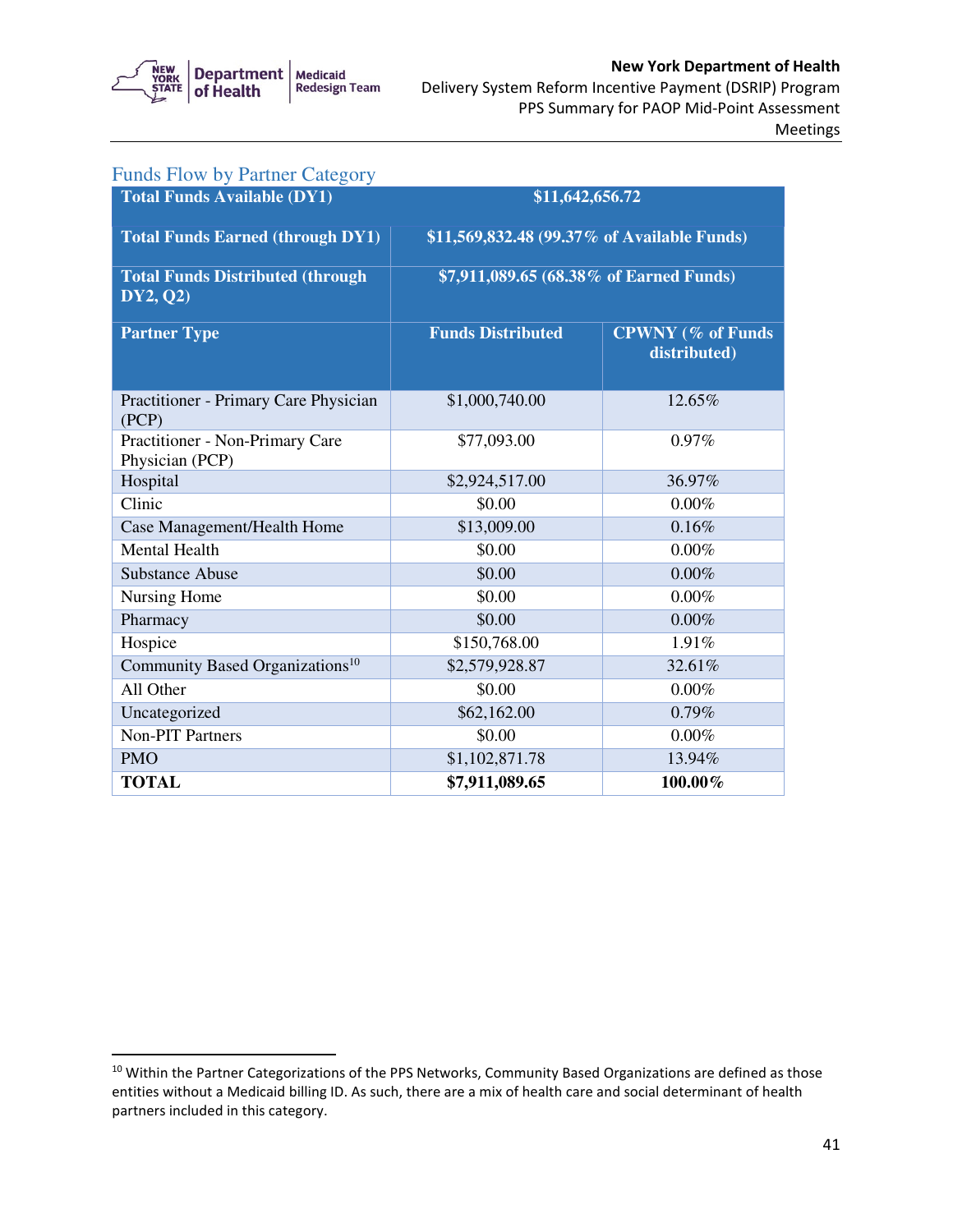## Funds Flow by Partner Category

| Total Funds Available (DY1) | $11,642,656.72 | |
|---|---|---|
| **Total Funds Earned (through DY1)** | **$11,569,832.48 (99.37% of Available Funds)** | |
| **Total Funds Distributed (through DY2, Q2)** | **$7,911,089.65 (68.38% of Earned Funds)** | |
| **Partner Type** | **Funds Distributed** | **CPWNY (% of Funds distributed)** |
| Practitioner - Primary Care Physician (PCP) | $1,000,740.00 | 12.65% |
| Practitioner - Non-Primary Care Physician (PCP) | $77,093.00 | 0.97% |
| Hospital | $2,924,517.00 | 36.97% |
| Clinic | $0.00 | 0.00% |
| Case Management/Health Home | $13,009.00 | 0.16% |
| Mental Health | $0.00 | 0.00% |
| Substance Abuse | $0.00 | 0.00% |
| Nursing Home | $0.00 | 0.00% |
| Pharmacy | $0.00 | 0.00% |
| Hospice | $150,768.00 | 1.91% |
| Community Based Organizations[10] | $2,579,928.87 | 32.61% |
| All Other | $0.00 | 0.00% |
| Uncategorized | $62,162.00 | 0.79% |
| Non-PIT Partners | $0.00 | 0.00% |
| PMO | $1,102,871.78 | 13.94% |
| **TOTAL** | **$7,911,089.65** | **100.00%** |

[10] Within the Partner Categorizations of the PPS Networks, Community Based Organizations are defined as those entities without a Medicaid billing ID. As such, there are a mix of health care and social determinant of health partners included in this category.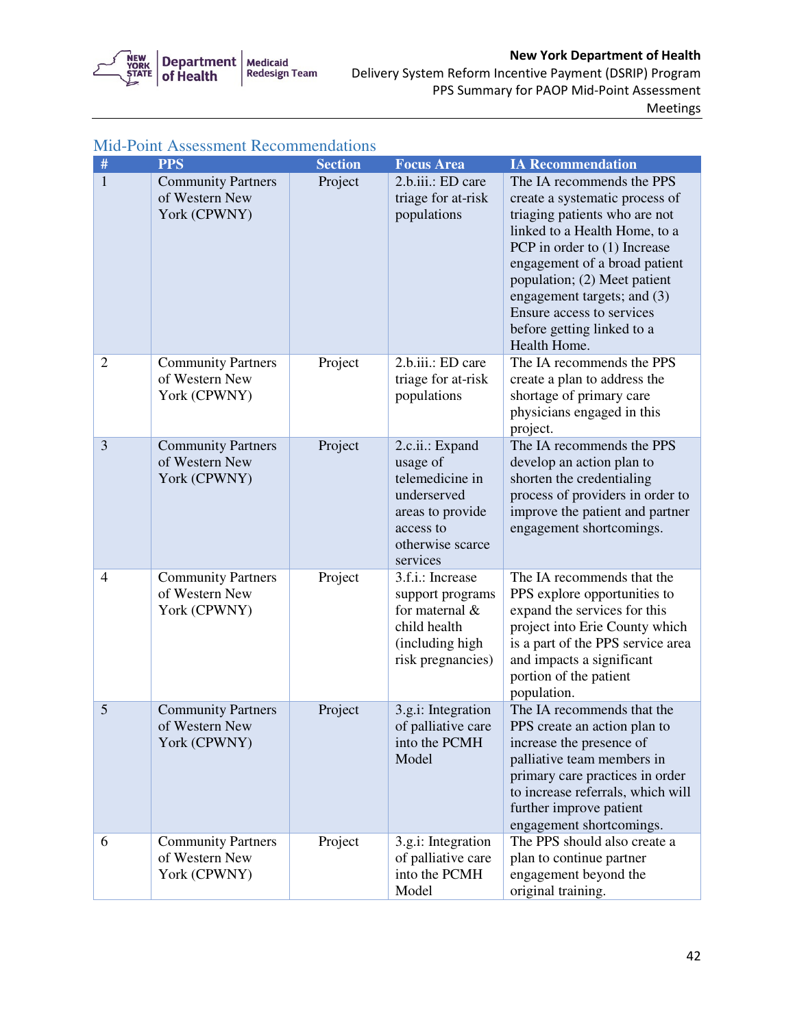## Mid-Point Assessment Recommendations

| # | PPS | Section | Focus Area | IA Recommendation |
|---|---|---|---|---|
| 1 | Community Partners of Western New York (CPWNY) | Project | 2.b.iii.: ED care triage for at-risk populations | The IA recommends the PPS create a systematic process of triaging patients who are not linked to a Health Home, to a PCP in order to (1) Increase engagement of a broad patient population; (2) Meet patient engagement targets; and (3) Ensure access to services before getting linked to a Health Home. |
| 2 | Community Partners of Western New York (CPWNY) | Project | 2.b.iii.: ED care triage for at-risk populations | The IA recommends the PPS create a plan to address the shortage of primary care physicians engaged in this project. |
| 3 | Community Partners of Western New York (CPWNY) | Project | 2.c.ii.: Expand usage of telemedicine in underserved areas to provide access to otherwise scarce services | The IA recommends the PPS develop an action plan to shorten the credentialing process of providers in order to improve the patient and partner engagement shortcomings. |
| 4 | Community Partners of Western New York (CPWNY) | Project | 3.f.i.: Increase support programs for maternal & child health (including high risk pregnancies) | The IA recommends that the PPS explore opportunities to expand the services for this project into Erie County which is a part of the PPS service area and impacts a significant portion of the patient population. |
| 5 | Community Partners of Western New York (CPWNY) | Project | 3.g.i: Integration of palliative care into the PCMH Model | The IA recommends that the PPS create an action plan to increase the presence of palliative team members in primary care practices in order to increase referrals, which will further improve patient engagement shortcomings. |
| 6 | Community Partners of Western New York (CPWNY) | Project | 3.g.i: Integration of palliative care into the PCMH Model | The PPS should also create a plan to continue partner engagement beyond the original training. |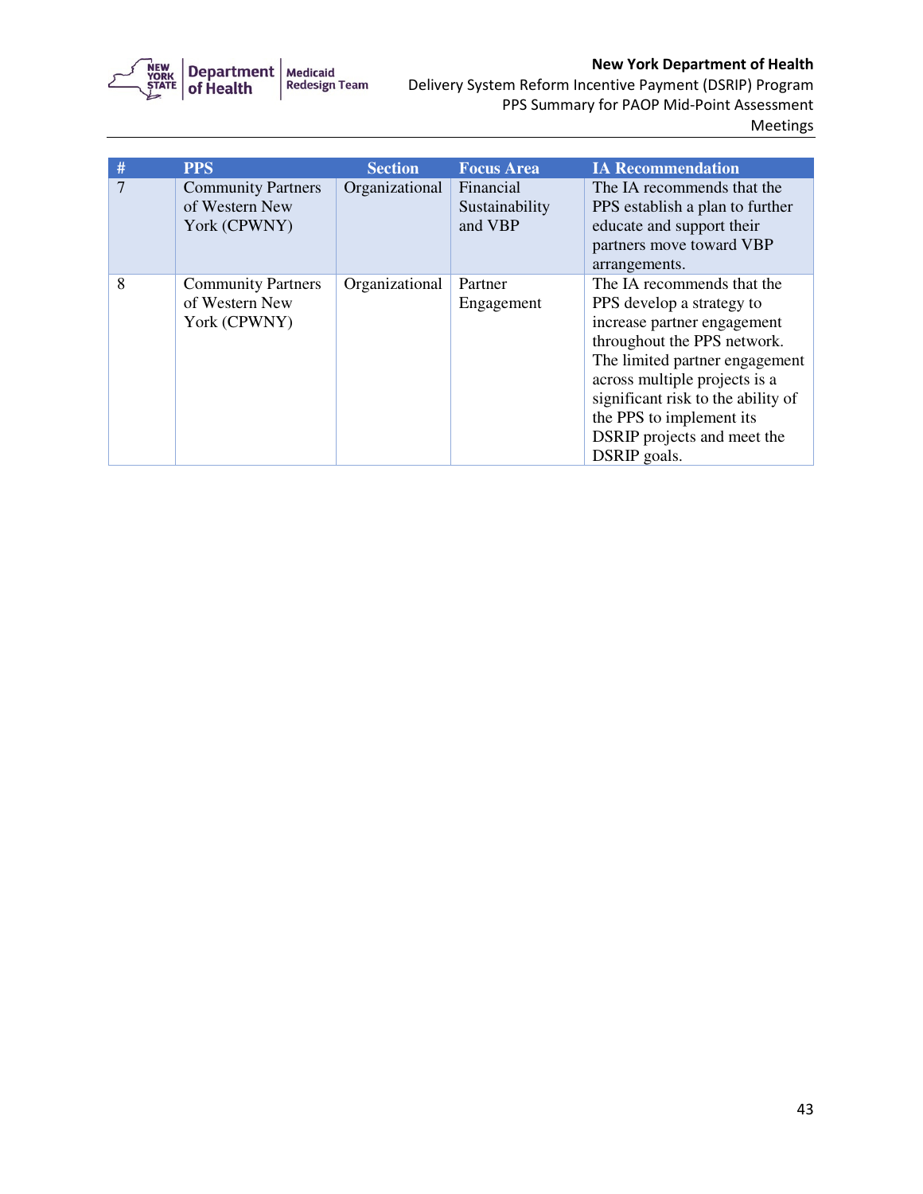| # | PPS | Section | Focus Area | IA Recommendation |
| --- | --- | --- | --- | --- |
| 7 | Community Partners of Western New York (CPWNY) | Organizational | Financial Sustainability and VBP | The IA recommends that the PPS establish a plan to further educate and support their partners move toward VBP arrangements. |
| 8 | Community Partners of Western New York (CPWNY) | Organizational | Partner Engagement | The IA recommends that the PPS develop a strategy to increase partner engagement throughout the PPS network. The limited partner engagement across multiple projects is a significant risk to the ability of the PPS to implement its DSRIP projects and meet the DSRIP goals. |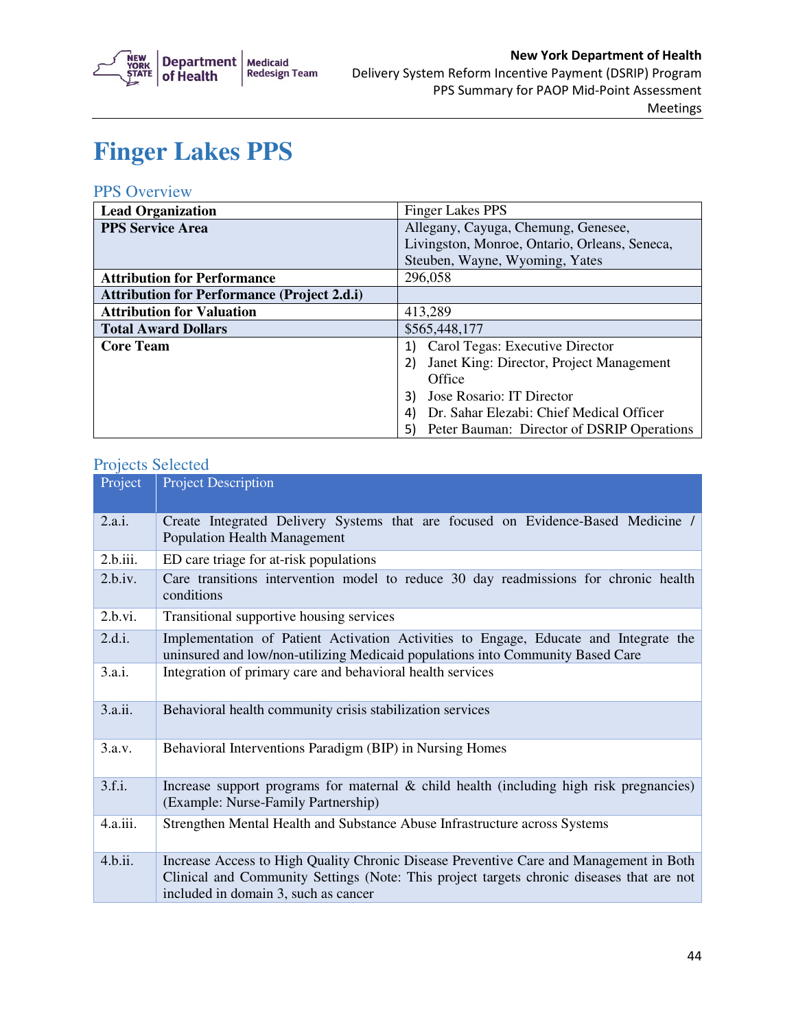# Finger Lakes PPS

## PPS Overview

| | |
|---|---|
| **Lead Organization** | Finger Lakes PPS |
| **PPS Service Area** | Allegany, Cayuga, Chemung, Genesee, Livingston, Monroe, Ontario, Orleans, Seneca, Steuben, Wayne, Wyoming, Yates |
| **Attribution for Performance** | 296,058 |
| **Attribution for Performance (Project 2.d.i)** | |
| **Attribution for Valuation** | 413,289 |
| **Total Award Dollars** | $565,448,177 |
| **Core Team** | 1) Carol Tegas: Executive Director<br>2) Janet King: Director, Project Management Office<br>3) Jose Rosario: IT Director<br>4) Dr. Sahar Elezabi: Chief Medical Officer<br>5) Peter Bauman: Director of DSRIP Operations |

## Projects Selected

| Project | Project Description |
|---|---|
| 2.a.i. | Create Integrated Delivery Systems that are focused on Evidence-Based Medicine / Population Health Management |
| 2.b.iii. | ED care triage for at-risk populations |
| 2.b.iv. | Care transitions intervention model to reduce 30 day readmissions for chronic health conditions |
| 2.b.vi. | Transitional supportive housing services |
| 2.d.i. | Implementation of Patient Activation Activities to Engage, Educate and Integrate the uninsured and low/non-utilizing Medicaid populations into Community Based Care |
| 3.a.i. | Integration of primary care and behavioral health services |
| 3.a.ii. | Behavioral health community crisis stabilization services |
| 3.a.v. | Behavioral Interventions Paradigm (BIP) in Nursing Homes |
| 3.f.i. | Increase support programs for maternal & child health (including high risk pregnancies) (Example: Nurse-Family Partnership) |
| 4.a.iii. | Strengthen Mental Health and Substance Abuse Infrastructure across Systems |
| 4.b.ii. | Increase Access to High Quality Chronic Disease Preventive Care and Management in Both Clinical and Community Settings (Note: This project targets chronic diseases that are not included in domain 3, such as cancer |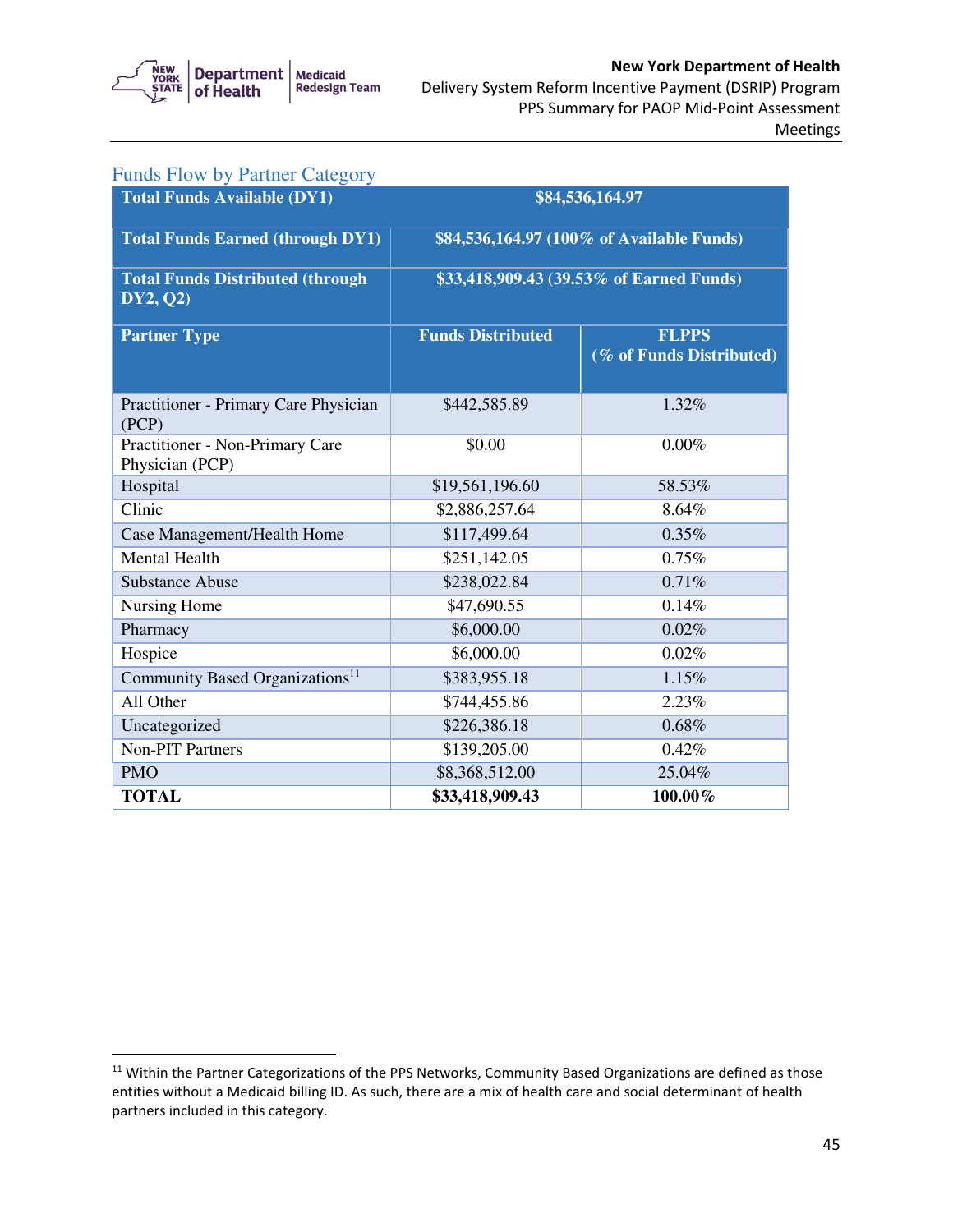## Funds Flow by Partner Category

| Total Funds Available (DY1) | $84,536,164.97 | |
|---|---|---|
| **Total Funds Earned (through DY1)** | **$84,536,164.97 (100% of Available Funds)** | |
| **Total Funds Distributed (through DY2, Q2)** | **$33,418,909.43 (39.53% of Earned Funds)** | |
| **Partner Type** | **Funds Distributed** | **FLPPS (% of Funds Distributed)** |
| Practitioner - Primary Care Physician (PCP) | $442,585.89 | 1.32% |
| Practitioner - Non-Primary Care Physician (PCP) | $0.00 | 0.00% |
| Hospital | $19,561,196.60 | 58.53% |
| Clinic | $2,886,257.64 | 8.64% |
| Case Management/Health Home | $117,499.64 | 0.35% |
| Mental Health | $251,142.05 | 0.75% |
| Substance Abuse | $238,022.84 | 0.71% |
| Nursing Home | $47,690.55 | 0.14% |
| Pharmacy | $6,000.00 | 0.02% |
| Hospice | $6,000.00 | 0.02% |
| Community Based Organizations[11] | $383,955.18 | 1.15% |
| All Other | $744,455.86 | 2.23% |
| Uncategorized | $226,386.18 | 0.68% |
| Non-PIT Partners | $139,205.00 | 0.42% |
| PMO | $8,368,512.00 | 25.04% |
| **TOTAL** | **$33,418,909.43** | **100.00%** |

[11] Within the Partner Categorizations of the PPS Networks, Community Based Organizations are defined as those entities without a Medicaid billing ID. As such, there are a mix of health care and social determinant of health partners included in this category.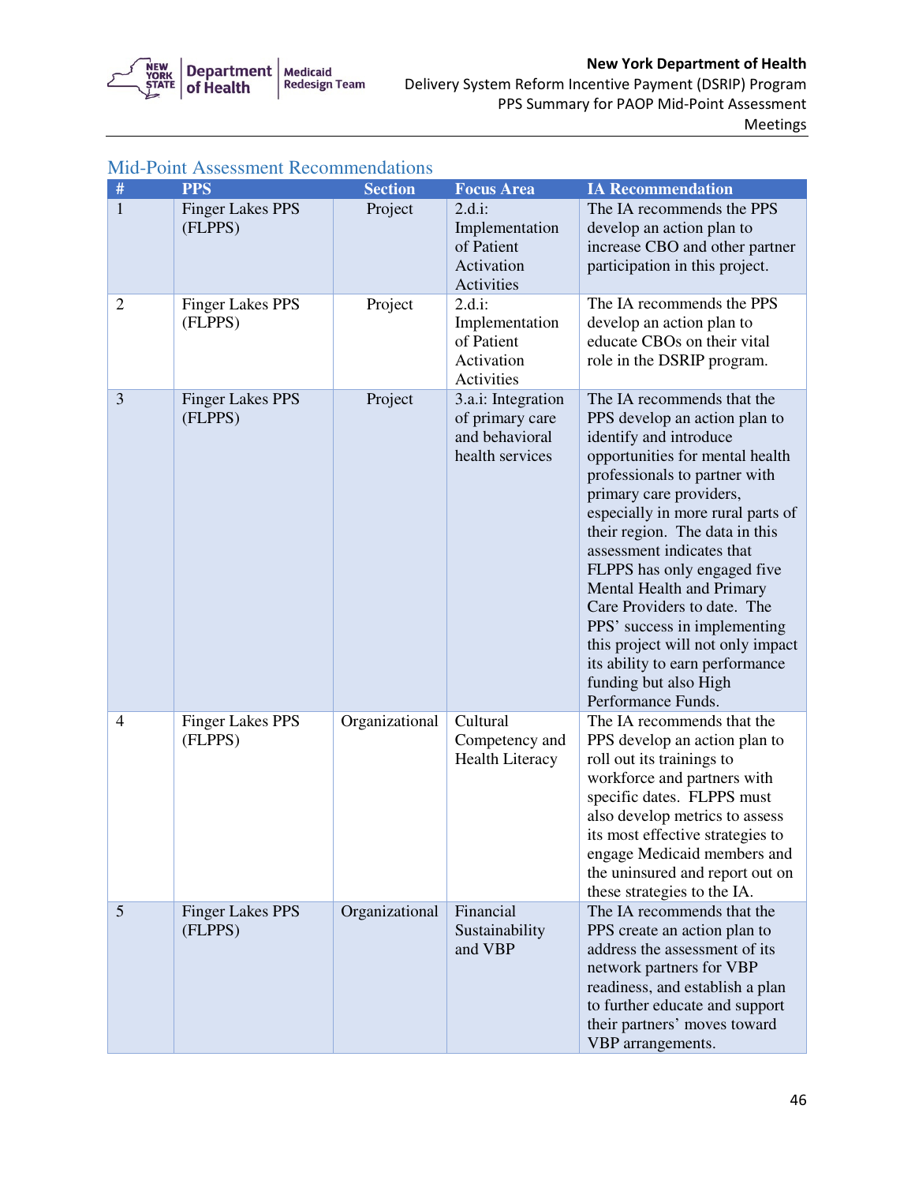## Mid-Point Assessment Recommendations

| # | PPS | Section | Focus Area | IA Recommendation |
|---|---|---|---|---|
| 1 | Finger Lakes PPS (FLPPS) | Project | 2.d.i: Implementation of Patient Activation Activities | The IA recommends the PPS develop an action plan to increase CBO and other partner participation in this project. |
| 2 | Finger Lakes PPS (FLPPS) | Project | 2.d.i: Implementation of Patient Activation Activities | The IA recommends the PPS develop an action plan to educate CBOs on their vital role in the DSRIP program. |
| 3 | Finger Lakes PPS (FLPPS) | Project | 3.a.i: Integration of primary care and behavioral health services | The IA recommends that the PPS develop an action plan to identify and introduce opportunities for mental health professionals to partner with primary care providers, especially in more rural parts of their region. The data in this assessment indicates that FLPPS has only engaged five Mental Health and Primary Care Providers to date. The PPS' success in implementing this project will not only impact its ability to earn performance funding but also High Performance Funds. |
| 4 | Finger Lakes PPS (FLPPS) | Organizational | Cultural Competency and Health Literacy | The IA recommends that the PPS develop an action plan to roll out its trainings to workforce and partners with specific dates. FLPPS must also develop metrics to assess its most effective strategies to engage Medicaid members and the uninsured and report out on these strategies to the IA. |
| 5 | Finger Lakes PPS (FLPPS) | Organizational | Financial Sustainability and VBP | The IA recommends that the PPS create an action plan to address the assessment of its network partners for VBP readiness, and establish a plan to further educate and support their partners' moves toward VBP arrangements. |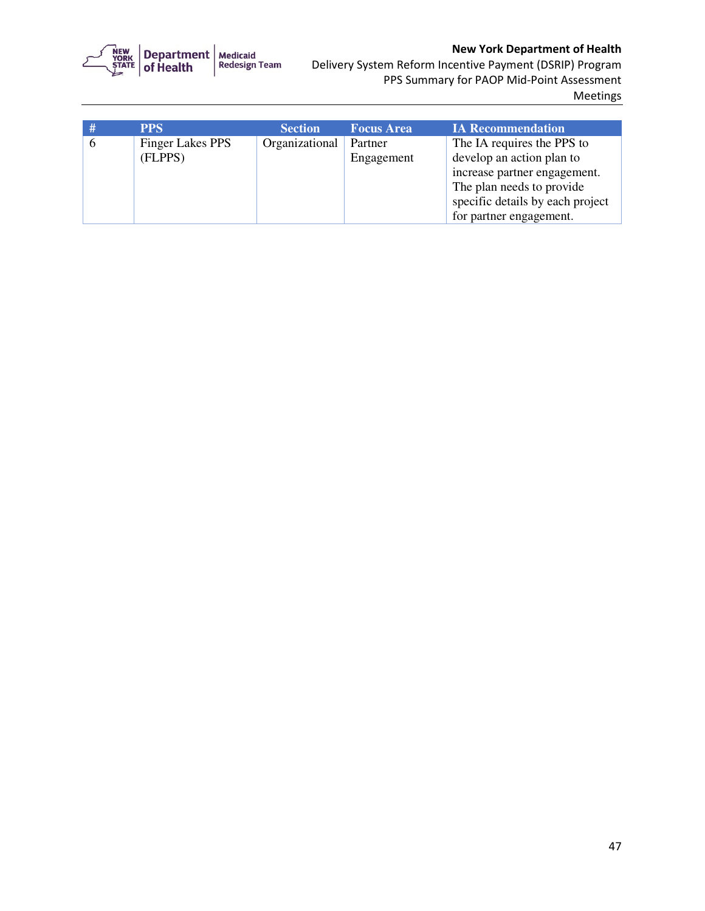| # | PPS | Section | Focus Area | IA Recommendation |
|---|---|---|---|---|
| 6 | Finger Lakes PPS (FLPPS) | Organizational | Partner Engagement | The IA requires the PPS to develop an action plan to increase partner engagement. The plan needs to provide specific details by each project for partner engagement. |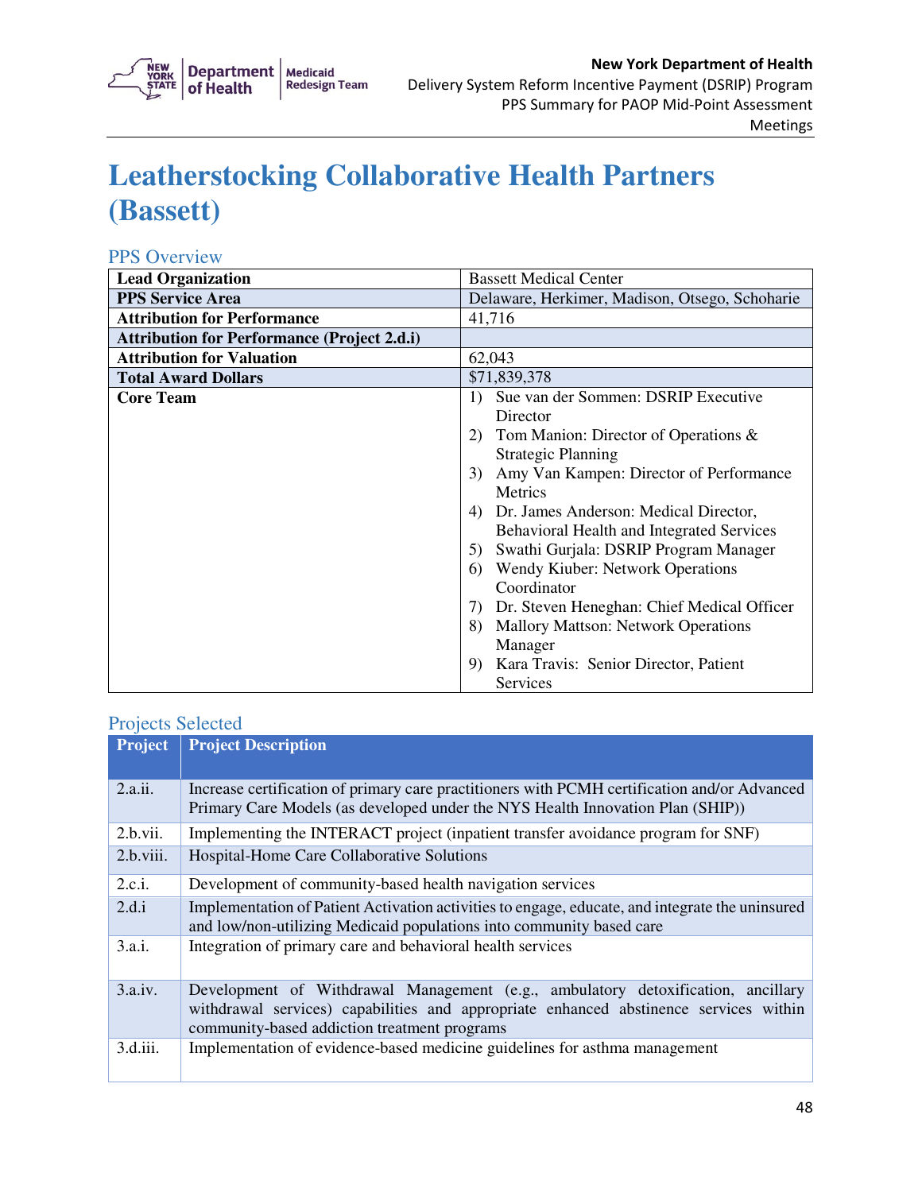# Leatherstocking Collaborative Health Partners (Bassett)

## PPS Overview

| | |
|---|---|
| **Lead Organization** | Bassett Medical Center |
| **PPS Service Area** | Delaware, Herkimer, Madison, Otsego, Schoharie |
| **Attribution for Performance** | 41,716 |
| **Attribution for Performance (Project 2.d.i)** | |
| **Attribution for Valuation** | 62,043 |
| **Total Award Dollars** | $71,839,378 |
| **Core Team** | 1) Sue van der Sommen: DSRIP Executive Director<br>2) Tom Manion: Director of Operations & Strategic Planning<br>3) Amy Van Kampen: Director of Performance Metrics<br>4) Dr. James Anderson: Medical Director, Behavioral Health and Integrated Services<br>5) Swathi Gurjala: DSRIP Program Manager<br>6) Wendy Kiuber: Network Operations Coordinator<br>7) Dr. Steven Heneghan: Chief Medical Officer<br>8) Mallory Mattson: Network Operations Manager<br>9) Kara Travis: Senior Director, Patient Services |

## Projects Selected

| Project | Project Description |
|---|---|
| 2.a.ii. | Increase certification of primary care practitioners with PCMH certification and/or Advanced Primary Care Models (as developed under the NYS Health Innovation Plan (SHIP)) |
| 2.b.vii. | Implementing the INTERACT project (inpatient transfer avoidance program for SNF) |
| 2.b.viii. | Hospital-Home Care Collaborative Solutions |
| 2.c.i. | Development of community-based health navigation services |
| 2.d.i | Implementation of Patient Activation activities to engage, educate, and integrate the uninsured and low/non-utilizing Medicaid populations into community based care |
| 3.a.i. | Integration of primary care and behavioral health services |
| 3.a.iv. | Development of Withdrawal Management (e.g., ambulatory detoxification, ancillary withdrawal services) capabilities and appropriate enhanced abstinence services within community-based addiction treatment programs |
| 3.d.iii. | Implementation of evidence-based medicine guidelines for asthma management |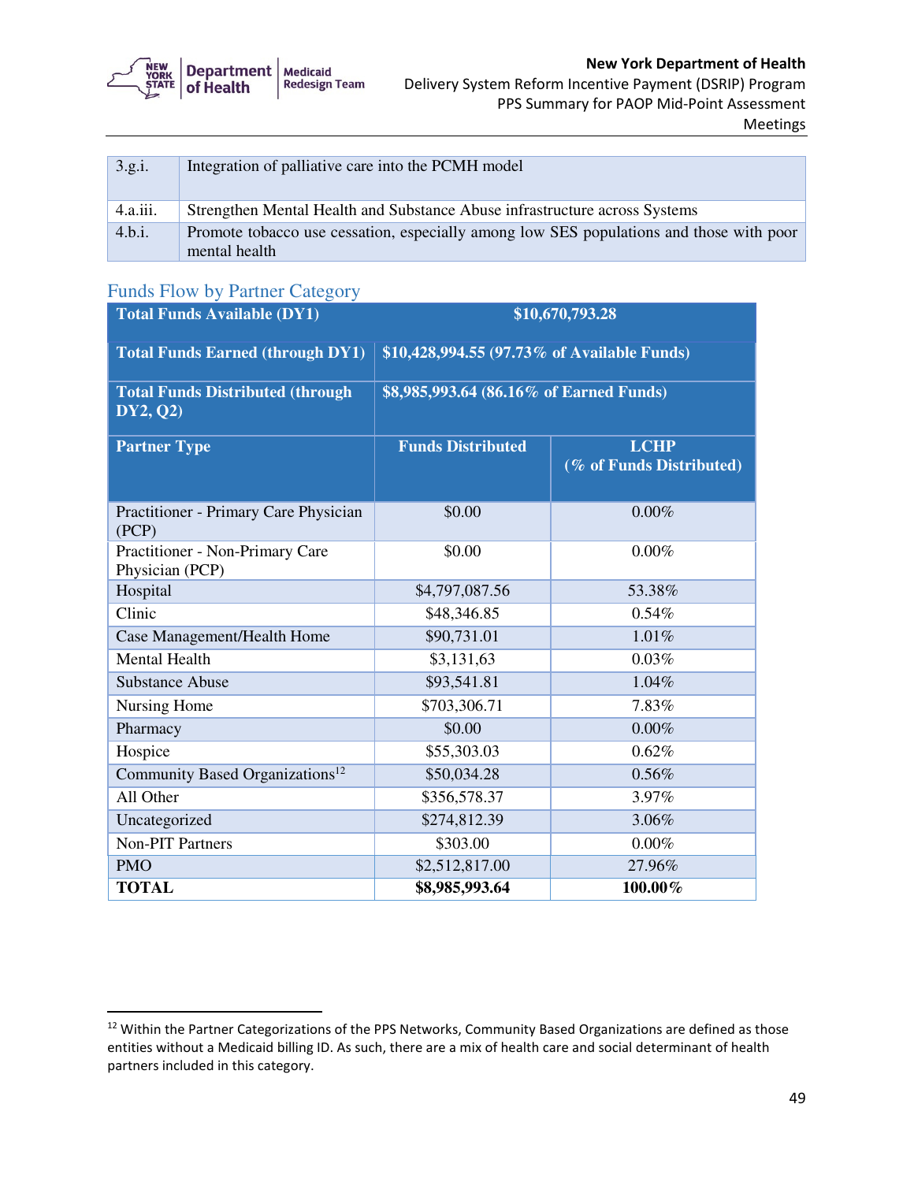| 3.g.i. | Integration of palliative care into the PCMH model |
|---|---|
| 4.a.iii. | Strengthen Mental Health and Substance Abuse infrastructure across Systems |
| 4.b.i. | Promote tobacco use cessation, especially among low SES populations and those with poor mental health |

## Funds Flow by Partner Category

| Total Funds Available (DY1) | $10,670,793.28 | |
|---|---|---|
| **Total Funds Earned (through DY1)** | **$10,428,994.55 (97.73% of Available Funds)** | |
| **Total Funds Distributed (through DY2, Q2)** | **$8,985,993.64 (86.16% of Earned Funds)** | |
| **Partner Type** | **Funds Distributed** | **LCHP (% of Funds Distributed)** |
| Practitioner - Primary Care Physician (PCP) | $0.00 | 0.00% |
| Practitioner - Non-Primary Care Physician (PCP) | $0.00 | 0.00% |
| Hospital | $4,797,087.56 | 53.38% |
| Clinic | $48,346.85 | 0.54% |
| Case Management/Health Home | $90,731.01 | 1.01% |
| Mental Health | $3,131,63 | 0.03% |
| Substance Abuse | $93,541.81 | 1.04% |
| Nursing Home | $703,306.71 | 7.83% |
| Pharmacy | $0.00 | 0.00% |
| Hospice | $55,303.03 | 0.62% |
| Community Based Organizations[12] | $50,034.28 | 0.56% |
| All Other | $356,578.37 | 3.97% |
| Uncategorized | $274,812.39 | 3.06% |
| Non-PIT Partners | $303.00 | 0.00% |
| PMO | $2,512,817.00 | 27.96% |
| **TOTAL** | **$8,985,993.64** | **100.00%** |

[12] Within the Partner Categorizations of the PPS Networks, Community Based Organizations are defined as those entities without a Medicaid billing ID. As such, there are a mix of health care and social determinant of health partners included in this category.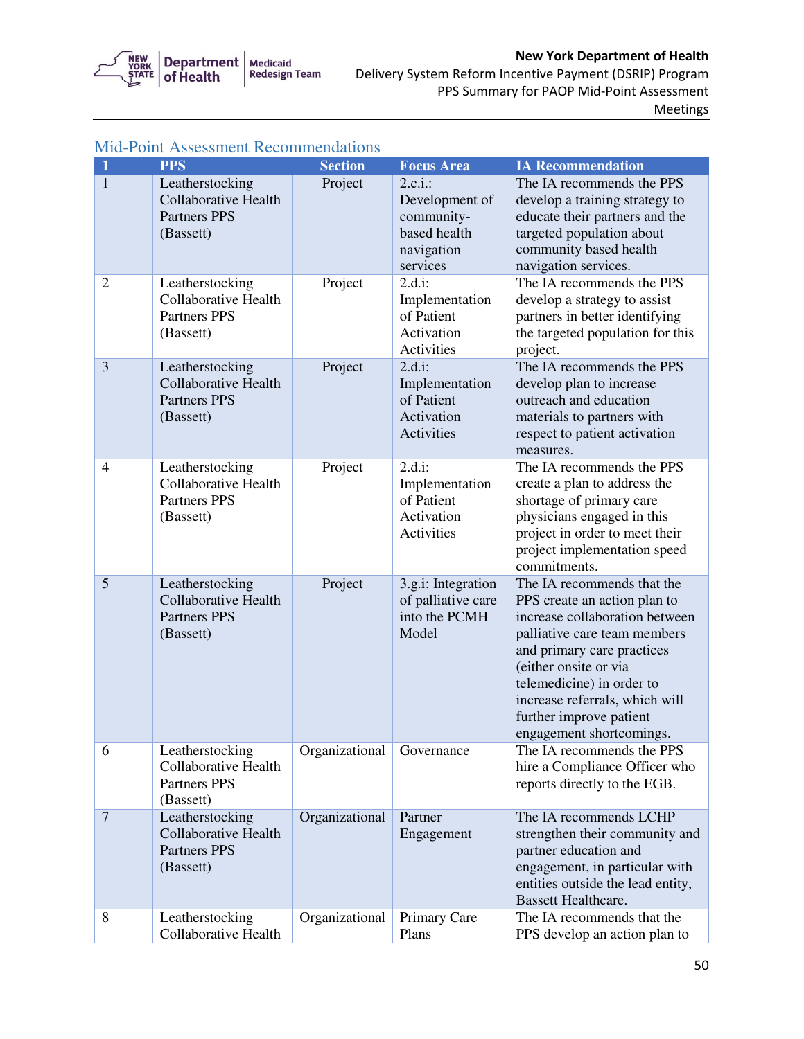## Mid-Point Assessment Recommendations

| 1 | PPS | Section | Focus Area | IA Recommendation |
|---|---|---|---|---|
| 1 | Leatherstocking Collaborative Health Partners PPS (Bassett) | Project | 2.c.i.: Development of community-based health navigation services | The IA recommends the PPS develop a training strategy to educate their partners and the targeted population about community based health navigation services. |
| 2 | Leatherstocking Collaborative Health Partners PPS (Bassett) | Project | 2.d.i: Implementation of Patient Activation Activities | The IA recommends the PPS develop a strategy to assist partners in better identifying the targeted population for this project. |
| 3 | Leatherstocking Collaborative Health Partners PPS (Bassett) | Project | 2.d.i: Implementation of Patient Activation Activities | The IA recommends the PPS develop plan to increase outreach and education materials to partners with respect to patient activation measures. |
| 4 | Leatherstocking Collaborative Health Partners PPS (Bassett) | Project | 2.d.i: Implementation of Patient Activation Activities | The IA recommends the PPS create a plan to address the shortage of primary care physicians engaged in this project in order to meet their project implementation speed commitments. |
| 5 | Leatherstocking Collaborative Health Partners PPS (Bassett) | Project | 3.g.i: Integration of palliative care into the PCMH Model | The IA recommends that the PPS create an action plan to increase collaboration between palliative care team members and primary care practices (either onsite or via telemedicine) in order to increase referrals, which will further improve patient engagement shortcomings. |
| 6 | Leatherstocking Collaborative Health Partners PPS (Bassett) | Organizational | Governance | The IA recommends the PPS hire a Compliance Officer who reports directly to the EGB. |
| 7 | Leatherstocking Collaborative Health Partners PPS (Bassett) | Organizational | Partner Engagement | The IA recommends LCHP strengthen their community and partner education and engagement, in particular with entities outside the lead entity, Bassett Healthcare. |
| 8 | Leatherstocking Collaborative Health | Organizational | Primary Care Plans | The IA recommends that the PPS develop an action plan to |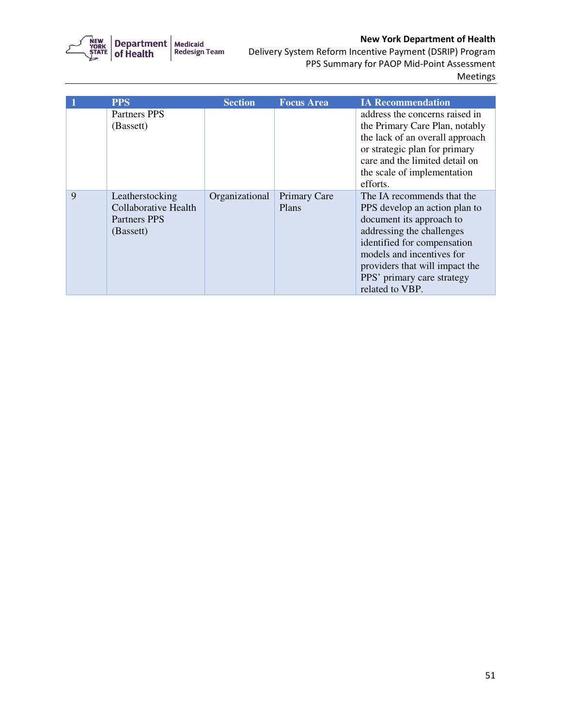| 1 | PPS | Section | Focus Area | IA Recommendation |
|---|---|---|---|---|
| | Partners PPS (Bassett) | | | address the concerns raised in the Primary Care Plan, notably the lack of an overall approach or strategic plan for primary care and the limited detail on the scale of implementation efforts. |
| 9 | Leatherstocking Collaborative Health Partners PPS (Bassett) | Organizational | Primary Care Plans | The IA recommends that the PPS develop an action plan to document its approach to addressing the challenges identified for compensation models and incentives for providers that will impact the PPS' primary care strategy related to VBP. |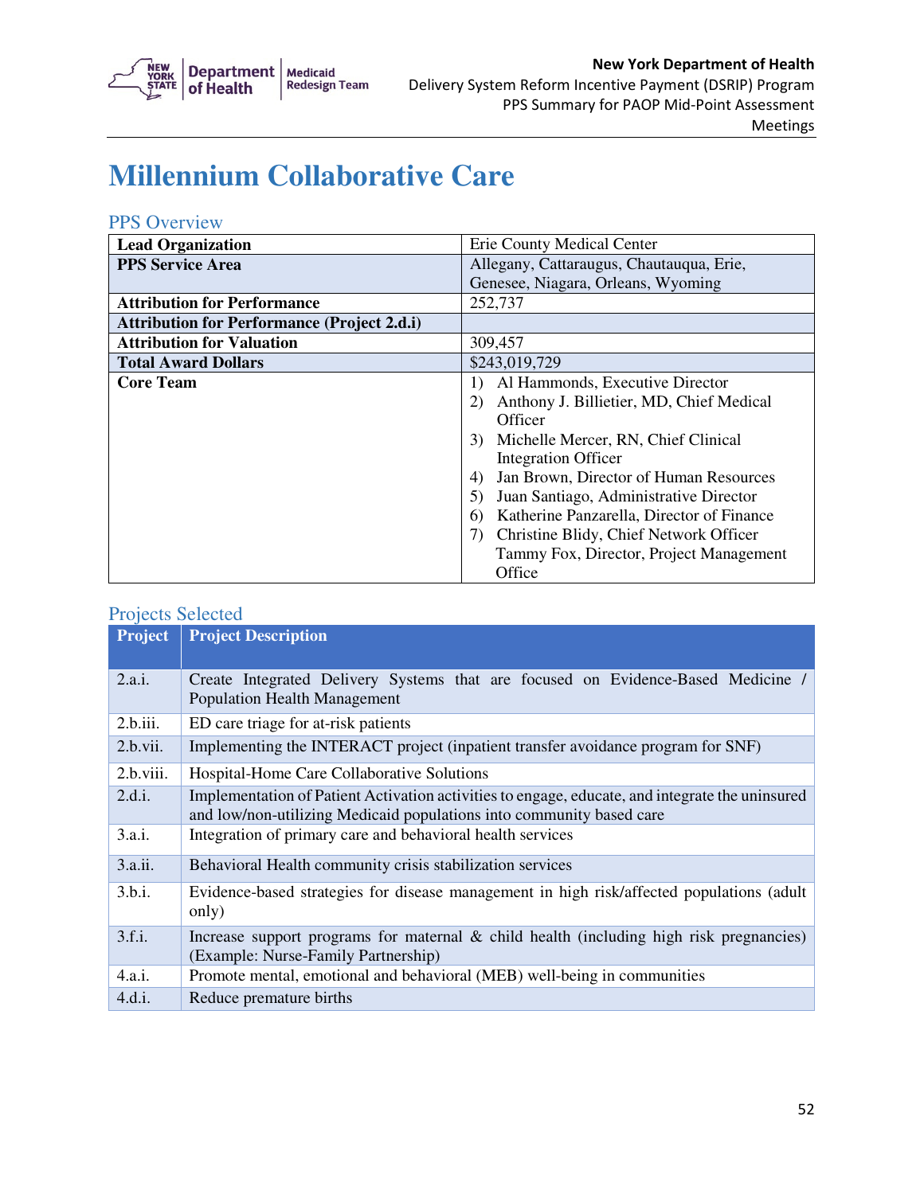# Millennium Collaborative Care

## PPS Overview

| | |
|---|---|
| **Lead Organization** | Erie County Medical Center |
| **PPS Service Area** | Allegany, Cattaraugus, Chautauqua, Erie, Genesee, Niagara, Orleans, Wyoming |
| **Attribution for Performance** | 252,737 |
| **Attribution for Performance (Project 2.d.i)** | |
| **Attribution for Valuation** | 309,457 |
| **Total Award Dollars** | $243,019,729 |
| **Core Team** | 1) Al Hammonds, Executive Director<br>2) Anthony J. Billietier, MD, Chief Medical Officer<br>3) Michelle Mercer, RN, Chief Clinical Integration Officer<br>4) Jan Brown, Director of Human Resources<br>5) Juan Santiago, Administrative Director<br>6) Katherine Panzarella, Director of Finance<br>7) Christine Blidy, Chief Network Officer<br>Tammy Fox, Director, Project Management Office |

## Projects Selected

| Project | Project Description |
|---|---|
| 2.a.i. | Create Integrated Delivery Systems that are focused on Evidence-Based Medicine / Population Health Management |
| 2.b.iii. | ED care triage for at-risk patients |
| 2.b.vii. | Implementing the INTERACT project (inpatient transfer avoidance program for SNF) |
| 2.b.viii. | Hospital-Home Care Collaborative Solutions |
| 2.d.i. | Implementation of Patient Activation activities to engage, educate, and integrate the uninsured and low/non-utilizing Medicaid populations into community based care |
| 3.a.i. | Integration of primary care and behavioral health services |
| 3.a.ii. | Behavioral Health community crisis stabilization services |
| 3.b.i. | Evidence-based strategies for disease management in high risk/affected populations (adult only) |
| 3.f.i. | Increase support programs for maternal & child health (including high risk pregnancies) (Example: Nurse-Family Partnership) |
| 4.a.i. | Promote mental, emotional and behavioral (MEB) well-being in communities |
| 4.d.i. | Reduce premature births |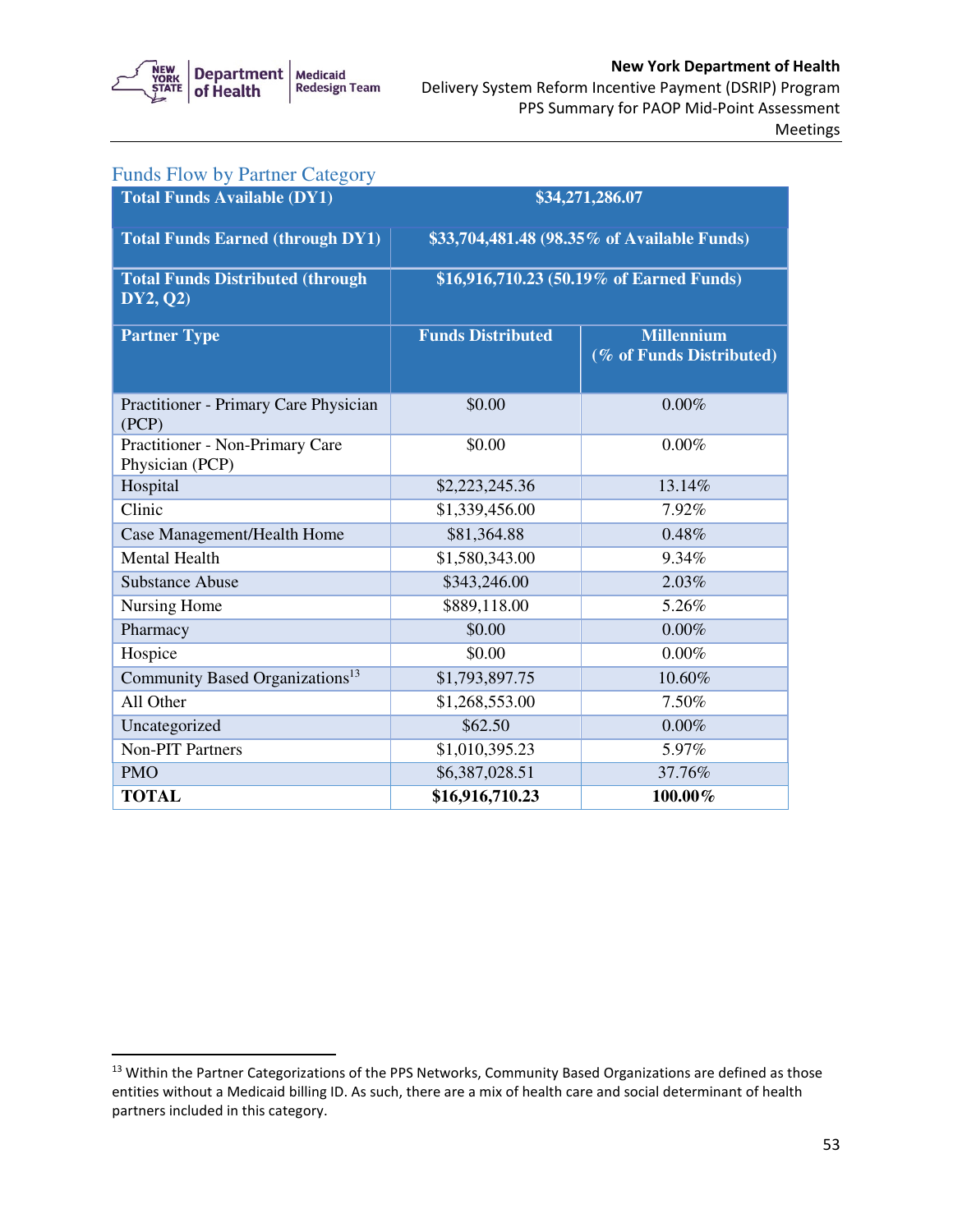## Funds Flow by Partner Category

| Total Funds Available (DY1) | $34,271,286.07 | |
|---|---|---|
| **Total Funds Earned (through DY1)** | **$33,704,481.48 (98.35% of Available Funds)** | |
| **Total Funds Distributed (through DY2, Q2)** | **$16,916,710.23 (50.19% of Earned Funds)** | |
| **Partner Type** | **Funds Distributed** | **Millennium (% of Funds Distributed)** |
| Practitioner - Primary Care Physician (PCP) | $0.00 | 0.00% |
| Practitioner - Non-Primary Care Physician (PCP) | $0.00 | 0.00% |
| Hospital | $2,223,245.36 | 13.14% |
| Clinic | $1,339,456.00 | 7.92% |
| Case Management/Health Home | $81,364.88 | 0.48% |
| Mental Health | $1,580,343.00 | 9.34% |
| Substance Abuse | $343,246.00 | 2.03% |
| Nursing Home | $889,118.00 | 5.26% |
| Pharmacy | $0.00 | 0.00% |
| Hospice | $0.00 | 0.00% |
| Community Based Organizations[13] | $1,793,897.75 | 10.60% |
| All Other | $1,268,553.00 | 7.50% |
| Uncategorized | $62.50 | 0.00% |
| Non-PIT Partners | $1,010,395.23 | 5.97% |
| PMO | $6,387,028.51 | 37.76% |
| **TOTAL** | **$16,916,710.23** | **100.00%** |

[13] Within the Partner Categorizations of the PPS Networks, Community Based Organizations are defined as those entities without a Medicaid billing ID. As such, there are a mix of health care and social determinant of health partners included in this category.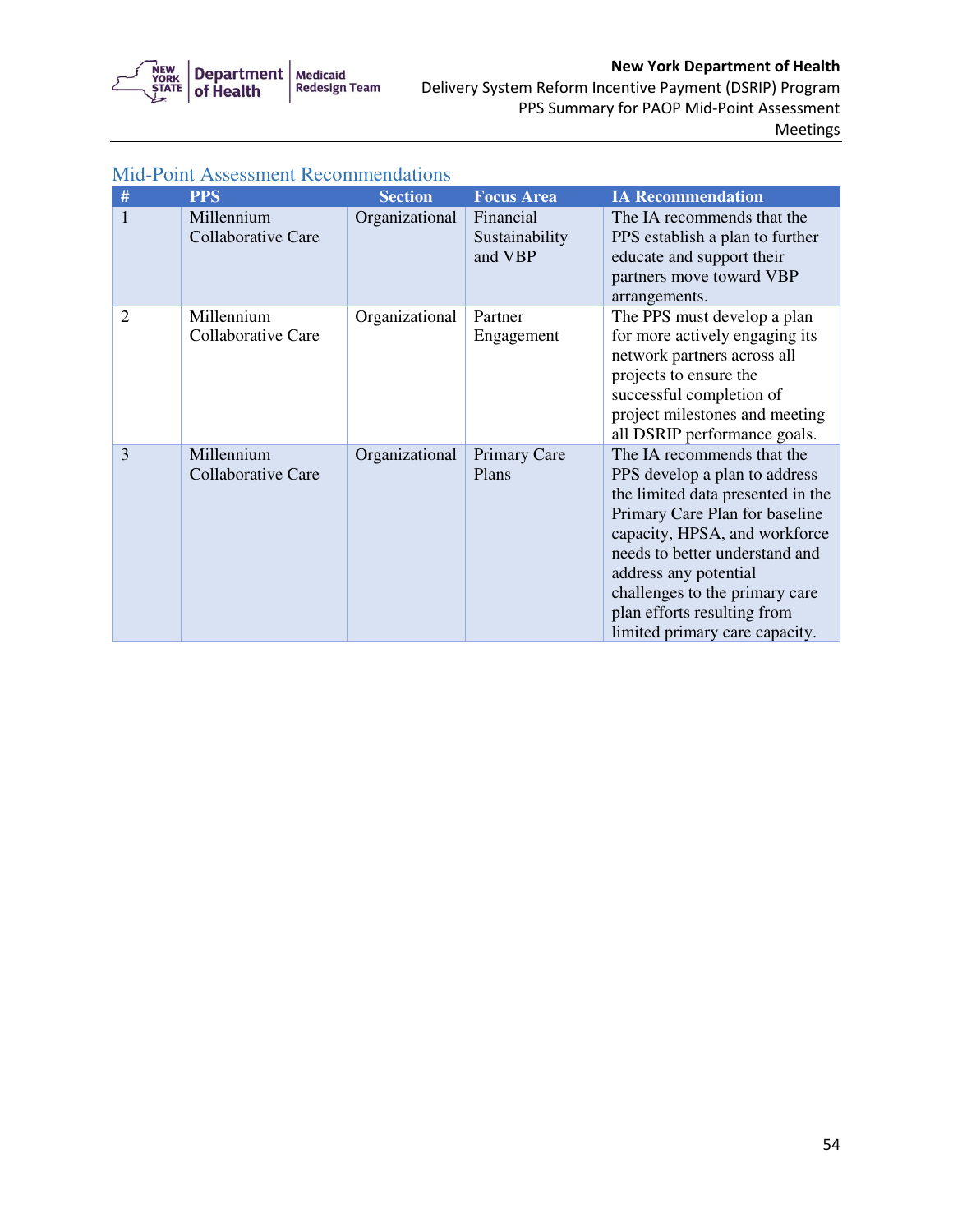## Mid-Point Assessment Recommendations

| # | PPS | Section | Focus Area | IA Recommendation |
|---|---|---|---|---|
| 1 | Millennium Collaborative Care | Organizational | Financial Sustainability and VBP | The IA recommends that the PPS establish a plan to further educate and support their partners move toward VBP arrangements. |
| 2 | Millennium Collaborative Care | Organizational | Partner Engagement | The PPS must develop a plan for more actively engaging its network partners across all projects to ensure the successful completion of project milestones and meeting all DSRIP performance goals. |
| 3 | Millennium Collaborative Care | Organizational | Primary Care Plans | The IA recommends that the PPS develop a plan to address the limited data presented in the Primary Care Plan for baseline capacity, HPSA, and workforce needs to better understand and address any potential challenges to the primary care plan efforts resulting from limited primary care capacity. |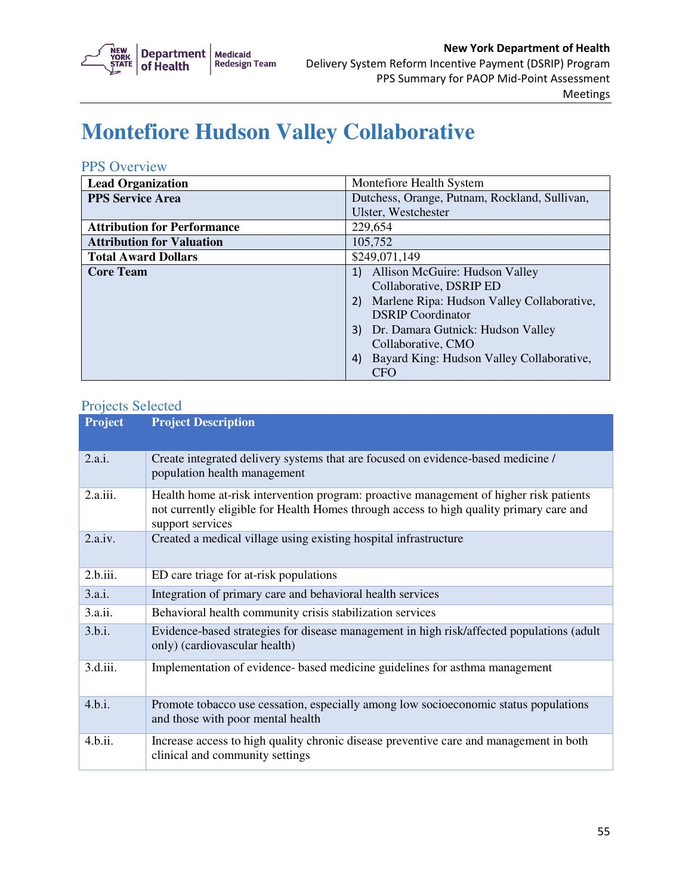# Montefiore Hudson Valley Collaborative

## PPS Overview

| | |
|---|---|
| **Lead Organization** | Montefiore Health System |
| **PPS Service Area** | Dutchess, Orange, Putnam, Rockland, Sullivan, Ulster, Westchester |
| **Attribution for Performance** | 229,654 |
| **Attribution for Valuation** | 105,752 |
| **Total Award Dollars** | $249,071,149 |
| **Core Team** | 1) Allison McGuire: Hudson Valley Collaborative, DSRIP ED<br>2) Marlene Ripa: Hudson Valley Collaborative, DSRIP Coordinator<br>3) Dr. Damara Gutnick: Hudson Valley Collaborative, CMO<br>4) Bayard King: Hudson Valley Collaborative, CFO |

## Projects Selected

| Project | Project Description |
|---|---|
| 2.a.i. | Create integrated delivery systems that are focused on evidence-based medicine / population health management |
| 2.a.iii. | Health home at-risk intervention program: proactive management of higher risk patients not currently eligible for Health Homes through access to high quality primary care and support services |
| 2.a.iv. | Created a medical village using existing hospital infrastructure |
| 2.b.iii. | ED care triage for at-risk populations |
| 3.a.i. | Integration of primary care and behavioral health services |
| 3.a.ii. | Behavioral health community crisis stabilization services |
| 3.b.i. | Evidence-based strategies for disease management in high risk/affected populations (adult only) (cardiovascular health) |
| 3.d.iii. | Implementation of evidence- based medicine guidelines for asthma management |
| 4.b.i. | Promote tobacco use cessation, especially among low socioeconomic status populations and those with poor mental health |
| 4.b.ii. | Increase access to high quality chronic disease preventive care and management in both clinical and community settings |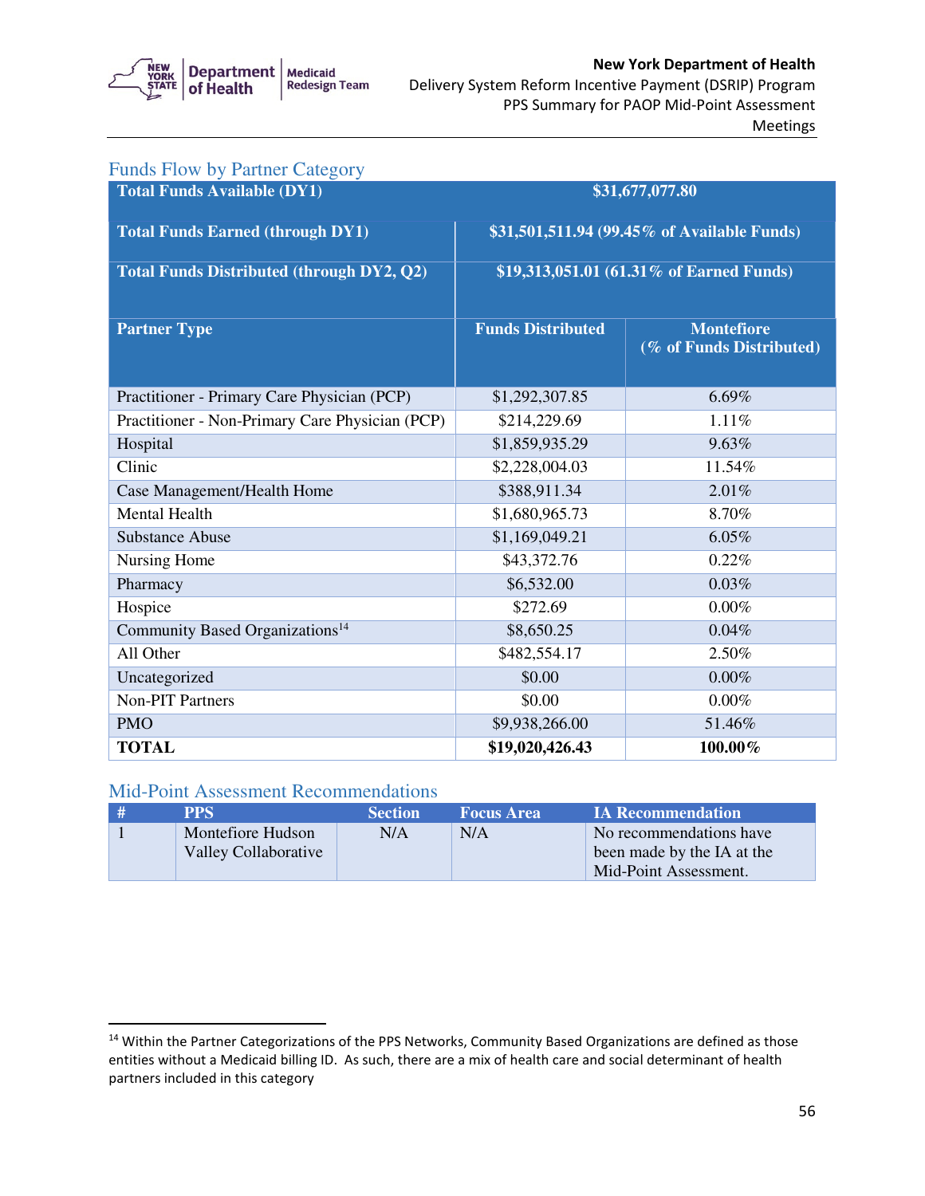## Funds Flow by Partner Category

| Total Funds Available (DY1) | $31,677,077.80 | |
|---|---|---|
| **Total Funds Earned (through DY1)** | **$31,501,511.94 (99.45% of Available Funds)** | |
| **Total Funds Distributed (through DY2, Q2)** | **$19,313,051.01 (61.31% of Earned Funds)** | |
| **Partner Type** | **Funds Distributed** | **Montefiore (% of Funds Distributed)** |
| Practitioner - Primary Care Physician (PCP) | $1,292,307.85 | 6.69% |
| Practitioner - Non-Primary Care Physician (PCP) | $214,229.69 | 1.11% |
| Hospital | $1,859,935.29 | 9.63% |
| Clinic | $2,228,004.03 | 11.54% |
| Case Management/Health Home | $388,911.34 | 2.01% |
| Mental Health | $1,680,965.73 | 8.70% |
| Substance Abuse | $1,169,049.21 | 6.05% |
| Nursing Home | $43,372.76 | 0.22% |
| Pharmacy | $6,532.00 | 0.03% |
| Hospice | $272.69 | 0.00% |
| Community Based Organizations[14] | $8,650.25 | 0.04% |
| All Other | $482,554.17 | 2.50% |
| Uncategorized | $0.00 | 0.00% |
| Non-PIT Partners | $0.00 | 0.00% |
| PMO | $9,938,266.00 | 51.46% |
| **TOTAL** | **$19,020,426.43** | **100.00%** |

## Mid-Point Assessment Recommendations

| # | PPS | Section | Focus Area | IA Recommendation |
|---|---|---|---|---|
| 1 | Montefiore Hudson Valley Collaborative | N/A | N/A | No recommendations have been made by the IA at the Mid-Point Assessment. |

[14] Within the Partner Categorizations of the PPS Networks, Community Based Organizations are defined as those entities without a Medicaid billing ID. As such, there are a mix of health care and social determinant of health partners included in this category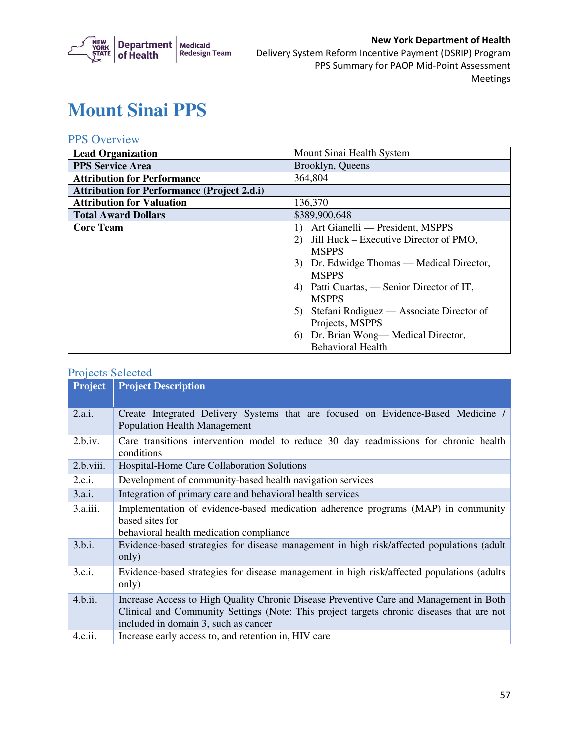# Mount Sinai PPS

## PPS Overview

| | |
|---|---|
| **Lead Organization** | Mount Sinai Health System |
| **PPS Service Area** | Brooklyn, Queens |
| **Attribution for Performance** | 364,804 |
| **Attribution for Performance (Project 2.d.i)** | |
| **Attribution for Valuation** | 136,370 |
| **Total Award Dollars** | $389,900,648 |
| **Core Team** | 1) Art Gianelli — President, MSPPS<br>2) Jill Huck – Executive Director of PMO, MSPPS<br>3) Dr. Edwidge Thomas — Medical Director, MSPPS<br>4) Patti Cuartas, — Senior Director of IT, MSPPS<br>5) Stefani Rodiguez — Associate Director of Projects, MSPPS<br>6) Dr. Brian Wong— Medical Director, Behavioral Health |

## Projects Selected

| Project | Project Description |
|---|---|
| 2.a.i. | Create Integrated Delivery Systems that are focused on Evidence-Based Medicine / Population Health Management |
| 2.b.iv. | Care transitions intervention model to reduce 30 day readmissions for chronic health conditions |
| 2.b.viii. | Hospital-Home Care Collaboration Solutions |
| 2.c.i. | Development of community-based health navigation services |
| 3.a.i. | Integration of primary care and behavioral health services |
| 3.a.iii. | Implementation of evidence-based medication adherence programs (MAP) in community based sites for behavioral health medication compliance |
| 3.b.i. | Evidence-based strategies for disease management in high risk/affected populations (adult only) |
| 3.c.i. | Evidence-based strategies for disease management in high risk/affected populations (adults only) |
| 4.b.ii. | Increase Access to High Quality Chronic Disease Preventive Care and Management in Both Clinical and Community Settings (Note: This project targets chronic diseases that are not included in domain 3, such as cancer |
| 4.c.ii. | Increase early access to, and retention in, HIV care |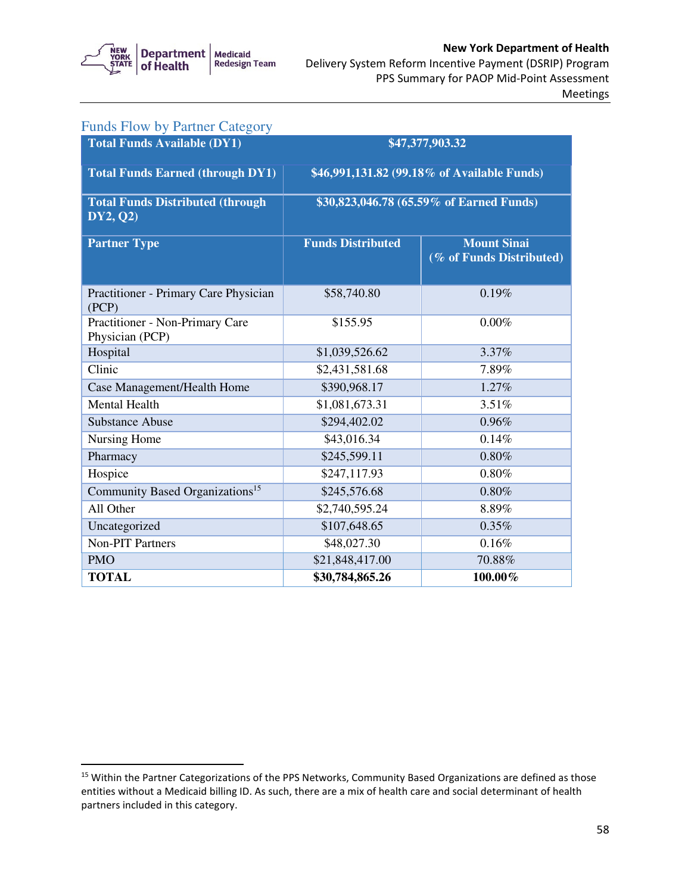## Funds Flow by Partner Category

| Total Funds Available (DY1) | $47,377,903.32 | |
|---|---|---|
| **Total Funds Earned (through DY1)** | **$46,991,131.82 (99.18% of Available Funds)** | |
| **Total Funds Distributed (through DY2, Q2)** | **$30,823,046.78 (65.59% of Earned Funds)** | |
| **Partner Type** | **Funds Distributed** | **Mount Sinai (% of Funds Distributed)** |
| Practitioner - Primary Care Physician (PCP) | $58,740.80 | 0.19% |
| Practitioner - Non-Primary Care Physician (PCP) | $155.95 | 0.00% |
| Hospital | $1,039,526.62 | 3.37% |
| Clinic | $2,431,581.68 | 7.89% |
| Case Management/Health Home | $390,968.17 | 1.27% |
| Mental Health | $1,081,673.31 | 3.51% |
| Substance Abuse | $294,402.02 | 0.96% |
| Nursing Home | $43,016.34 | 0.14% |
| Pharmacy | $245,599.11 | 0.80% |
| Hospice | $247,117.93 | 0.80% |
| Community Based Organizations[15] | $245,576.68 | 0.80% |
| All Other | $2,740,595.24 | 8.89% |
| Uncategorized | $107,648.65 | 0.35% |
| Non-PIT Partners | $48,027.30 | 0.16% |
| PMO | $21,848,417.00 | 70.88% |
| **TOTAL** | **$30,784,865.26** | **100.00%** |

[15] Within the Partner Categorizations of the PPS Networks, Community Based Organizations are defined as those entities without a Medicaid billing ID. As such, there are a mix of health care and social determinant of health partners included in this category.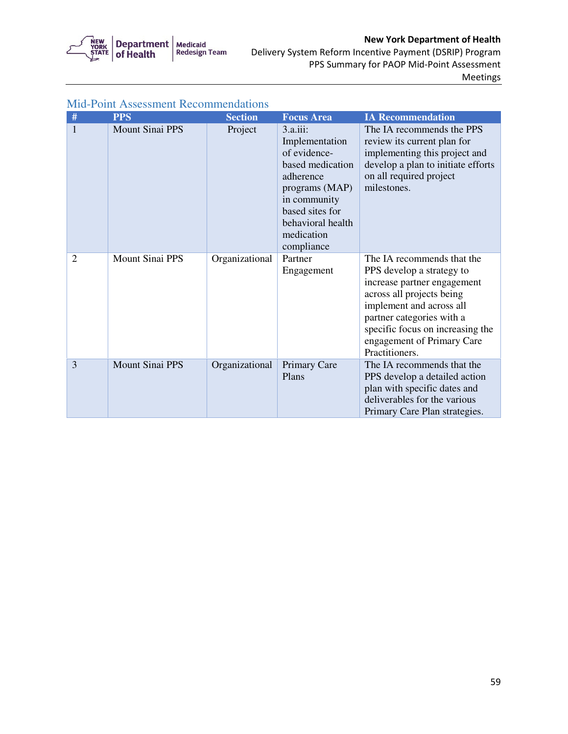## Mid-Point Assessment Recommendations

| # | PPS | Section | Focus Area | IA Recommendation |
|---|---|---|---|---|
| 1 | Mount Sinai PPS | Project | 3.a.iii: Implementation of evidence-based medication adherence programs (MAP) in community based sites for behavioral health medication compliance | The IA recommends the PPS review its current plan for implementing this project and develop a plan to initiate efforts on all required project milestones. |
| 2 | Mount Sinai PPS | Organizational | Partner Engagement | The IA recommends that the PPS develop a strategy to increase partner engagement across all projects being implement and across all partner categories with a specific focus on increasing the engagement of Primary Care Practitioners. |
| 3 | Mount Sinai PPS | Organizational | Primary Care Plans | The IA recommends that the PPS develop a detailed action plan with specific dates and deliverables for the various Primary Care Plan strategies. |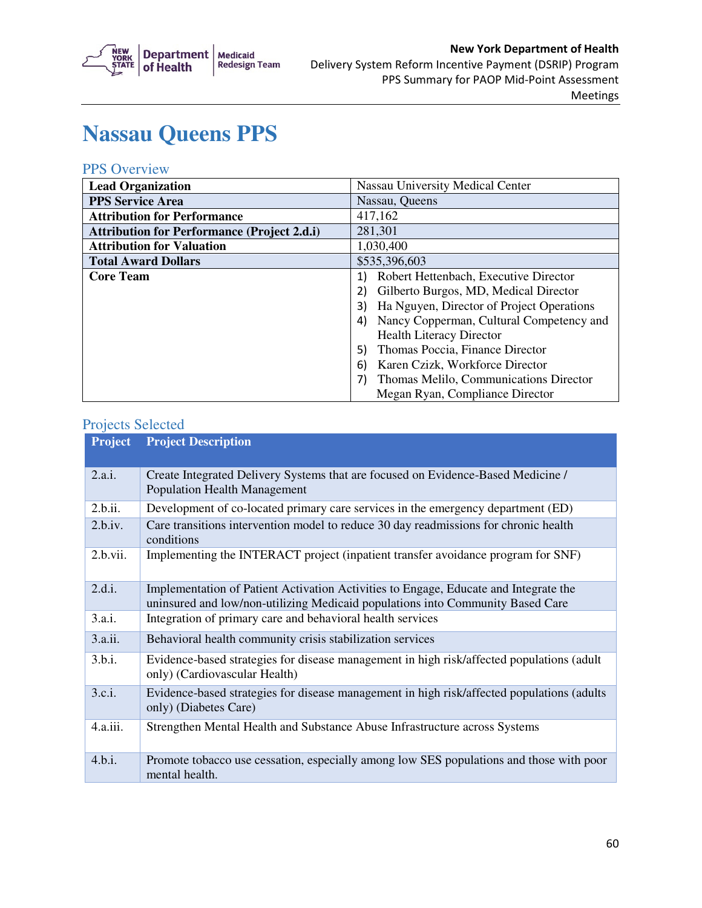# Nassau Queens PPS

## PPS Overview

| | |
|---|---|
| **Lead Organization** | Nassau University Medical Center |
| **PPS Service Area** | Nassau, Queens |
| **Attribution for Performance** | 417,162 |
| **Attribution for Performance (Project 2.d.i)** | 281,301 |
| **Attribution for Valuation** | 1,030,400 |
| **Total Award Dollars** | $535,396,603 |
| **Core Team** | 1) Robert Hettenbach, Executive Director<br>2) Gilberto Burgos, MD, Medical Director<br>3) Ha Nguyen, Director of Project Operations<br>4) Nancy Copperman, Cultural Competency and Health Literacy Director<br>5) Thomas Poccia, Finance Director<br>6) Karen Czizk, Workforce Director<br>7) Thomas Melilo, Communications Director<br>Megan Ryan, Compliance Director |

## Projects Selected

| Project | Project Description |
|---|---|
| 2.a.i. | Create Integrated Delivery Systems that are focused on Evidence-Based Medicine / Population Health Management |
| 2.b.ii. | Development of co-located primary care services in the emergency department (ED) |
| 2.b.iv. | Care transitions intervention model to reduce 30 day readmissions for chronic health conditions |
| 2.b.vii. | Implementing the INTERACT project (inpatient transfer avoidance program for SNF) |
| 2.d.i. | Implementation of Patient Activation Activities to Engage, Educate and Integrate the uninsured and low/non-utilizing Medicaid populations into Community Based Care |
| 3.a.i. | Integration of primary care and behavioral health services |
| 3.a.ii. | Behavioral health community crisis stabilization services |
| 3.b.i. | Evidence-based strategies for disease management in high risk/affected populations (adult only) (Cardiovascular Health) |
| 3.c.i. | Evidence-based strategies for disease management in high risk/affected populations (adults only) (Diabetes Care) |
| 4.a.iii. | Strengthen Mental Health and Substance Abuse Infrastructure across Systems |
| 4.b.i. | Promote tobacco use cessation, especially among low SES populations and those with poor mental health. |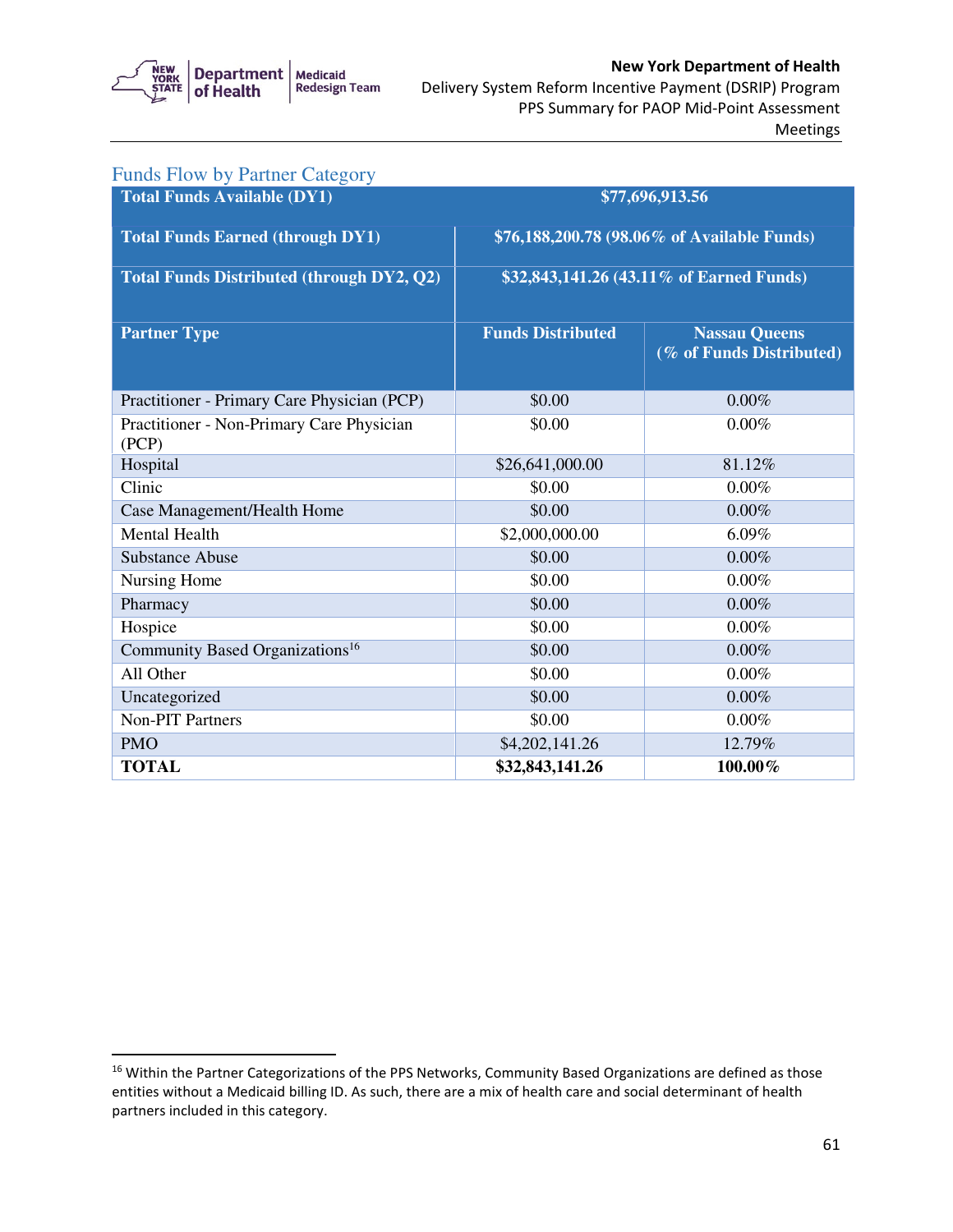## Funds Flow by Partner Category

| Total Funds Available (DY1) | $77,696,913.56 | |
|---|---|---|
| **Total Funds Earned (through DY1)** | **$76,188,200.78 (98.06% of Available Funds)** | |
| **Total Funds Distributed (through DY2, Q2)** | **$32,843,141.26 (43.11% of Earned Funds)** | |
| **Partner Type** | **Funds Distributed** | **Nassau Queens (% of Funds Distributed)** |
| Practitioner - Primary Care Physician (PCP) | $0.00 | 0.00% |
| Practitioner - Non-Primary Care Physician (PCP) | $0.00 | 0.00% |
| Hospital | $26,641,000.00 | 81.12% |
| Clinic | $0.00 | 0.00% |
| Case Management/Health Home | $0.00 | 0.00% |
| Mental Health | $2,000,000.00 | 6.09% |
| Substance Abuse | $0.00 | 0.00% |
| Nursing Home | $0.00 | 0.00% |
| Pharmacy | $0.00 | 0.00% |
| Hospice | $0.00 | 0.00% |
| Community Based Organizations[16] | $0.00 | 0.00% |
| All Other | $0.00 | 0.00% |
| Uncategorized | $0.00 | 0.00% |
| Non-PIT Partners | $0.00 | 0.00% |
| PMO | $4,202,141.26 | 12.79% |
| **TOTAL** | **$32,843,141.26** | **100.00%** |

[16] Within the Partner Categorizations of the PPS Networks, Community Based Organizations are defined as those entities without a Medicaid billing ID. As such, there are a mix of health care and social determinant of health partners included in this category.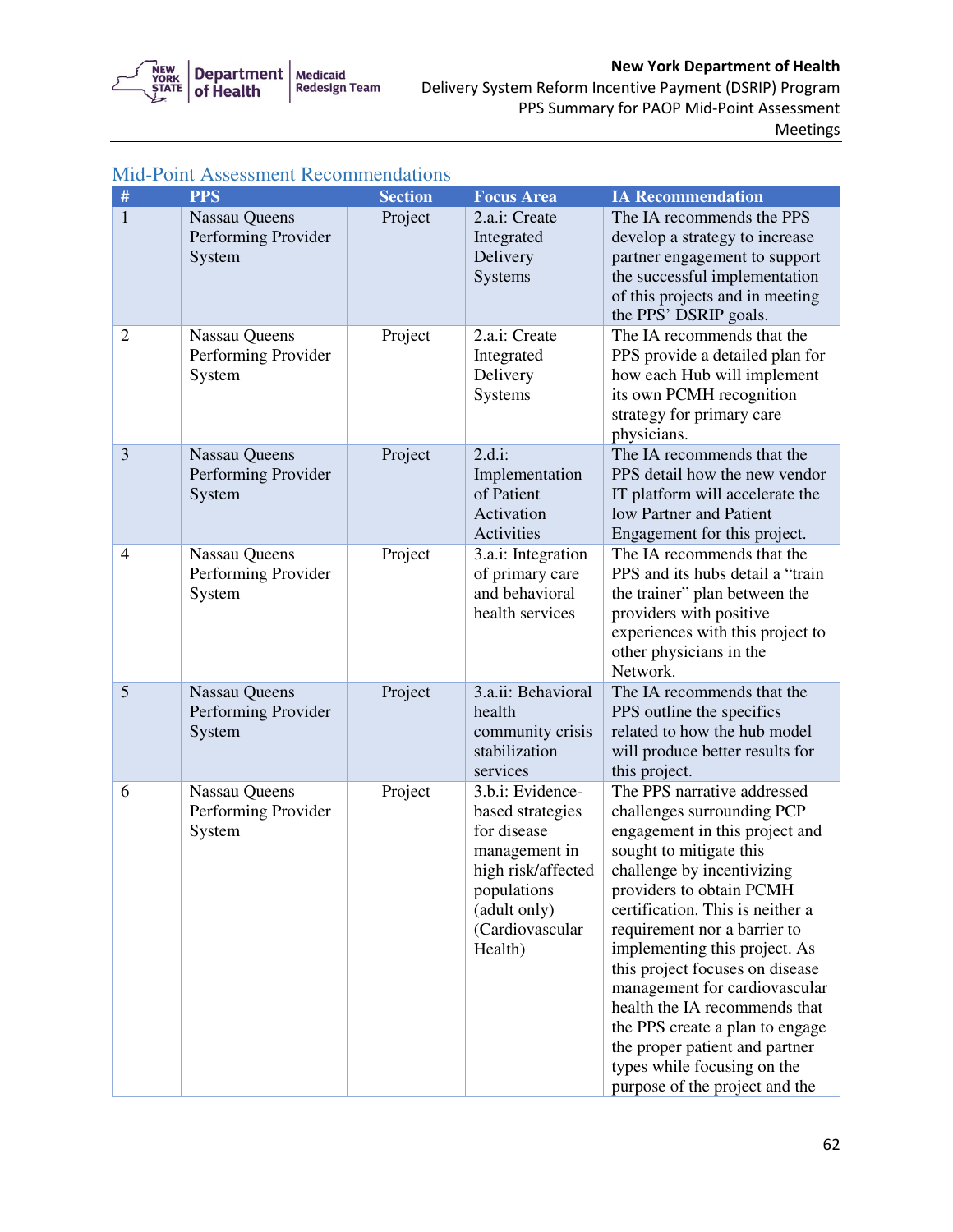## Mid-Point Assessment Recommendations

| # | PPS | Section | Focus Area | IA Recommendation |
|---|---|---|---|---|
| 1 | Nassau Queens Performing Provider System | Project | 2.a.i: Create Integrated Delivery Systems | The IA recommends the PPS develop a strategy to increase partner engagement to support the successful implementation of this projects and in meeting the PPS' DSRIP goals. |
| 2 | Nassau Queens Performing Provider System | Project | 2.a.i: Create Integrated Delivery Systems | The IA recommends that the PPS provide a detailed plan for how each Hub will implement its own PCMH recognition strategy for primary care physicians. |
| 3 | Nassau Queens Performing Provider System | Project | 2.d.i: Implementation of Patient Activation Activities | The IA recommends that the PPS detail how the new vendor IT platform will accelerate the low Partner and Patient Engagement for this project. |
| 4 | Nassau Queens Performing Provider System | Project | 3.a.i: Integration of primary care and behavioral health services | The IA recommends that the PPS and its hubs detail a "train the trainer" plan between the providers with positive experiences with this project to other physicians in the Network. |
| 5 | Nassau Queens Performing Provider System | Project | 3.a.ii: Behavioral health community crisis stabilization services | The IA recommends that the PPS outline the specifics related to how the hub model will produce better results for this project. |
| 6 | Nassau Queens Performing Provider System | Project | 3.b.i: Evidence-based strategies for disease management in high risk/affected populations (adult only) (Cardiovascular Health) | The PPS narrative addressed challenges surrounding PCP engagement in this project and sought to mitigate this challenge by incentivizing providers to obtain PCMH certification. This is neither a requirement nor a barrier to implementing this project. As this project focuses on disease management for cardiovascular health the IA recommends that the PPS create a plan to engage the proper patient and partner types while focusing on the purpose of the project and the |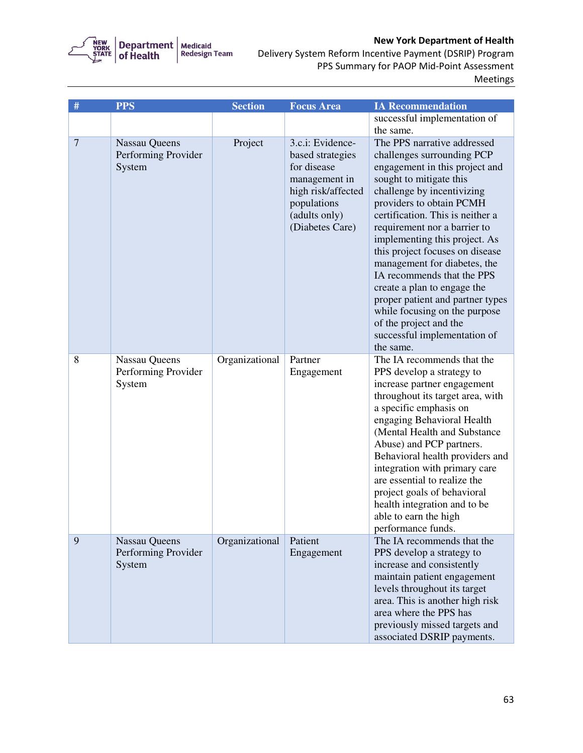| # | PPS | Section | Focus Area | IA Recommendation |
|---|---|---|---|---|
| | | | | successful implementation of the same. |
| 7 | Nassau Queens Performing Provider System | Project | 3.c.i: Evidence-based strategies for disease management in high risk/affected populations (adults only) (Diabetes Care) | The PPS narrative addressed challenges surrounding PCP engagement in this project and sought to mitigate this challenge by incentivizing providers to obtain PCMH certification. This is neither a requirement nor a barrier to implementing this project. As this project focuses on disease management for diabetes, the IA recommends that the PPS create a plan to engage the proper patient and partner types while focusing on the purpose of the project and the successful implementation of the same. |
| 8 | Nassau Queens Performing Provider System | Organizational | Partner Engagement | The IA recommends that the PPS develop a strategy to increase partner engagement throughout its target area, with a specific emphasis on engaging Behavioral Health (Mental Health and Substance Abuse) and PCP partners. Behavioral health providers and integration with primary care are essential to realize the project goals of behavioral health integration and to be able to earn the high performance funds. |
| 9 | Nassau Queens Performing Provider System | Organizational | Patient Engagement | The IA recommends that the PPS develop a strategy to increase and consistently maintain patient engagement levels throughout its target area. This is another high risk area where the PPS has previously missed targets and associated DSRIP payments. |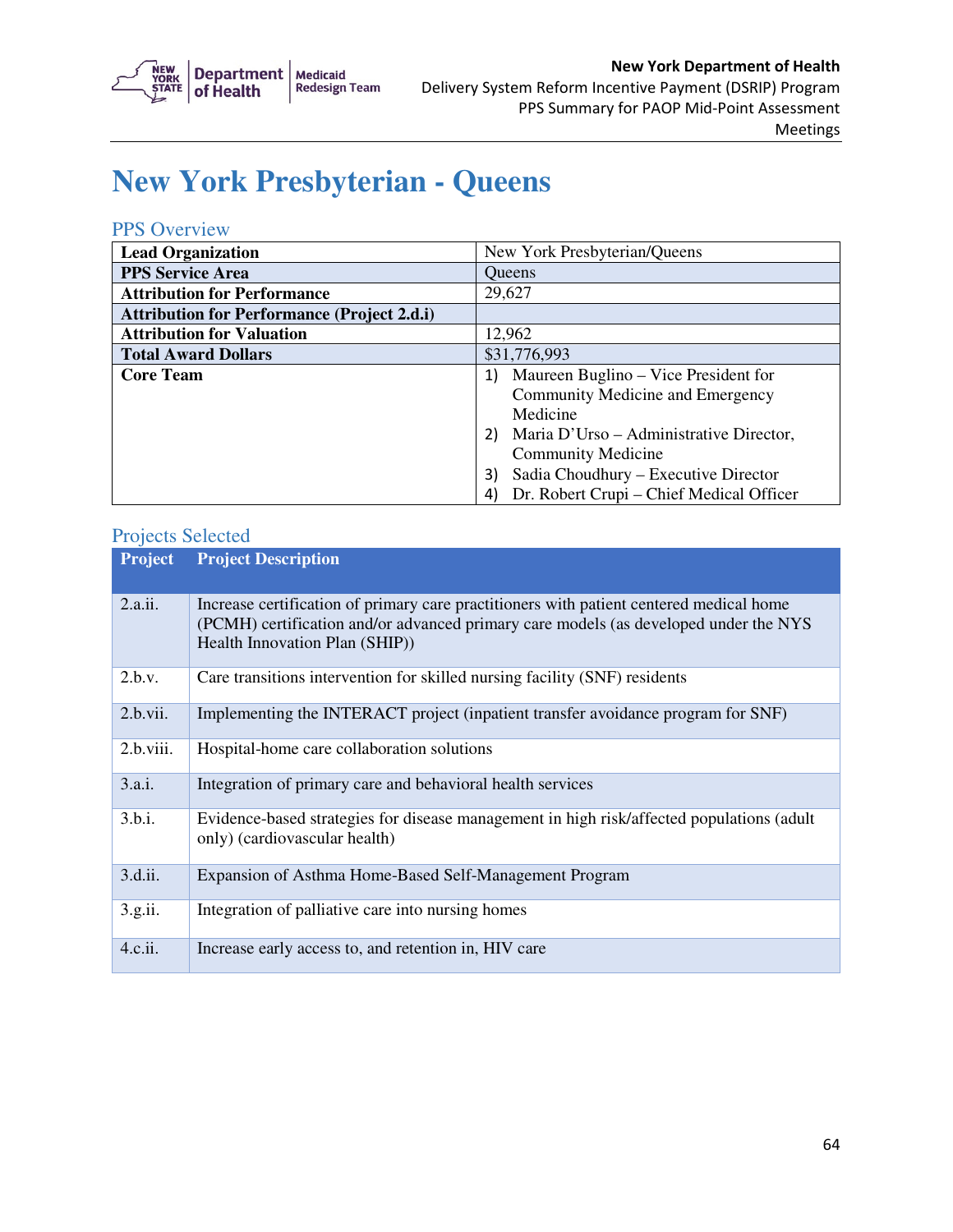# New York Presbyterian - Queens

## PPS Overview

| | |
|---|---|
| **Lead Organization** | New York Presbyterian/Queens |
| **PPS Service Area** | Queens |
| **Attribution for Performance** | 29,627 |
| **Attribution for Performance (Project 2.d.i)** | |
| **Attribution for Valuation** | 12,962 |
| **Total Award Dollars** | $31,776,993 |
| **Core Team** | 1) Maureen Buglino – Vice President for Community Medicine and Emergency Medicine<br>2) Maria D'Urso – Administrative Director, Community Medicine<br>3) Sadia Choudhury – Executive Director<br>4) Dr. Robert Crupi – Chief Medical Officer |

## Projects Selected

| Project | Project Description |
|---|---|
| 2.a.ii. | Increase certification of primary care practitioners with patient centered medical home (PCMH) certification and/or advanced primary care models (as developed under the NYS Health Innovation Plan (SHIP)) |
| 2.b.v. | Care transitions intervention for skilled nursing facility (SNF) residents |
| 2.b.vii. | Implementing the INTERACT project (inpatient transfer avoidance program for SNF) |
| 2.b.viii. | Hospital-home care collaboration solutions |
| 3.a.i. | Integration of primary care and behavioral health services |
| 3.b.i. | Evidence-based strategies for disease management in high risk/affected populations (adult only) (cardiovascular health) |
| 3.d.ii. | Expansion of Asthma Home-Based Self-Management Program |
| 3.g.ii. | Integration of palliative care into nursing homes |
| 4.c.ii. | Increase early access to, and retention in, HIV care |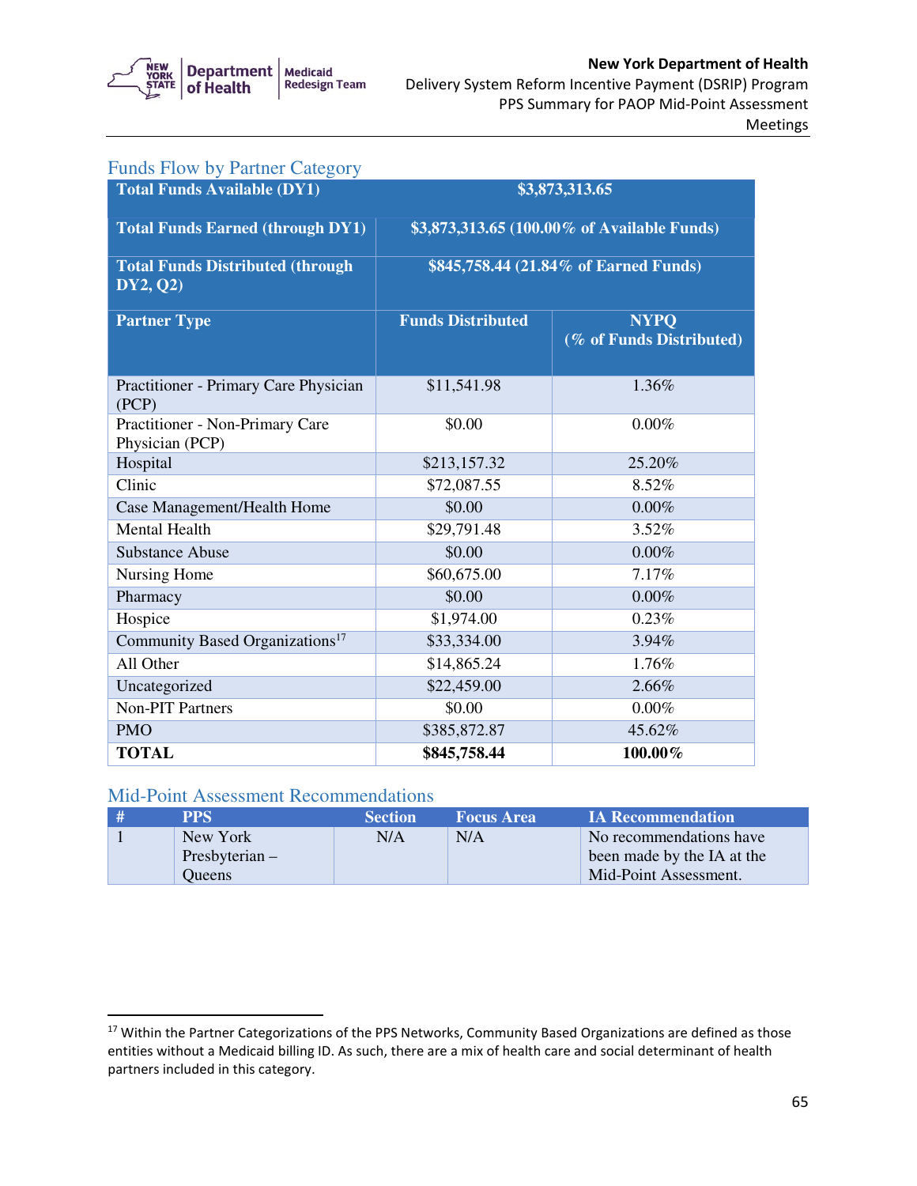## Funds Flow by Partner Category

| Total Funds Available (DY1) | $3,873,313.65 | |
|---|---|---|
| **Total Funds Earned (through DY1)** | **$3,873,313.65 (100.00% of Available Funds)** | |
| **Total Funds Distributed (through DY2, Q2)** | **$845,758.44 (21.84% of Earned Funds)** | |
| **Partner Type** | **Funds Distributed** | **NYPQ (% of Funds Distributed)** |
| Practitioner - Primary Care Physician (PCP) | $11,541.98 | 1.36% |
| Practitioner - Non-Primary Care Physician (PCP) | $0.00 | 0.00% |
| Hospital | $213,157.32 | 25.20% |
| Clinic | $72,087.55 | 8.52% |
| Case Management/Health Home | $0.00 | 0.00% |
| Mental Health | $29,791.48 | 3.52% |
| Substance Abuse | $0.00 | 0.00% |
| Nursing Home | $60,675.00 | 7.17% |
| Pharmacy | $0.00 | 0.00% |
| Hospice | $1,974.00 | 0.23% |
| Community Based Organizations[17] | $33,334.00 | 3.94% |
| All Other | $14,865.24 | 1.76% |
| Uncategorized | $22,459.00 | 2.66% |
| Non-PIT Partners | $0.00 | 0.00% |
| PMO | $385,872.87 | 45.62% |
| **TOTAL** | **$845,758.44** | **100.00%** |

## Mid-Point Assessment Recommendations

| # | PPS | Section | Focus Area | IA Recommendation |
|---|---|---|---|---|
| 1 | New York Presbyterian – Queens | N/A | N/A | No recommendations have been made by the IA at the Mid-Point Assessment. |

[17] Within the Partner Categorizations of the PPS Networks, Community Based Organizations are defined as those entities without a Medicaid billing ID. As such, there are a mix of health care and social determinant of health partners included in this category.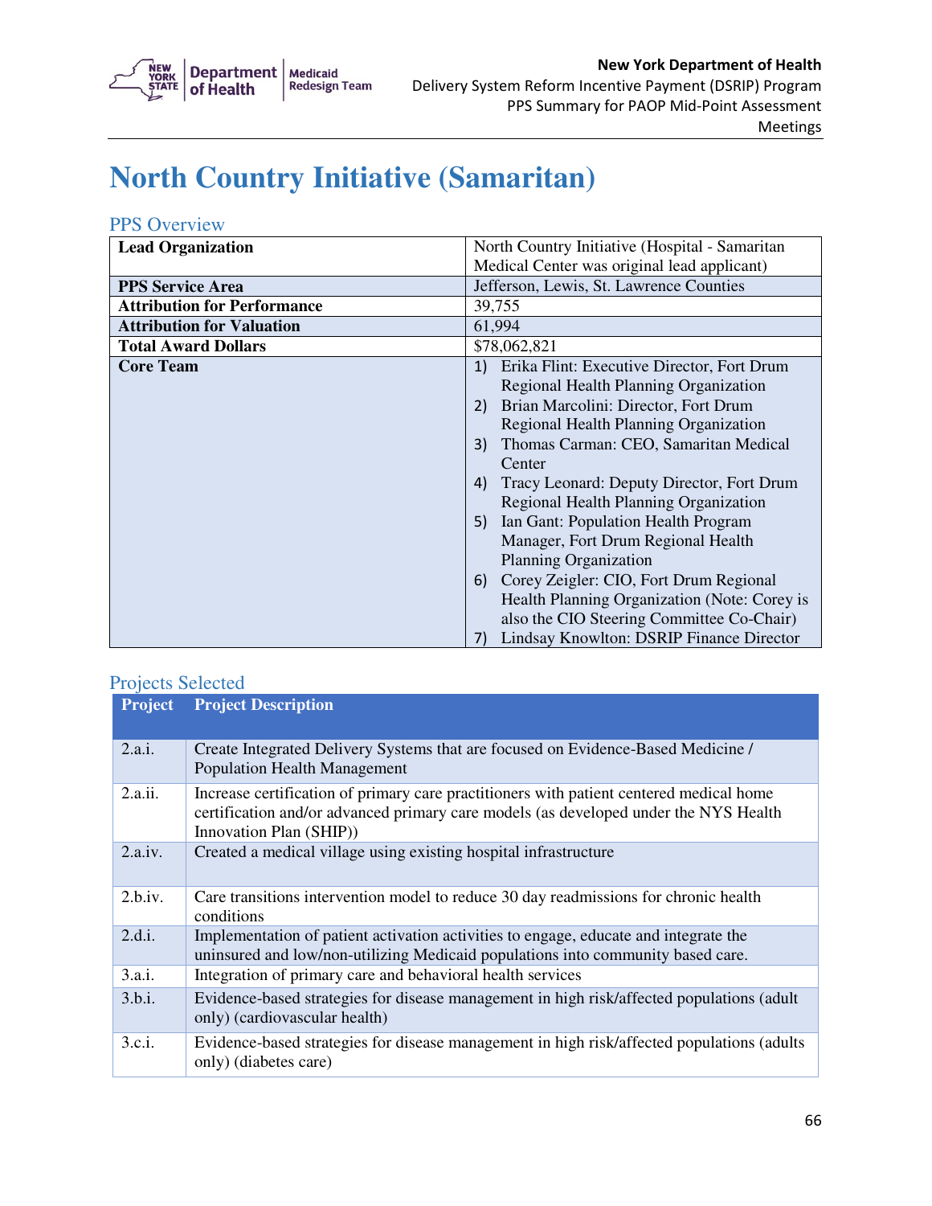# North Country Initiative (Samaritan)

## PPS Overview

| | |
|---|---|
| **Lead Organization** | North Country Initiative (Hospital - Samaritan Medical Center was original lead applicant) |
| **PPS Service Area** | Jefferson, Lewis, St. Lawrence Counties |
| **Attribution for Performance** | 39,755 |
| **Attribution for Valuation** | 61,994 |
| **Total Award Dollars** | $78,062,821 |
| **Core Team** | 1) Erika Flint: Executive Director, Fort Drum Regional Health Planning Organization<br>2) Brian Marcolini: Director, Fort Drum Regional Health Planning Organization<br>3) Thomas Carman: CEO, Samaritan Medical Center<br>4) Tracy Leonard: Deputy Director, Fort Drum Regional Health Planning Organization<br>5) Ian Gant: Population Health Program Manager, Fort Drum Regional Health Planning Organization<br>6) Corey Zeigler: CIO, Fort Drum Regional Health Planning Organization (Note: Corey is also the CIO Steering Committee Co-Chair)<br>7) Lindsay Knowlton: DSRIP Finance Director |

## Projects Selected

| Project | Project Description |
|---|---|
| 2.a.i. | Create Integrated Delivery Systems that are focused on Evidence-Based Medicine / Population Health Management |
| 2.a.ii. | Increase certification of primary care practitioners with patient centered medical home certification and/or advanced primary care models (as developed under the NYS Health Innovation Plan (SHIP)) |
| 2.a.iv. | Created a medical village using existing hospital infrastructure |
| 2.b.iv. | Care transitions intervention model to reduce 30 day readmissions for chronic health conditions |
| 2.d.i. | Implementation of patient activation activities to engage, educate and integrate the uninsured and low/non-utilizing Medicaid populations into community based care. |
| 3.a.i. | Integration of primary care and behavioral health services |
| 3.b.i. | Evidence-based strategies for disease management in high risk/affected populations (adult only) (cardiovascular health) |
| 3.c.i. | Evidence-based strategies for disease management in high risk/affected populations (adults only) (diabetes care) |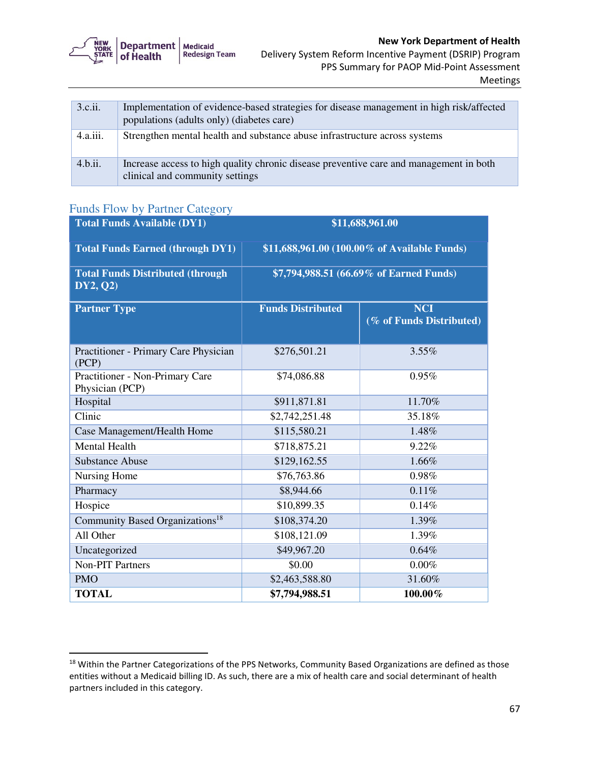| 3.c.ii. | Implementation of evidence-based strategies for disease management in high risk/affected populations (adults only) (diabetes care) |
|---|---|
| 4.a.iii. | Strengthen mental health and substance abuse infrastructure across systems |
| 4.b.ii. | Increase access to high quality chronic disease preventive care and management in both clinical and community settings |

## Funds Flow by Partner Category

| **Total Funds Available (DY1)** | **$11,688,961.00** | |
|---|---|---|
| **Total Funds Earned (through DY1)** | **$11,688,961.00 (100.00% of Available Funds)** | |
| **Total Funds Distributed (through DY2, Q2)** | **$7,794,988.51 (66.69% of Earned Funds)** | |
| **Partner Type** | **Funds Distributed** | **NCI (% of Funds Distributed)** |
| Practitioner - Primary Care Physician (PCP) | $276,501.21 | 3.55% |
| Practitioner - Non-Primary Care Physician (PCP) | $74,086.88 | 0.95% |
| Hospital | $911,871.81 | 11.70% |
| Clinic | $2,742,251.48 | 35.18% |
| Case Management/Health Home | $115,580.21 | 1.48% |
| Mental Health | $718,875.21 | 9.22% |
| Substance Abuse | $129,162.55 | 1.66% |
| Nursing Home | $76,763.86 | 0.98% |
| Pharmacy | $8,944.66 | 0.11% |
| Hospice | $10,899.35 | 0.14% |
| Community Based Organizations[18] | $108,374.20 | 1.39% |
| All Other | $108,121.09 | 1.39% |
| Uncategorized | $49,967.20 | 0.64% |
| Non-PIT Partners | $0.00 | 0.00% |
| PMO | $2,463,588.80 | 31.60% |
| **TOTAL** | **$7,794,988.51** | **100.00%** |

[18] Within the Partner Categorizations of the PPS Networks, Community Based Organizations are defined as those entities without a Medicaid billing ID. As such, there are a mix of health care and social determinant of health partners included in this category.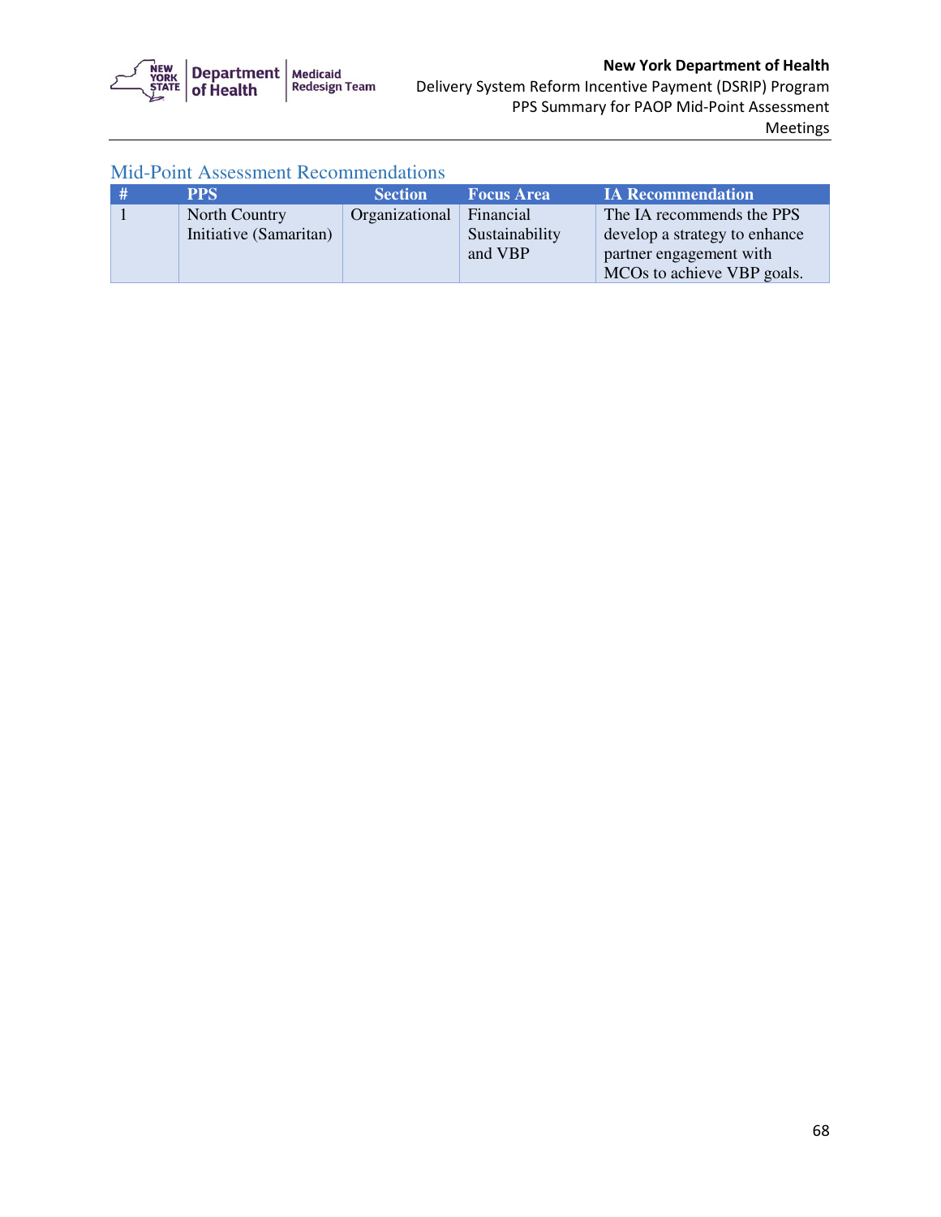## Mid-Point Assessment Recommendations

| # | PPS | Section | Focus Area | IA Recommendation |
|---|---|---|---|---|
| 1 | North Country Initiative (Samaritan) | Organizational | Financial Sustainability and VBP | The IA recommends the PPS develop a strategy to enhance partner engagement with MCOs to achieve VBP goals. |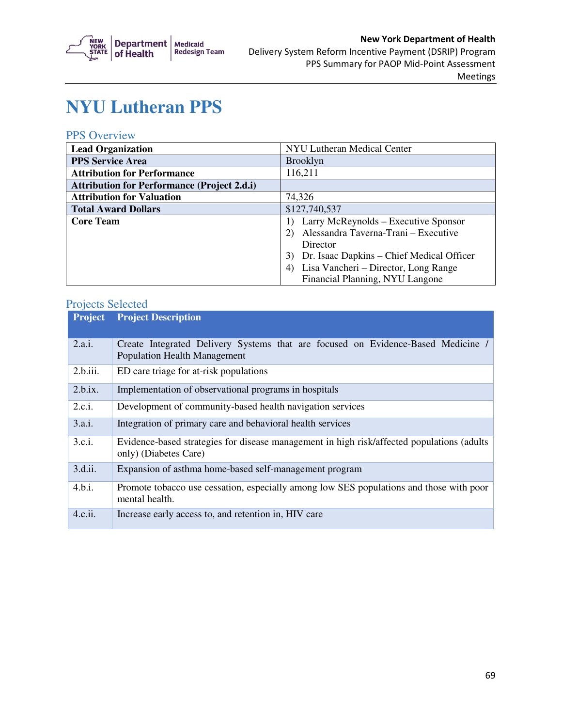# NYU Lutheran PPS

## PPS Overview

| | |
|---|---|
| **Lead Organization** | NYU Lutheran Medical Center |
| **PPS Service Area** | Brooklyn |
| **Attribution for Performance** | 116,211 |
| **Attribution for Performance (Project 2.d.i)** | |
| **Attribution for Valuation** | 74,326 |
| **Total Award Dollars** | $127,740,537 |
| **Core Team** | 1) Larry McReynolds – Executive Sponsor<br>2) Alessandra Taverna-Trani – Executive Director<br>3) Dr. Isaac Dapkins – Chief Medical Officer<br>4) Lisa Vancheri – Director, Long Range Financial Planning, NYU Langone |

## Projects Selected

| Project | Project Description |
|---|---|
| 2.a.i. | Create Integrated Delivery Systems that are focused on Evidence-Based Medicine / Population Health Management |
| 2.b.iii. | ED care triage for at-risk populations |
| 2.b.ix. | Implementation of observational programs in hospitals |
| 2.c.i. | Development of community-based health navigation services |
| 3.a.i. | Integration of primary care and behavioral health services |
| 3.c.i. | Evidence-based strategies for disease management in high risk/affected populations (adults only) (Diabetes Care) |
| 3.d.ii. | Expansion of asthma home-based self-management program |
| 4.b.i. | Promote tobacco use cessation, especially among low SES populations and those with poor mental health. |
| 4.c.ii. | Increase early access to, and retention in, HIV care |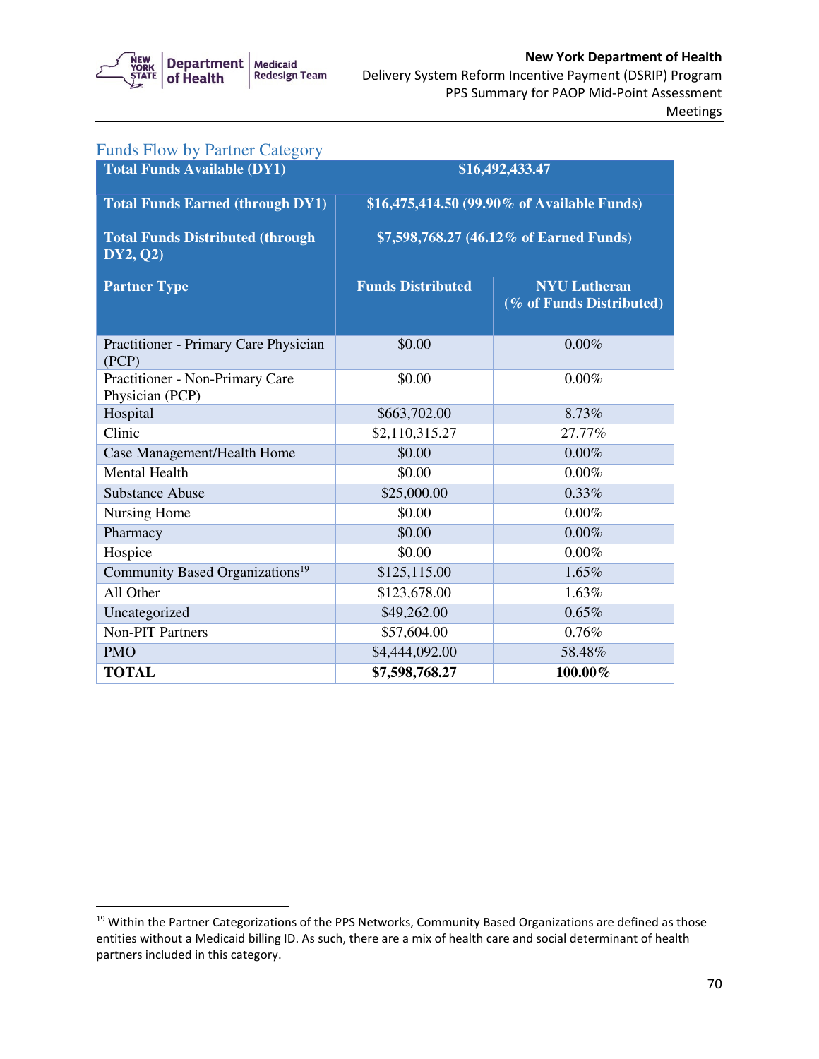## Funds Flow by Partner Category

| Total Funds Available (DY1) | $16,492,433.47 | |
|---|---|---|
| **Total Funds Earned (through DY1)** | **$16,475,414.50 (99.90% of Available Funds)** | |
| **Total Funds Distributed (through DY2, Q2)** | **$7,598,768.27 (46.12% of Earned Funds)** | |
| **Partner Type** | **Funds Distributed** | **NYU Lutheran (% of Funds Distributed)** |
| Practitioner - Primary Care Physician (PCP) | $0.00 | 0.00% |
| Practitioner - Non-Primary Care Physician (PCP) | $0.00 | 0.00% |
| Hospital | $663,702.00 | 8.73% |
| Clinic | $2,110,315.27 | 27.77% |
| Case Management/Health Home | $0.00 | 0.00% |
| Mental Health | $0.00 | 0.00% |
| Substance Abuse | $25,000.00 | 0.33% |
| Nursing Home | $0.00 | 0.00% |
| Pharmacy | $0.00 | 0.00% |
| Hospice | $0.00 | 0.00% |
| Community Based Organizations[19] | $125,115.00 | 1.65% |
| All Other | $123,678.00 | 1.63% |
| Uncategorized | $49,262.00 | 0.65% |
| Non-PIT Partners | $57,604.00 | 0.76% |
| PMO | $4,444,092.00 | 58.48% |
| **TOTAL** | **$7,598,768.27** | **100.00%** |

[19] Within the Partner Categorizations of the PPS Networks, Community Based Organizations are defined as those entities without a Medicaid billing ID. As such, there are a mix of health care and social determinant of health partners included in this category.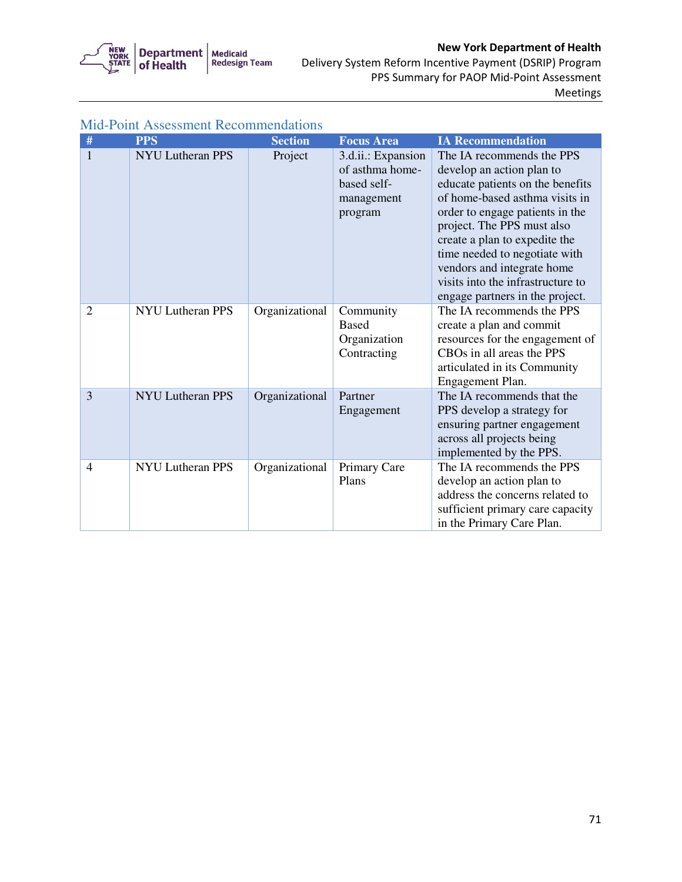## Mid-Point Assessment Recommendations

| # | PPS | Section | Focus Area | IA Recommendation |
|---|---|---|---|---|
| 1 | NYU Lutheran PPS | Project | 3.d.ii.: Expansion of asthma home-based self-management program | The IA recommends the PPS develop an action plan to educate patients on the benefits of home-based asthma visits in order to engage patients in the project. The PPS must also create a plan to expedite the time needed to negotiate with vendors and integrate home visits into the infrastructure to engage partners in the project. |
| 2 | NYU Lutheran PPS | Organizational | Community Based Organization Contracting | The IA recommends the PPS create a plan and commit resources for the engagement of CBOs in all areas the PPS articulated in its Community Engagement Plan. |
| 3 | NYU Lutheran PPS | Organizational | Partner Engagement | The IA recommends that the PPS develop a strategy for ensuring partner engagement across all projects being implemented by the PPS. |
| 4 | NYU Lutheran PPS | Organizational | Primary Care Plans | The IA recommends the PPS develop an action plan to address the concerns related to sufficient primary care capacity in the Primary Care Plan. |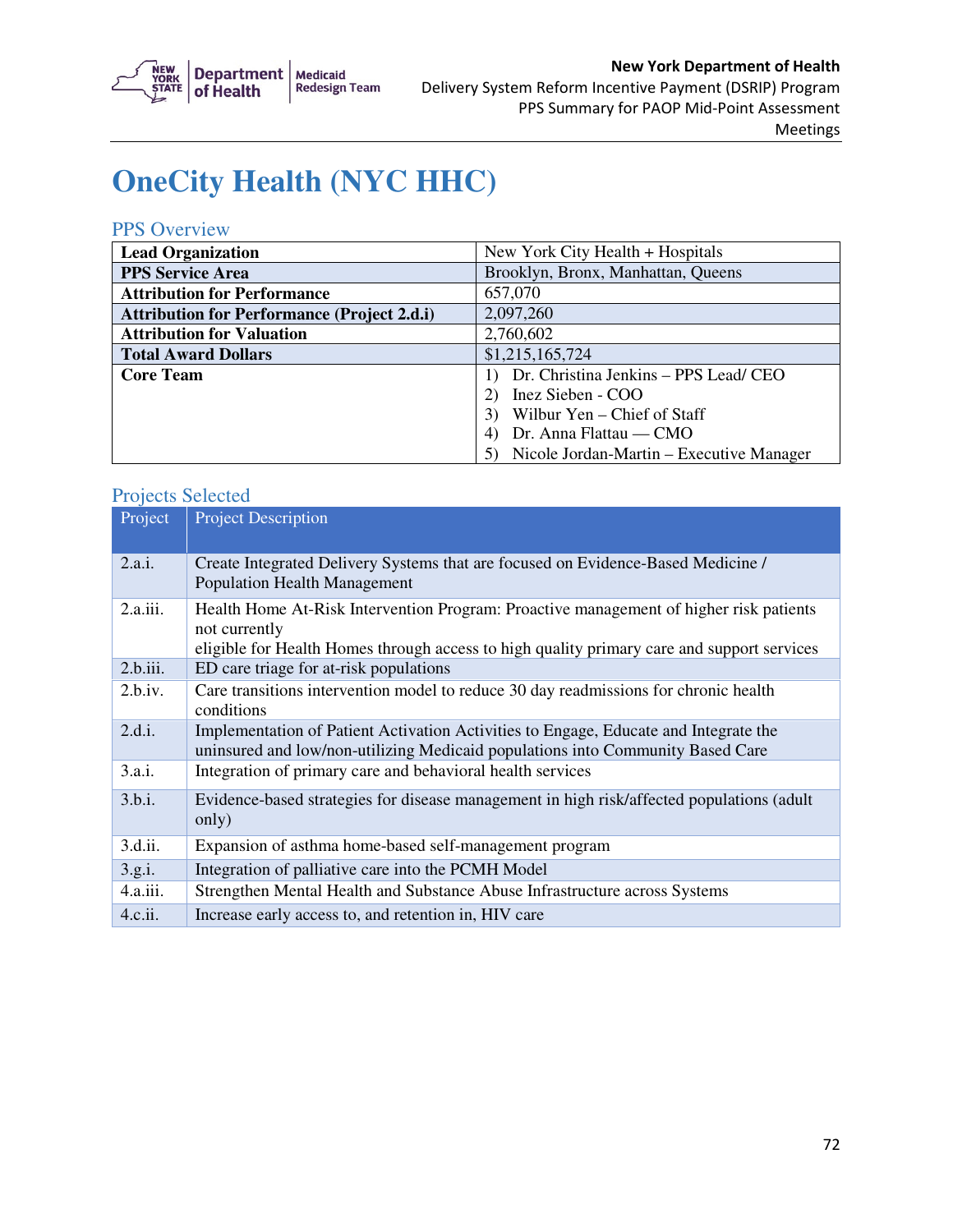# OneCity Health (NYC HHC)

## PPS Overview

| | |
|---|---|
| **Lead Organization** | New York City Health + Hospitals |
| **PPS Service Area** | Brooklyn, Bronx, Manhattan, Queens |
| **Attribution for Performance** | 657,070 |
| **Attribution for Performance (Project 2.d.i)** | 2,097,260 |
| **Attribution for Valuation** | 2,760,602 |
| **Total Award Dollars** | $1,215,165,724 |
| **Core Team** | 1) Dr. Christina Jenkins – PPS Lead/ CEO<br>2) Inez Sieben - COO<br>3) Wilbur Yen – Chief of Staff<br>4) Dr. Anna Flattau — CMO<br>5) Nicole Jordan-Martin – Executive Manager |

## Projects Selected

| Project | Project Description |
|---|---|
| 2.a.i. | Create Integrated Delivery Systems that are focused on Evidence-Based Medicine / Population Health Management |
| 2.a.iii. | Health Home At-Risk Intervention Program: Proactive management of higher risk patients not currently eligible for Health Homes through access to high quality primary care and support services |
| 2.b.iii. | ED care triage for at-risk populations |
| 2.b.iv. | Care transitions intervention model to reduce 30 day readmissions for chronic health conditions |
| 2.d.i. | Implementation of Patient Activation Activities to Engage, Educate and Integrate the uninsured and low/non-utilizing Medicaid populations into Community Based Care |
| 3.a.i. | Integration of primary care and behavioral health services |
| 3.b.i. | Evidence-based strategies for disease management in high risk/affected populations (adult only) |
| 3.d.ii. | Expansion of asthma home-based self-management program |
| 3.g.i. | Integration of palliative care into the PCMH Model |
| 4.a.iii. | Strengthen Mental Health and Substance Abuse Infrastructure across Systems |
| 4.c.ii. | Increase early access to, and retention in, HIV care |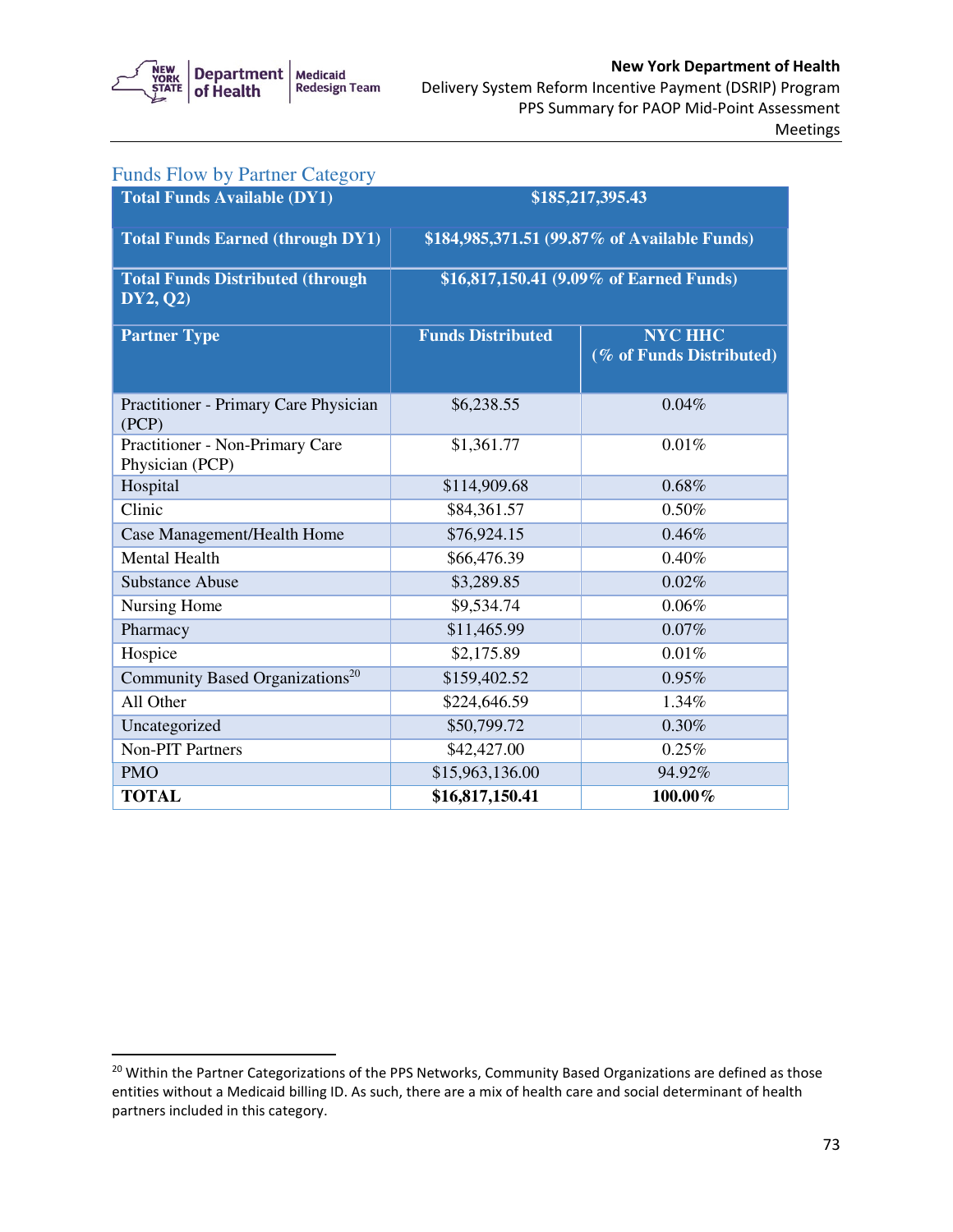## Funds Flow by Partner Category

| Total Funds Available (DY1) | $185,217,395.43 | |
|---|---|---|
| **Total Funds Earned (through DY1)** | **$184,985,371.51 (99.87% of Available Funds)** | |
| **Total Funds Distributed (through DY2, Q2)** | **$16,817,150.41 (9.09% of Earned Funds)** | |
| **Partner Type** | **Funds Distributed** | **NYC HHC (% of Funds Distributed)** |
| Practitioner - Primary Care Physician (PCP) | $6,238.55 | 0.04% |
| Practitioner - Non-Primary Care Physician (PCP) | $1,361.77 | 0.01% |
| Hospital | $114,909.68 | 0.68% |
| Clinic | $84,361.57 | 0.50% |
| Case Management/Health Home | $76,924.15 | 0.46% |
| Mental Health | $66,476.39 | 0.40% |
| Substance Abuse | $3,289.85 | 0.02% |
| Nursing Home | $9,534.74 | 0.06% |
| Pharmacy | $11,465.99 | 0.07% |
| Hospice | $2,175.89 | 0.01% |
| Community Based Organizations[20] | $159,402.52 | 0.95% |
| All Other | $224,646.59 | 1.34% |
| Uncategorized | $50,799.72 | 0.30% |
| Non-PIT Partners | $42,427.00 | 0.25% |
| PMO | $15,963,136.00 | 94.92% |
| **TOTAL** | **$16,817,150.41** | **100.00%** |

[20] Within the Partner Categorizations of the PPS Networks, Community Based Organizations are defined as those entities without a Medicaid billing ID. As such, there are a mix of health care and social determinant of health partners included in this category.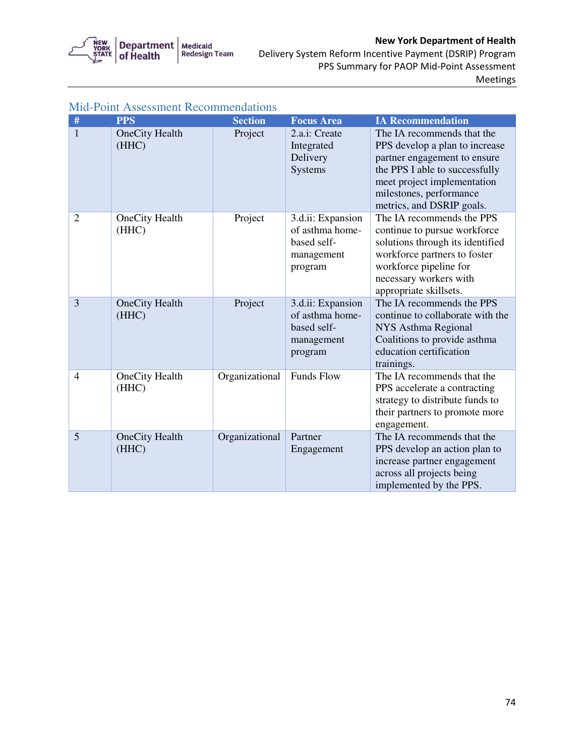## Mid-Point Assessment Recommendations

| # | PPS | Section | Focus Area | IA Recommendation |
|---|---|---|---|---|
| 1 | OneCity Health (HHC) | Project | 2.a.i: Create Integrated Delivery Systems | The IA recommends that the PPS develop a plan to increase partner engagement to ensure the PPS I able to successfully meet project implementation milestones, performance metrics, and DSRIP goals. |
| 2 | OneCity Health (HHC) | Project | 3.d.ii: Expansion of asthma home-based self-management program | The IA recommends the PPS continue to pursue workforce solutions through its identified workforce partners to foster workforce pipeline for necessary workers with appropriate skillsets. |
| 3 | OneCity Health (HHC) | Project | 3.d.ii: Expansion of asthma home-based self-management program | The IA recommends the PPS continue to collaborate with the NYS Asthma Regional Coalitions to provide asthma education certification trainings. |
| 4 | OneCity Health (HHC) | Organizational | Funds Flow | The IA recommends that the PPS accelerate a contracting strategy to distribute funds to their partners to promote more engagement. |
| 5 | OneCity Health (HHC) | Organizational | Partner Engagement | The IA recommends that the PPS develop an action plan to increase partner engagement across all projects being implemented by the PPS. |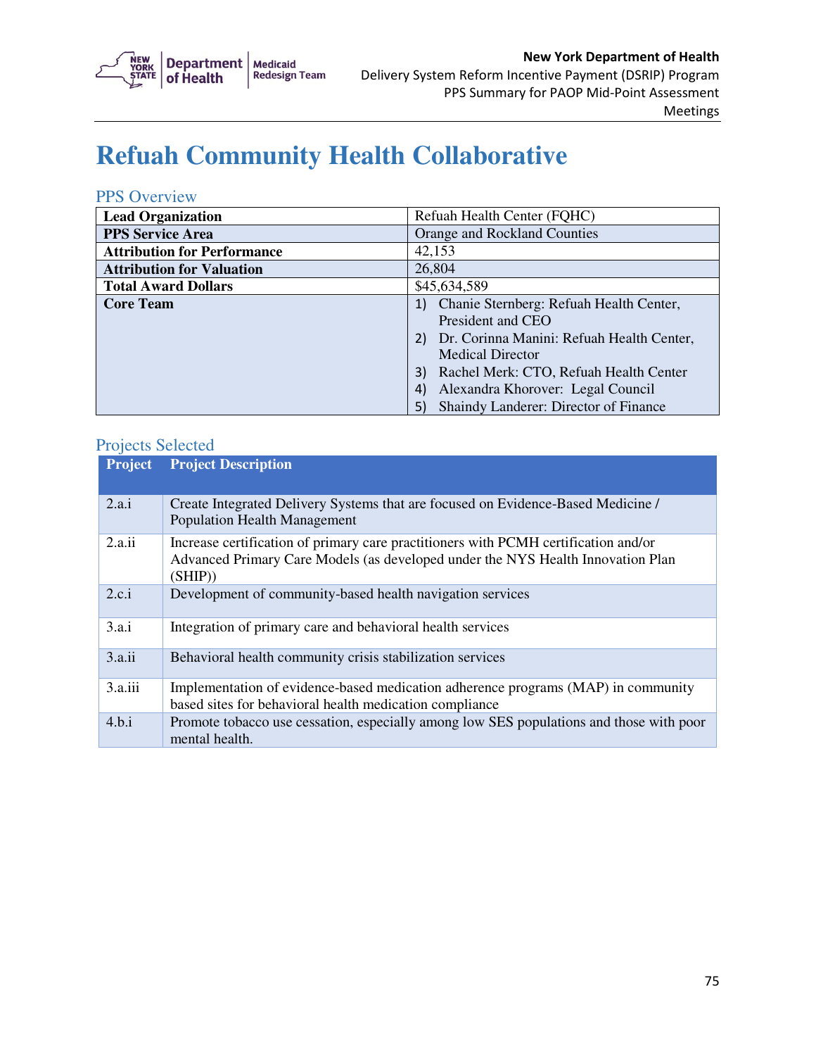# Refuah Community Health Collaborative

## PPS Overview

| | |
|---|---|
| **Lead Organization** | Refuah Health Center (FQHC) |
| **PPS Service Area** | Orange and Rockland Counties |
| **Attribution for Performance** | 42,153 |
| **Attribution for Valuation** | 26,804 |
| **Total Award Dollars** | $45,634,589 |
| **Core Team** | 1) Chanie Sternberg: Refuah Health Center, President and CEO<br>2) Dr. Corinna Manini: Refuah Health Center, Medical Director<br>3) Rachel Merk: CTO, Refuah Health Center<br>4) Alexandra Khorover: Legal Council<br>5) Shaindy Landerer: Director of Finance |

## Projects Selected

| Project | Project Description |
|---|---|
| 2.a.i | Create Integrated Delivery Systems that are focused on Evidence-Based Medicine / Population Health Management |
| 2.a.ii | Increase certification of primary care practitioners with PCMH certification and/or Advanced Primary Care Models (as developed under the NYS Health Innovation Plan (SHIP)) |
| 2.c.i | Development of community-based health navigation services |
| 3.a.i | Integration of primary care and behavioral health services |
| 3.a.ii | Behavioral health community crisis stabilization services |
| 3.a.iii | Implementation of evidence-based medication adherence programs (MAP) in community based sites for behavioral health medication compliance |
| 4.b.i | Promote tobacco use cessation, especially among low SES populations and those with poor mental health. |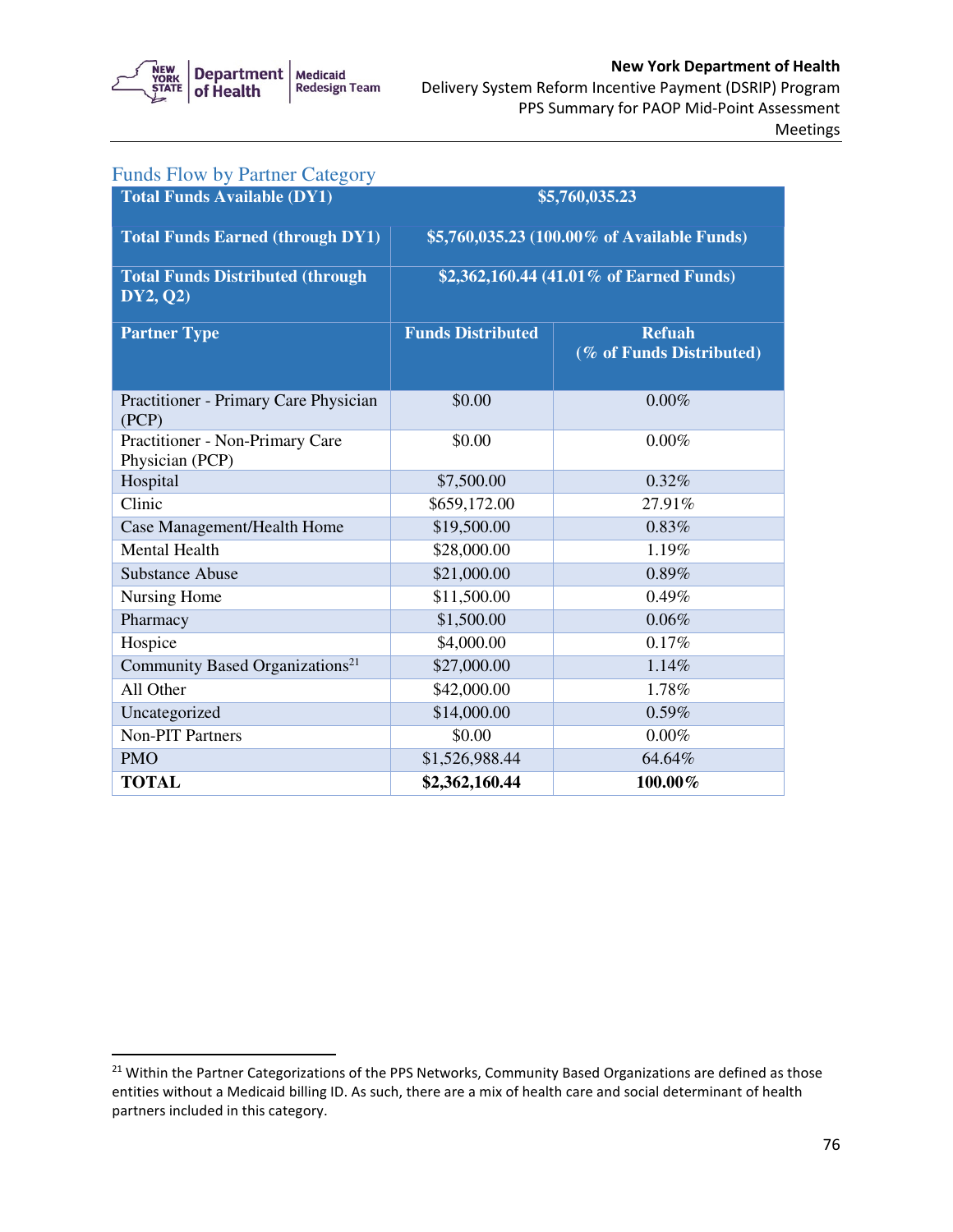## Funds Flow by Partner Category

| **Total Funds Available (DY1)** | **$5,760,035.23** | |
|---|---|---|
| **Total Funds Earned (through DY1)** | **$5,760,035.23 (100.00% of Available Funds)** | |
| **Total Funds Distributed (through DY2, Q2)** | **$2,362,160.44 (41.01% of Earned Funds)** | |
| **Partner Type** | **Funds Distributed** | **Refuah (% of Funds Distributed)** |
| Practitioner - Primary Care Physician (PCP) | $0.00 | 0.00% |
| Practitioner - Non-Primary Care Physician (PCP) | $0.00 | 0.00% |
| Hospital | $7,500.00 | 0.32% |
| Clinic | $659,172.00 | 27.91% |
| Case Management/Health Home | $19,500.00 | 0.83% |
| Mental Health | $28,000.00 | 1.19% |
| Substance Abuse | $21,000.00 | 0.89% |
| Nursing Home | $11,500.00 | 0.49% |
| Pharmacy | $1,500.00 | 0.06% |
| Hospice | $4,000.00 | 0.17% |
| Community Based Organizations[21] | $27,000.00 | 1.14% |
| All Other | $42,000.00 | 1.78% |
| Uncategorized | $14,000.00 | 0.59% |
| Non-PIT Partners | $0.00 | 0.00% |
| PMO | $1,526,988.44 | 64.64% |
| **TOTAL** | **$2,362,160.44** | **100.00%** |

[21] Within the Partner Categorizations of the PPS Networks, Community Based Organizations are defined as those entities without a Medicaid billing ID. As such, there are a mix of health care and social determinant of health partners included in this category.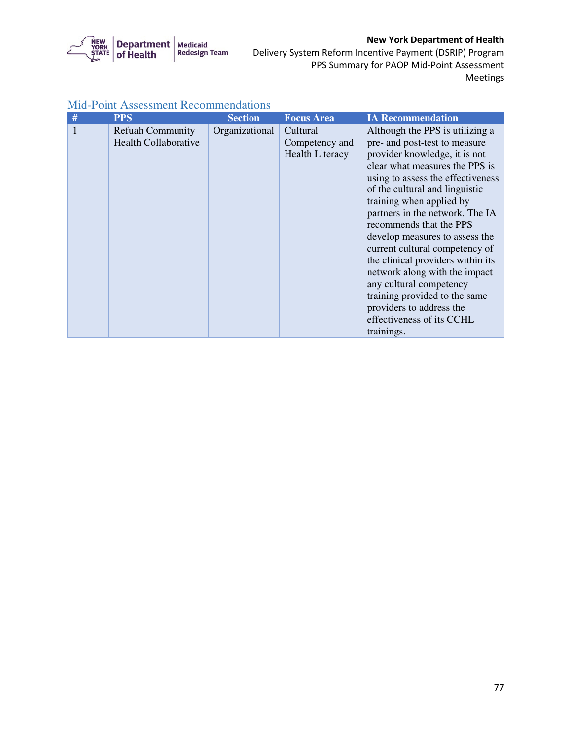## Mid-Point Assessment Recommendations

| # | PPS | Section | Focus Area | IA Recommendation |
|---|---|---|---|---|
| 1 | Refuah Community Health Collaborative | Organizational | Cultural Competency and Health Literacy | Although the PPS is utilizing a pre- and post-test to measure provider knowledge, it is not clear what measures the PPS is using to assess the effectiveness of the cultural and linguistic training when applied by partners in the network. The IA recommends that the PPS develop measures to assess the current cultural competency of the clinical providers within its network along with the impact any cultural competency training provided to the same providers to address the effectiveness of its CCHL trainings. |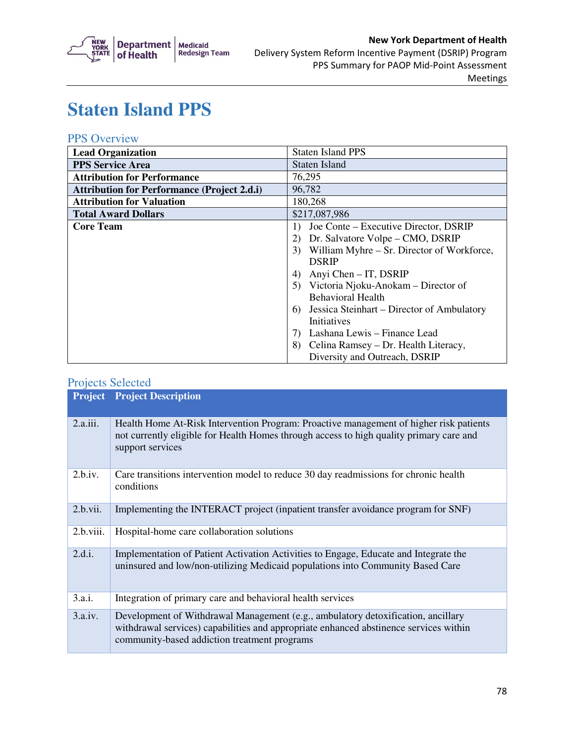# Staten Island PPS

## PPS Overview

| | |
|---|---|
| **Lead Organization** | Staten Island PPS |
| **PPS Service Area** | Staten Island |
| **Attribution for Performance** | 76,295 |
| **Attribution for Performance (Project 2.d.i)** | 96,782 |
| **Attribution for Valuation** | 180,268 |
| **Total Award Dollars** | $217,087,986 |
| **Core Team** | 1) Joe Conte – Executive Director, DSRIP<br>2) Dr. Salvatore Volpe – CMO, DSRIP<br>3) William Myhre – Sr. Director of Workforce, DSRIP<br>4) Anyi Chen – IT, DSRIP<br>5) Victoria Njoku-Anokam – Director of Behavioral Health<br>6) Jessica Steinhart – Director of Ambulatory Initiatives<br>7) Lashana Lewis – Finance Lead<br>8) Celina Ramsey – Dr. Health Literacy, Diversity and Outreach, DSRIP |

## Projects Selected

| Project | Project Description |
|---|---|
| 2.a.iii. | Health Home At-Risk Intervention Program: Proactive management of higher risk patients not currently eligible for Health Homes through access to high quality primary care and support services |
| 2.b.iv. | Care transitions intervention model to reduce 30 day readmissions for chronic health conditions |
| 2.b.vii. | Implementing the INTERACT project (inpatient transfer avoidance program for SNF) |
| 2.b.viii. | Hospital-home care collaboration solutions |
| 2.d.i. | Implementation of Patient Activation Activities to Engage, Educate and Integrate the uninsured and low/non-utilizing Medicaid populations into Community Based Care |
| 3.a.i. | Integration of primary care and behavioral health services |
| 3.a.iv. | Development of Withdrawal Management (e.g., ambulatory detoxification, ancillary withdrawal services) capabilities and appropriate enhanced abstinence services within community-based addiction treatment programs |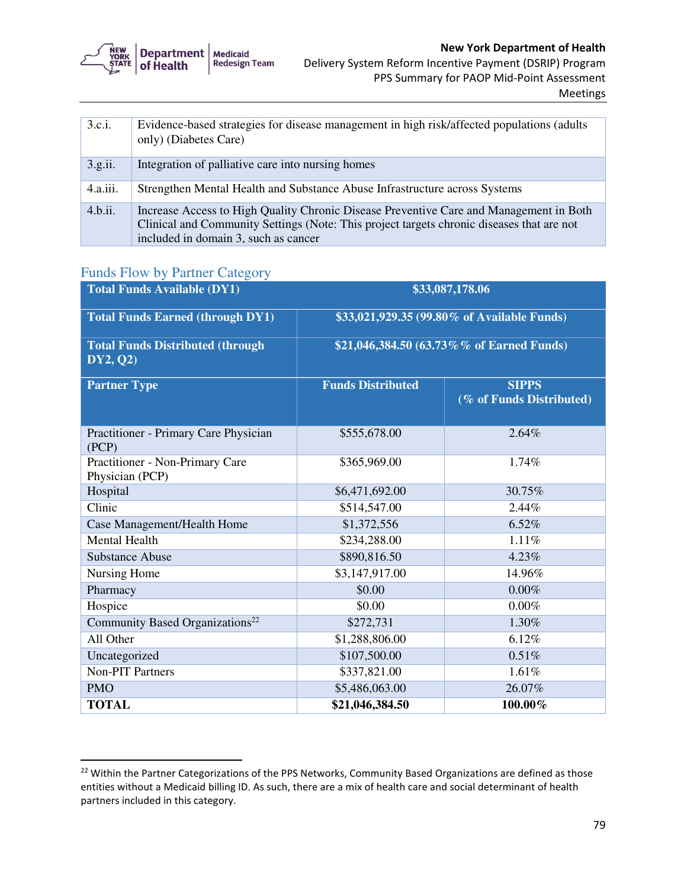| 3.c.i. | Evidence-based strategies for disease management in high risk/affected populations (adults only) (Diabetes Care) |
|---|---|
| 3.g.ii. | Integration of palliative care into nursing homes |
| 4.a.iii. | Strengthen Mental Health and Substance Abuse Infrastructure across Systems |
| 4.b.ii. | Increase Access to High Quality Chronic Disease Preventive Care and Management in Both Clinical and Community Settings (Note: This project targets chronic diseases that are not included in domain 3, such as cancer |

## Funds Flow by Partner Category

| **Total Funds Available (DY1)** | **$33,087,178.06** | |
|---|---|---|
| **Total Funds Earned (through DY1)** | **$33,021,929.35 (99.80% of Available Funds)** | |
| **Total Funds Distributed (through DY2, Q2)** | **$21,046,384.50 (63.73%% of Earned Funds)** | |
| **Partner Type** | **Funds Distributed** | **SIPPS (% of Funds Distributed)** |
| Practitioner - Primary Care Physician (PCP) | $555,678.00 | 2.64% |
| Practitioner - Non-Primary Care Physician (PCP) | $365,969.00 | 1.74% |
| Hospital | $6,471,692.00 | 30.75% |
| Clinic | $514,547.00 | 2.44% |
| Case Management/Health Home | $1,372,556 | 6.52% |
| Mental Health | $234,288.00 | 1.11% |
| Substance Abuse | $890,816.50 | 4.23% |
| Nursing Home | $3,147,917.00 | 14.96% |
| Pharmacy | $0.00 | 0.00% |
| Hospice | $0.00 | 0.00% |
| Community Based Organizations[22] | $272,731 | 1.30% |
| All Other | $1,288,806.00 | 6.12% |
| Uncategorized | $107,500.00 | 0.51% |
| Non-PIT Partners | $337,821.00 | 1.61% |
| PMO | $5,486,063.00 | 26.07% |
| **TOTAL** | **$21,046,384.50** | **100.00%** |

[22] Within the Partner Categorizations of the PPS Networks, Community Based Organizations are defined as those entities without a Medicaid billing ID. As such, there are a mix of health care and social determinant of health partners included in this category.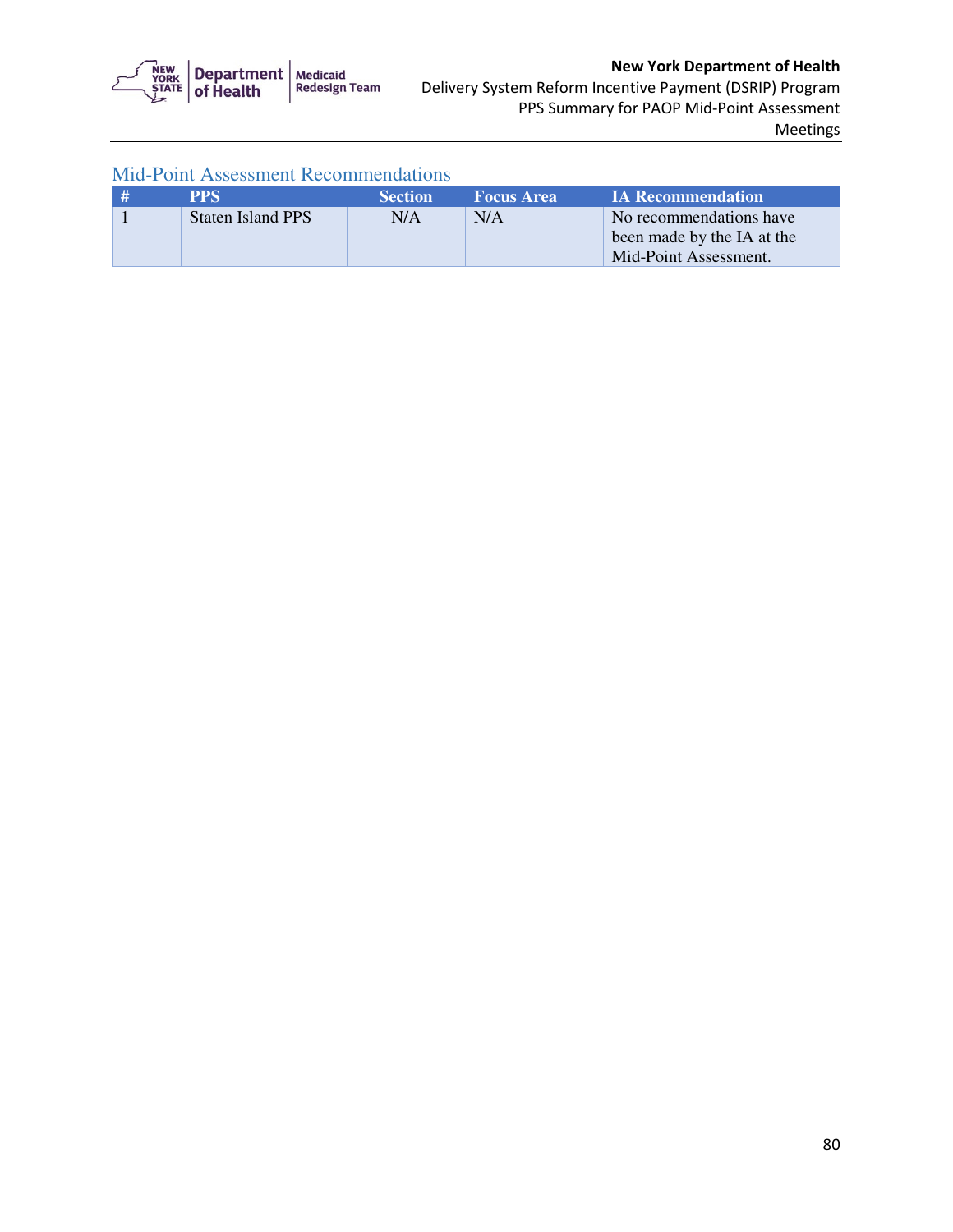## Mid-Point Assessment Recommendations

| # | PPS | Section | Focus Area | IA Recommendation |
|---|---|---|---|---|
| 1 | Staten Island PPS | N/A | N/A | No recommendations have been made by the IA at the Mid-Point Assessment. |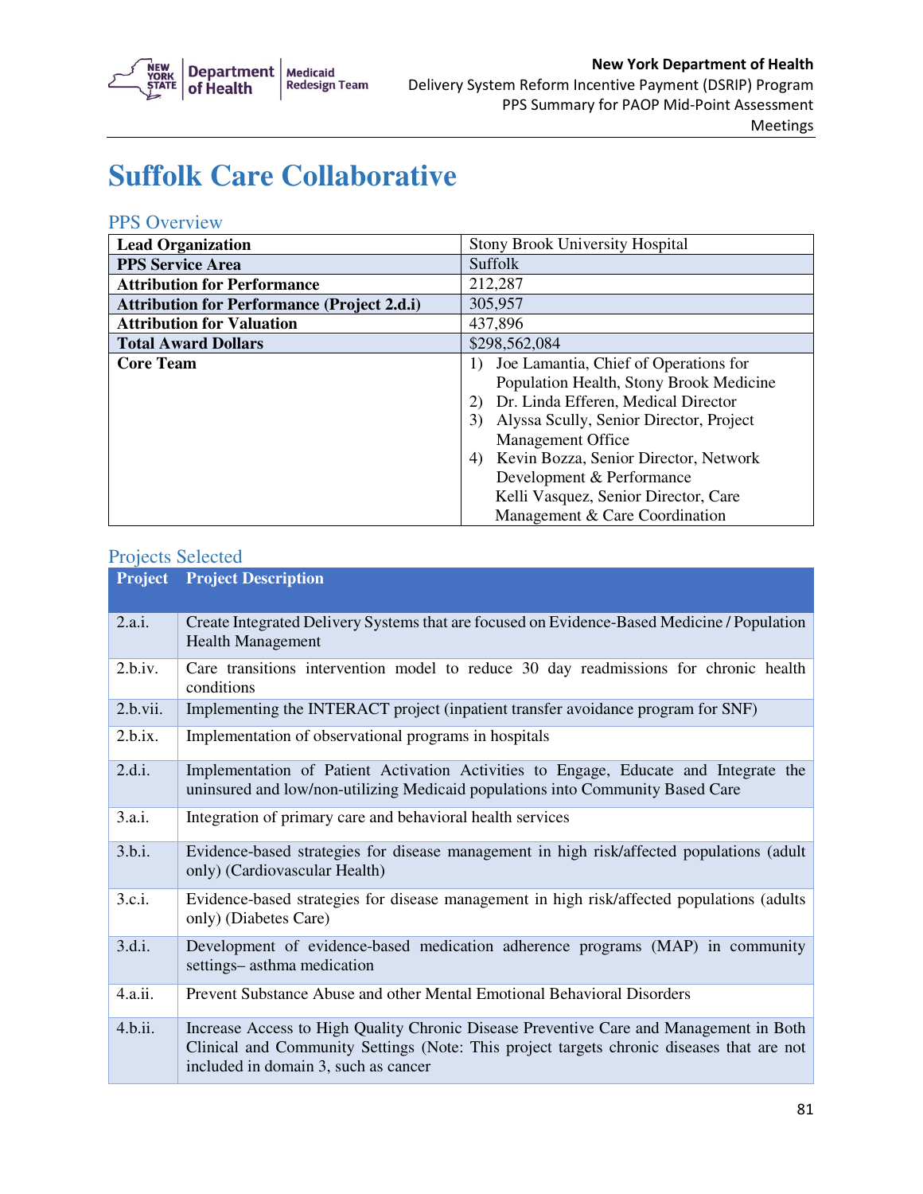# Suffolk Care Collaborative

## PPS Overview

| | |
|---|---|
| **Lead Organization** | Stony Brook University Hospital |
| **PPS Service Area** | Suffolk |
| **Attribution for Performance** | 212,287 |
| **Attribution for Performance (Project 2.d.i)** | 305,957 |
| **Attribution for Valuation** | 437,896 |
| **Total Award Dollars** | $298,562,084 |
| **Core Team** | 1) Joe Lamantia, Chief of Operations for Population Health, Stony Brook Medicine<br>2) Dr. Linda Efferen, Medical Director<br>3) Alyssa Scully, Senior Director, Project Management Office<br>4) Kevin Bozza, Senior Director, Network Development & Performance<br>Kelli Vasquez, Senior Director, Care Management & Care Coordination |

## Projects Selected

| Project | Project Description |
|---|---|
| 2.a.i. | Create Integrated Delivery Systems that are focused on Evidence-Based Medicine / Population Health Management |
| 2.b.iv. | Care transitions intervention model to reduce 30 day readmissions for chronic health conditions |
| 2.b.vii. | Implementing the INTERACT project (inpatient transfer avoidance program for SNF) |
| 2.b.ix. | Implementation of observational programs in hospitals |
| 2.d.i. | Implementation of Patient Activation Activities to Engage, Educate and Integrate the uninsured and low/non-utilizing Medicaid populations into Community Based Care |
| 3.a.i. | Integration of primary care and behavioral health services |
| 3.b.i. | Evidence-based strategies for disease management in high risk/affected populations (adult only) (Cardiovascular Health) |
| 3.c.i. | Evidence-based strategies for disease management in high risk/affected populations (adults only) (Diabetes Care) |
| 3.d.i. | Development of evidence-based medication adherence programs (MAP) in community settings– asthma medication |
| 4.a.ii. | Prevent Substance Abuse and other Mental Emotional Behavioral Disorders |
| 4.b.ii. | Increase Access to High Quality Chronic Disease Preventive Care and Management in Both Clinical and Community Settings (Note: This project targets chronic diseases that are not included in domain 3, such as cancer |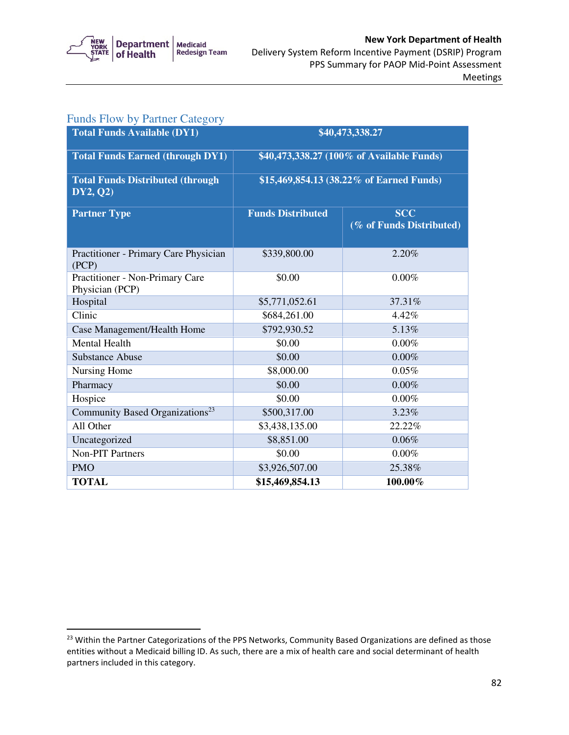## Funds Flow by Partner Category

| Total Funds Available (DY1) | $40,473,338.27 | |
|---|---|---|
| **Total Funds Earned (through DY1)** | **$40,473,338.27 (100% of Available Funds)** | |
| **Total Funds Distributed (through DY2, Q2)** | **$15,469,854.13 (38.22% of Earned Funds)** | |
| **Partner Type** | **Funds Distributed** | **SCC (% of Funds Distributed)** |
| Practitioner - Primary Care Physician (PCP) | $339,800.00 | 2.20% |
| Practitioner - Non-Primary Care Physician (PCP) | $0.00 | 0.00% |
| Hospital | $5,771,052.61 | 37.31% |
| Clinic | $684,261.00 | 4.42% |
| Case Management/Health Home | $792,930.52 | 5.13% |
| Mental Health | $0.00 | 0.00% |
| Substance Abuse | $0.00 | 0.00% |
| Nursing Home | $8,000.00 | 0.05% |
| Pharmacy | $0.00 | 0.00% |
| Hospice | $0.00 | 0.00% |
| Community Based Organizations[23] | $500,317.00 | 3.23% |
| All Other | $3,438,135.00 | 22.22% |
| Uncategorized | $8,851.00 | 0.06% |
| Non-PIT Partners | $0.00 | 0.00% |
| PMO | $3,926,507.00 | 25.38% |
| **TOTAL** | **$15,469,854.13** | **100.00%** |

[23] Within the Partner Categorizations of the PPS Networks, Community Based Organizations are defined as those entities without a Medicaid billing ID. As such, there are a mix of health care and social determinant of health partners included in this category.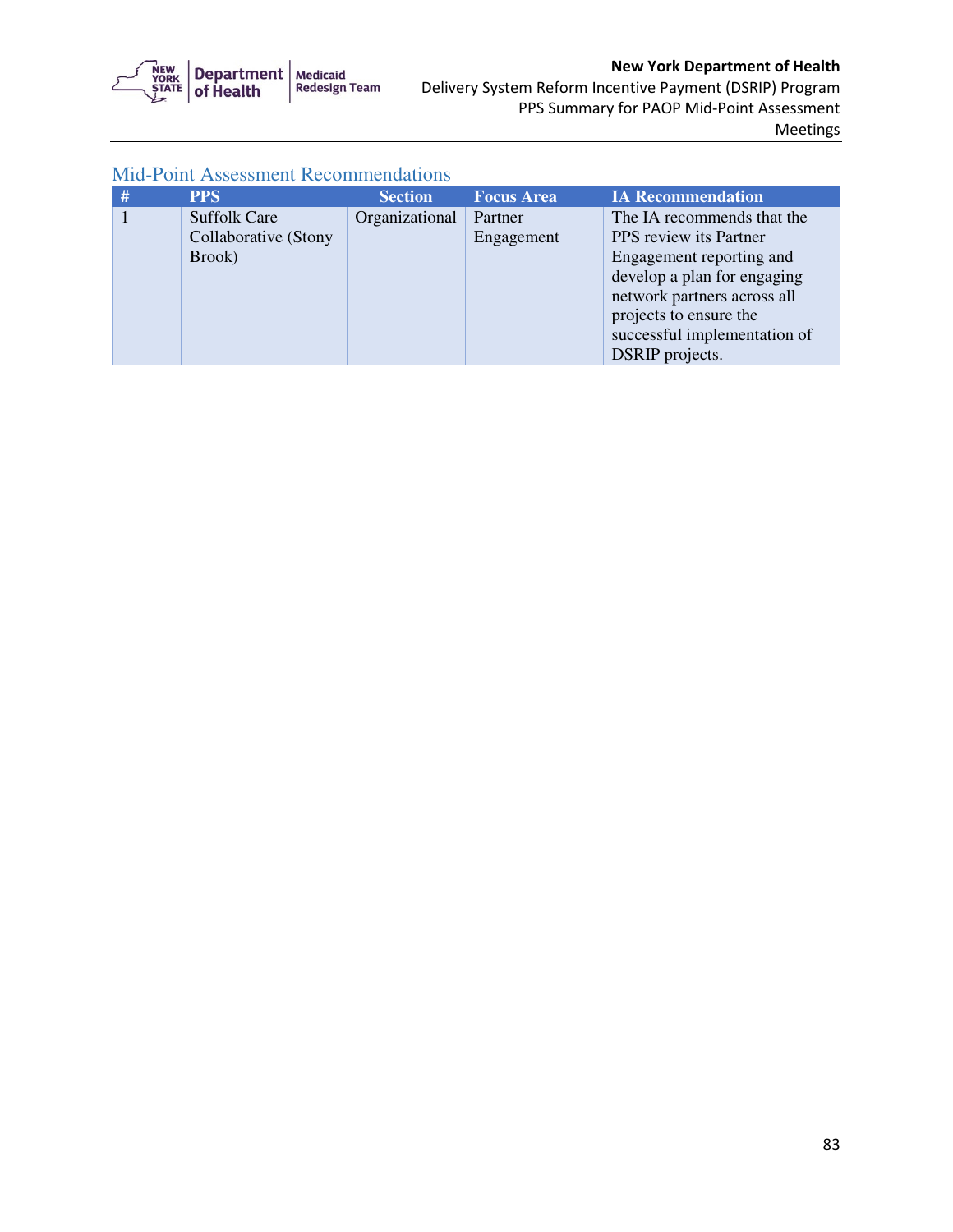## Mid-Point Assessment Recommendations

| # | PPS | Section | Focus Area | IA Recommendation |
|---|---|---|---|---|
| 1 | Suffolk Care Collaborative (Stony Brook) | Organizational | Partner Engagement | The IA recommends that the PPS review its Partner Engagement reporting and develop a plan for engaging network partners across all projects to ensure the successful implementation of DSRIP projects. |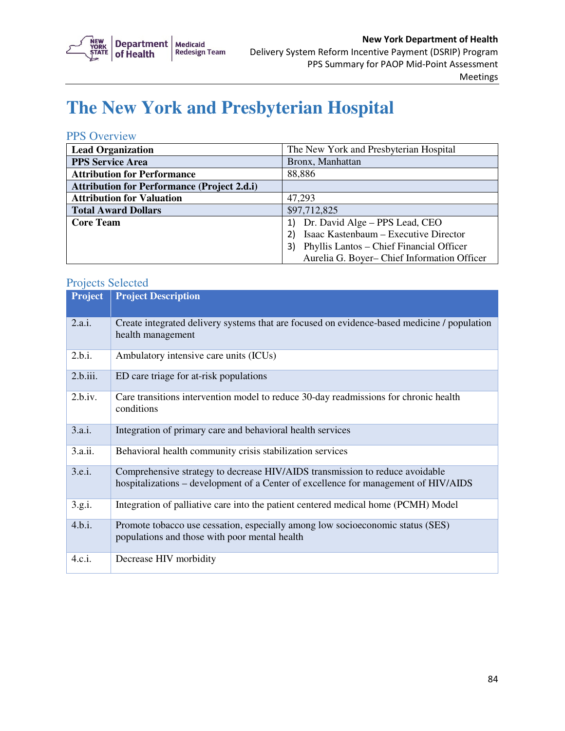# The New York and Presbyterian Hospital

## PPS Overview

| | |
|---|---|
| **Lead Organization** | The New York and Presbyterian Hospital |
| **PPS Service Area** | Bronx, Manhattan |
| **Attribution for Performance** | 88,886 |
| **Attribution for Performance (Project 2.d.i)** | |
| **Attribution for Valuation** | 47,293 |
| **Total Award Dollars** | $97,712,825 |
| **Core Team** | 1) Dr. David Alge – PPS Lead, CEO<br>2) Isaac Kastenbaum – Executive Director<br>3) Phyllis Lantos – Chief Financial Officer<br>Aurelia G. Boyer– Chief Information Officer |

## Projects Selected

| Project | Project Description |
|---|---|
| 2.a.i. | Create integrated delivery systems that are focused on evidence-based medicine / population health management |
| 2.b.i. | Ambulatory intensive care units (ICUs) |
| 2.b.iii. | ED care triage for at-risk populations |
| 2.b.iv. | Care transitions intervention model to reduce 30-day readmissions for chronic health conditions |
| 3.a.i. | Integration of primary care and behavioral health services |
| 3.a.ii. | Behavioral health community crisis stabilization services |
| 3.e.i. | Comprehensive strategy to decrease HIV/AIDS transmission to reduce avoidable hospitalizations – development of a Center of excellence for management of HIV/AIDS |
| 3.g.i. | Integration of palliative care into the patient centered medical home (PCMH) Model |
| 4.b.i. | Promote tobacco use cessation, especially among low socioeconomic status (SES) populations and those with poor mental health |
| 4.c.i. | Decrease HIV morbidity |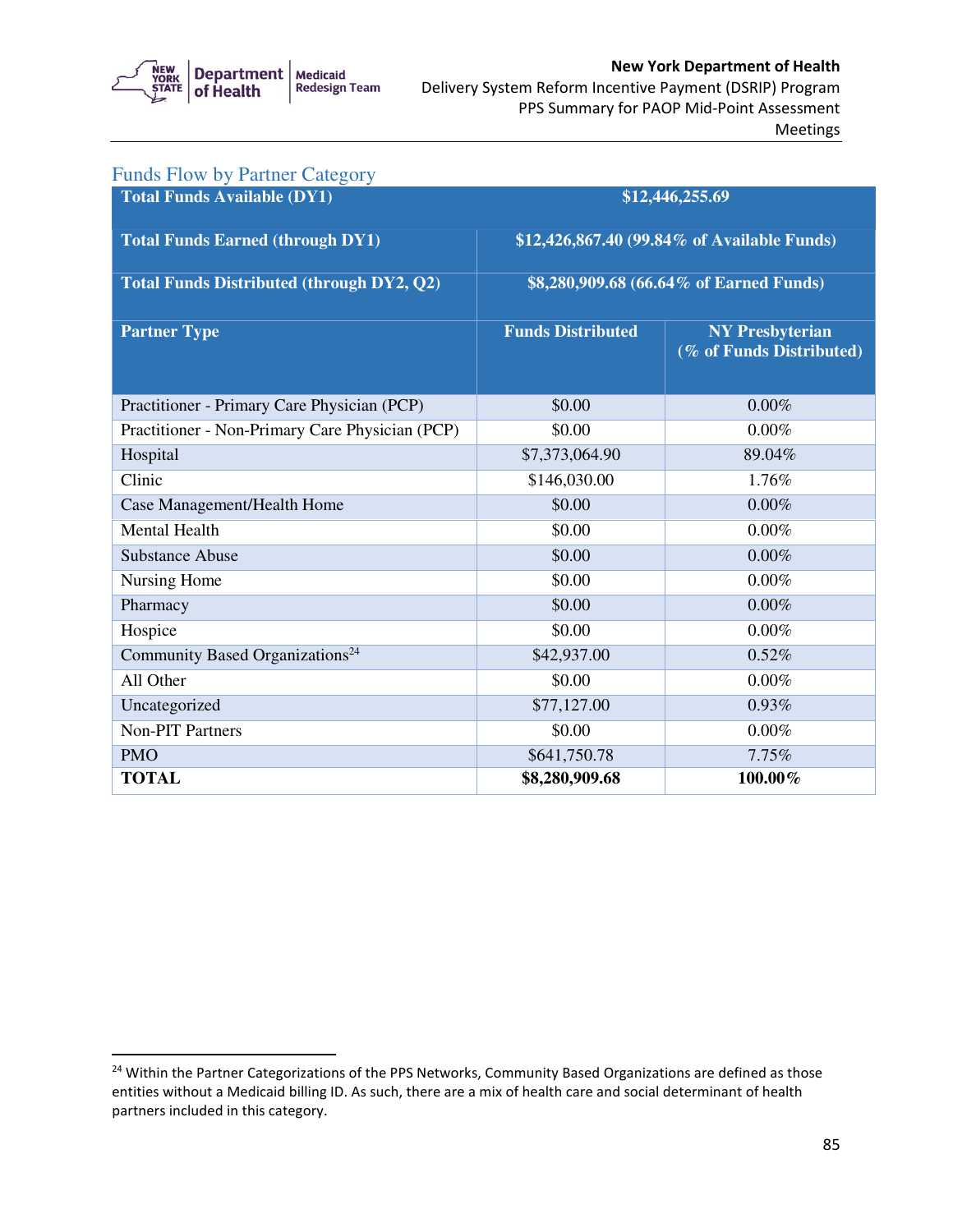## Funds Flow by Partner Category

| Total Funds Available (DY1) | $12,446,255.69 | |
|---|---|---|
| **Total Funds Earned (through DY1)** | **$12,426,867.40 (99.84% of Available Funds)** | |
| **Total Funds Distributed (through DY2, Q2)** | **$8,280,909.68 (66.64% of Earned Funds)** | |
| **Partner Type** | **Funds Distributed** | **NY Presbyterian (% of Funds Distributed)** |
| Practitioner - Primary Care Physician (PCP) | $0.00 | 0.00% |
| Practitioner - Non-Primary Care Physician (PCP) | $0.00 | 0.00% |
| Hospital | $7,373,064.90 | 89.04% |
| Clinic | $146,030.00 | 1.76% |
| Case Management/Health Home | $0.00 | 0.00% |
| Mental Health | $0.00 | 0.00% |
| Substance Abuse | $0.00 | 0.00% |
| Nursing Home | $0.00 | 0.00% |
| Pharmacy | $0.00 | 0.00% |
| Hospice | $0.00 | 0.00% |
| Community Based Organizations[24] | $42,937.00 | 0.52% |
| All Other | $0.00 | 0.00% |
| Uncategorized | $77,127.00 | 0.93% |
| Non-PIT Partners | $0.00 | 0.00% |
| PMO | $641,750.78 | 7.75% |
| **TOTAL** | **$8,280,909.68** | **100.00%** |

[24] Within the Partner Categorizations of the PPS Networks, Community Based Organizations are defined as those entities without a Medicaid billing ID. As such, there are a mix of health care and social determinant of health partners included in this category.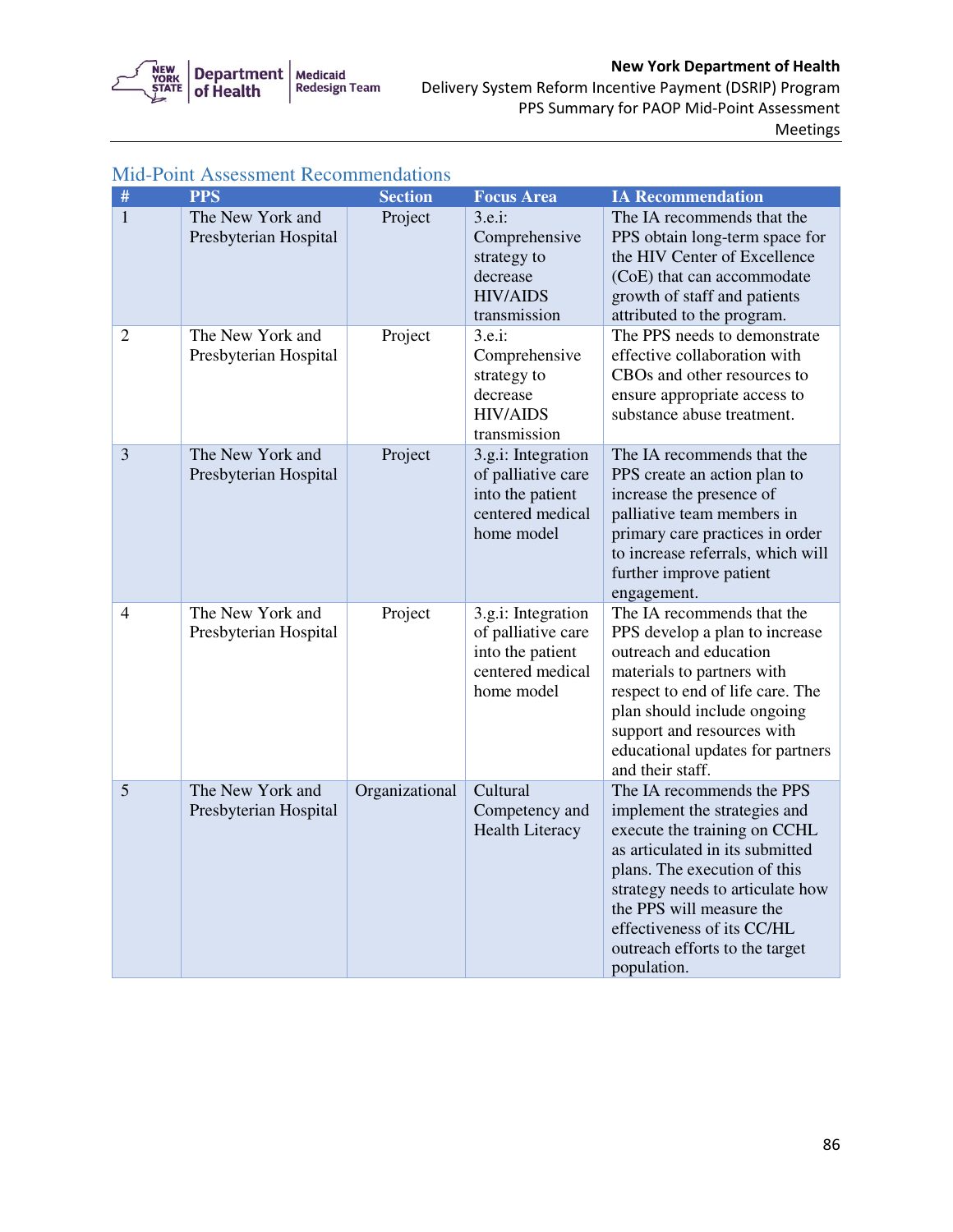## Mid-Point Assessment Recommendations

| # | PPS | Section | Focus Area | IA Recommendation |
|---|---|---|---|---|
| 1 | The New York and Presbyterian Hospital | Project | 3.e.i: Comprehensive strategy to decrease HIV/AIDS transmission | The IA recommends that the PPS obtain long-term space for the HIV Center of Excellence (CoE) that can accommodate growth of staff and patients attributed to the program. |
| 2 | The New York and Presbyterian Hospital | Project | 3.e.i: Comprehensive strategy to decrease HIV/AIDS transmission | The PPS needs to demonstrate effective collaboration with CBOs and other resources to ensure appropriate access to substance abuse treatment. |
| 3 | The New York and Presbyterian Hospital | Project | 3.g.i: Integration of palliative care into the patient centered medical home model | The IA recommends that the PPS create an action plan to increase the presence of palliative team members in primary care practices in order to increase referrals, which will further improve patient engagement. |
| 4 | The New York and Presbyterian Hospital | Project | 3.g.i: Integration of palliative care into the patient centered medical home model | The IA recommends that the PPS develop a plan to increase outreach and education materials to partners with respect to end of life care. The plan should include ongoing support and resources with educational updates for partners and their staff. |
| 5 | The New York and Presbyterian Hospital | Organizational | Cultural Competency and Health Literacy | The IA recommends the PPS implement the strategies and execute the training on CCHL as articulated in its submitted plans. The execution of this strategy needs to articulate how the PPS will measure the effectiveness of its CC/HL outreach efforts to the target population. |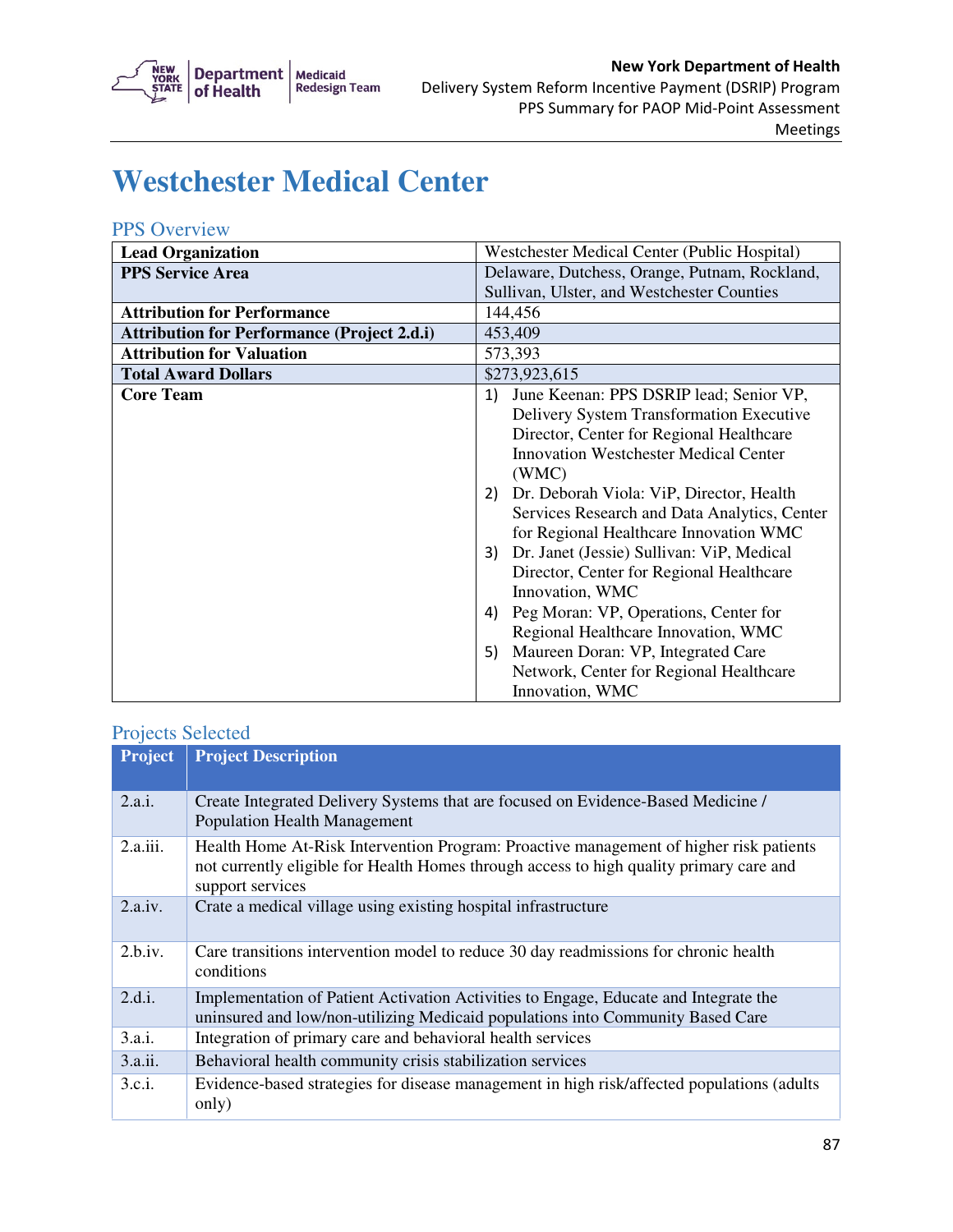# Westchester Medical Center

## PPS Overview

| | |
|---|---|
| **Lead Organization** | Westchester Medical Center (Public Hospital) |
| **PPS Service Area** | Delaware, Dutchess, Orange, Putnam, Rockland, Sullivan, Ulster, and Westchester Counties |
| **Attribution for Performance** | 144,456 |
| **Attribution for Performance (Project 2.d.i)** | 453,409 |
| **Attribution for Valuation** | 573,393 |
| **Total Award Dollars** | $273,923,615 |
| **Core Team** | 1) June Keenan: PPS DSRIP lead; Senior VP, Delivery System Transformation Executive Director, Center for Regional Healthcare Innovation Westchester Medical Center (WMC)<br>2) Dr. Deborah Viola: ViP, Director, Health Services Research and Data Analytics, Center for Regional Healthcare Innovation WMC<br>3) Dr. Janet (Jessie) Sullivan: ViP, Medical Director, Center for Regional Healthcare Innovation, WMC<br>4) Peg Moran: VP, Operations, Center for Regional Healthcare Innovation, WMC<br>5) Maureen Doran: VP, Integrated Care Network, Center for Regional Healthcare Innovation, WMC |

## Projects Selected

| Project | Project Description |
|---|---|
| 2.a.i. | Create Integrated Delivery Systems that are focused on Evidence-Based Medicine / Population Health Management |
| 2.a.iii. | Health Home At-Risk Intervention Program: Proactive management of higher risk patients not currently eligible for Health Homes through access to high quality primary care and support services |
| 2.a.iv. | Crate a medical village using existing hospital infrastructure |
| 2.b.iv. | Care transitions intervention model to reduce 30 day readmissions for chronic health conditions |
| 2.d.i. | Implementation of Patient Activation Activities to Engage, Educate and Integrate the uninsured and low/non-utilizing Medicaid populations into Community Based Care |
| 3.a.i. | Integration of primary care and behavioral health services |
| 3.a.ii. | Behavioral health community crisis stabilization services |
| 3.c.i. | Evidence-based strategies for disease management in high risk/affected populations (adults only) |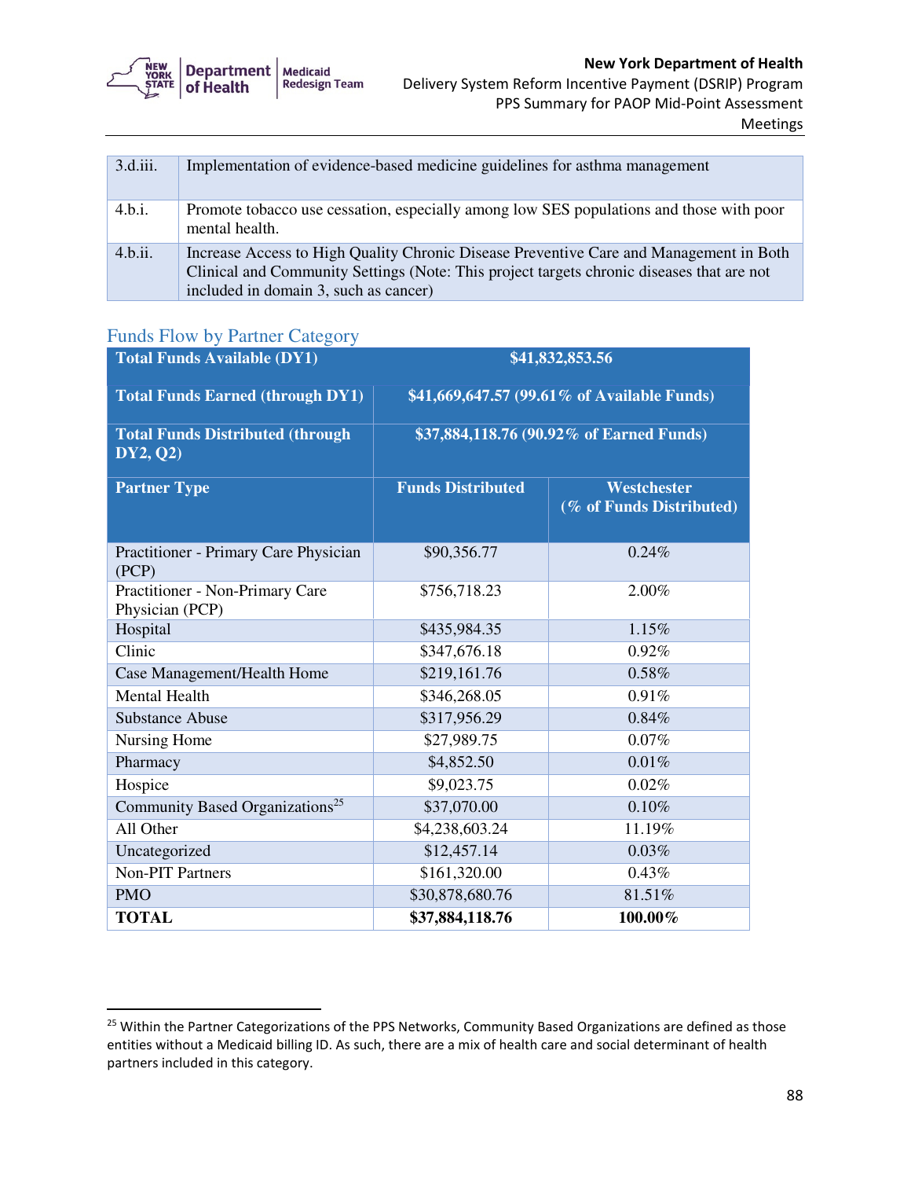| 3.d.iii. | Implementation of evidence-based medicine guidelines for asthma management |
|---|---|
| 4.b.i. | Promote tobacco use cessation, especially among low SES populations and those with poor mental health. |
| 4.b.ii. | Increase Access to High Quality Chronic Disease Preventive Care and Management in Both Clinical and Community Settings (Note: This project targets chronic diseases that are not included in domain 3, such as cancer) |

## Funds Flow by Partner Category

| **Total Funds Available (DY1)** | **$41,832,853.56** | |
|---|---|---|
| **Total Funds Earned (through DY1)** | **$41,669,647.57 (99.61% of Available Funds)** | |
| **Total Funds Distributed (through DY2, Q2)** | **$37,884,118.76 (90.92% of Earned Funds)** | |
| **Partner Type** | **Funds Distributed** | **Westchester (% of Funds Distributed)** |
| Practitioner - Primary Care Physician (PCP) | $90,356.77 | 0.24% |
| Practitioner - Non-Primary Care Physician (PCP) | $756,718.23 | 2.00% |
| Hospital | $435,984.35 | 1.15% |
| Clinic | $347,676.18 | 0.92% |
| Case Management/Health Home | $219,161.76 | 0.58% |
| Mental Health | $346,268.05 | 0.91% |
| Substance Abuse | $317,956.29 | 0.84% |
| Nursing Home | $27,989.75 | 0.07% |
| Pharmacy | $4,852.50 | 0.01% |
| Hospice | $9,023.75 | 0.02% |
| Community Based Organizations[25] | $37,070.00 | 0.10% |
| All Other | $4,238,603.24 | 11.19% |
| Uncategorized | $12,457.14 | 0.03% |
| Non-PIT Partners | $161,320.00 | 0.43% |
| PMO | $30,878,680.76 | 81.51% |
| **TOTAL** | **$37,884,118.76** | **100.00%** |

[25] Within the Partner Categorizations of the PPS Networks, Community Based Organizations are defined as those entities without a Medicaid billing ID. As such, there are a mix of health care and social determinant of health partners included in this category.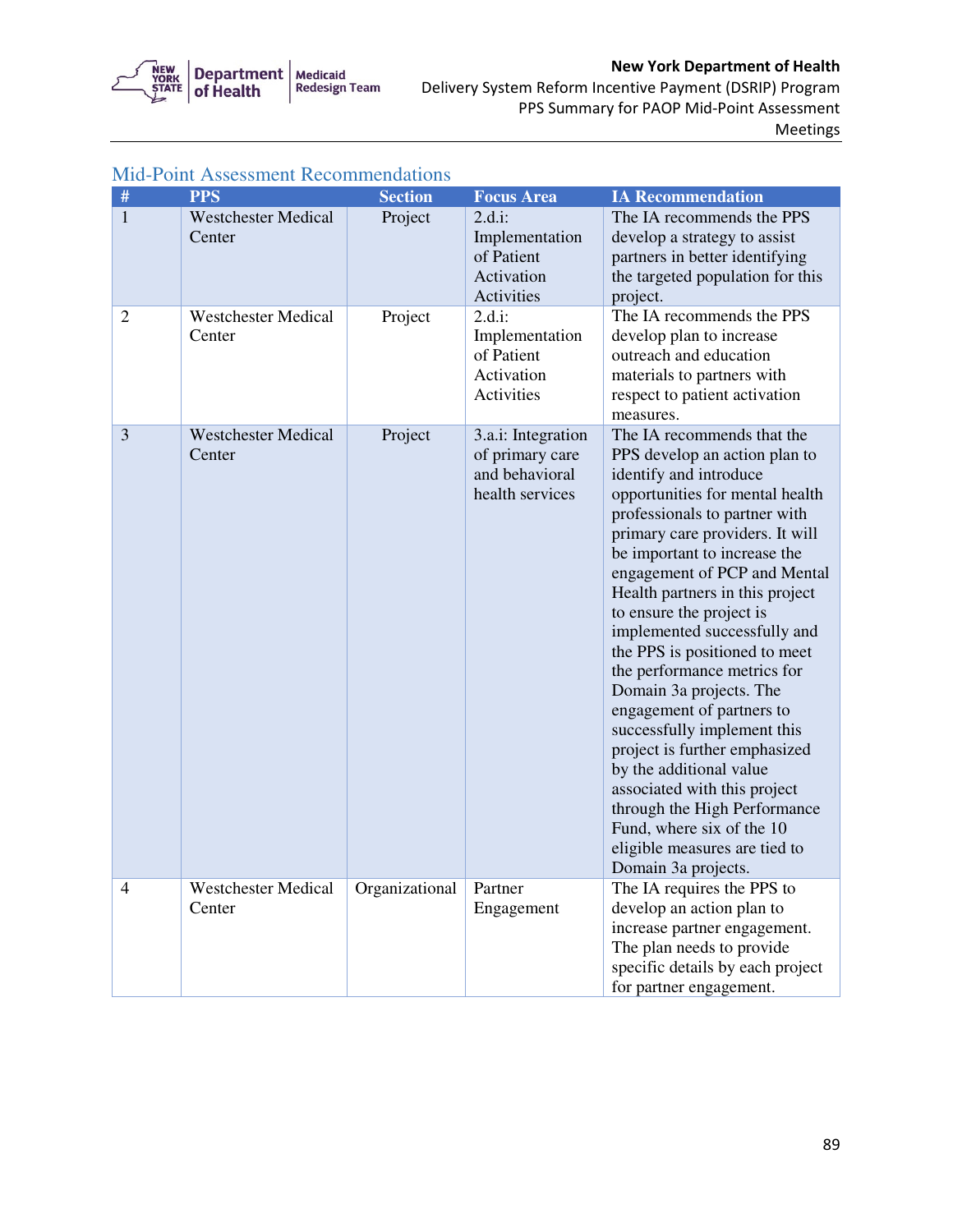## Mid-Point Assessment Recommendations

| # | PPS | Section | Focus Area | IA Recommendation |
|---|---|---|---|---|
| 1 | Westchester Medical Center | Project | 2.d.i: Implementation of Patient Activation Activities | The IA recommends the PPS develop a strategy to assist partners in better identifying the targeted population for this project. |
| 2 | Westchester Medical Center | Project | 2.d.i: Implementation of Patient Activation Activities | The IA recommends the PPS develop plan to increase outreach and education materials to partners with respect to patient activation measures. |
| 3 | Westchester Medical Center | Project | 3.a.i: Integration of primary care and behavioral health services | The IA recommends that the PPS develop an action plan to identify and introduce opportunities for mental health professionals to partner with primary care providers. It will be important to increase the engagement of PCP and Mental Health partners in this project to ensure the project is implemented successfully and the PPS is positioned to meet the performance metrics for Domain 3a projects. The engagement of partners to successfully implement this project is further emphasized by the additional value associated with this project through the High Performance Fund, where six of the 10 eligible measures are tied to Domain 3a projects. |
| 4 | Westchester Medical Center | Organizational | Partner Engagement | The IA requires the PPS to develop an action plan to increase partner engagement. The plan needs to provide specific details by each project for partner engagement. |